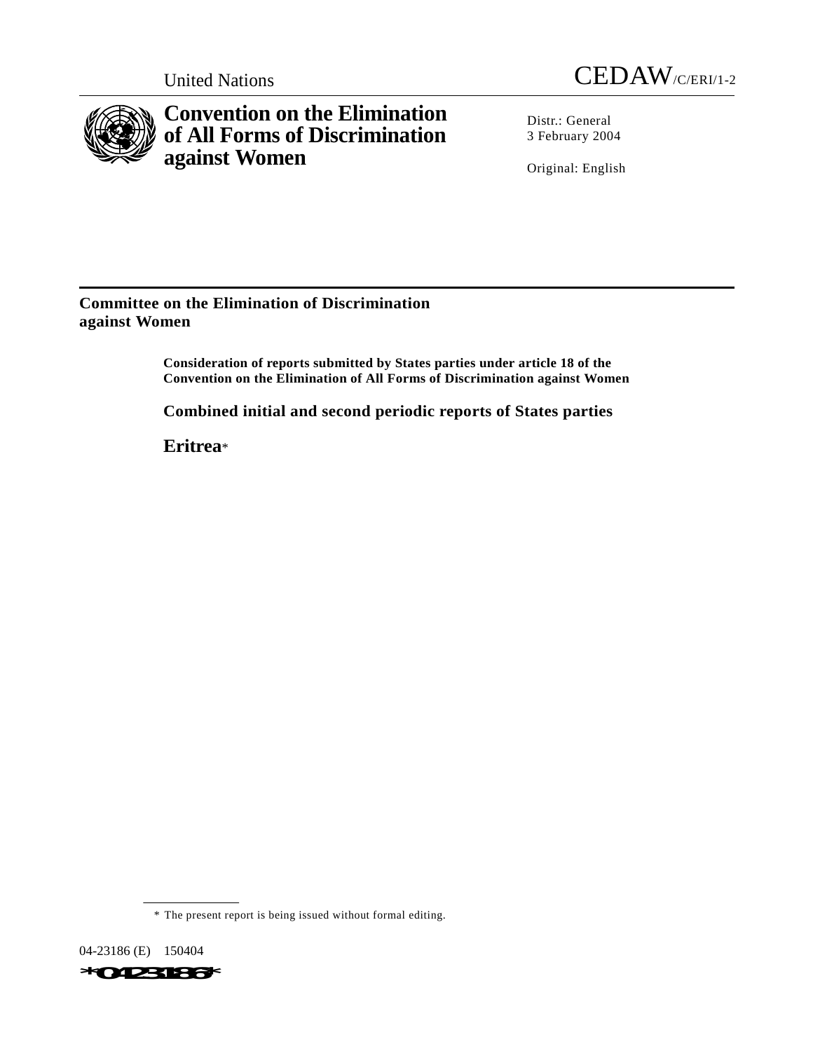United Nations

CEDAW/C/ERI/1-2

# Convention on the Elimination of All Forms of Discrimination against Women

Distr.: General
3 February 2004

Original: English

## Committee on the Elimination of Discrimination against Women

**Consideration of reports submitted by States parties under article 18 of the Convention on the Elimination of All Forms of Discrimination against Women**

**Combined initial and second periodic reports of States parties**

**Eritrea***

\* The present report is being issued without formal editing.

04-23186 (E) 150404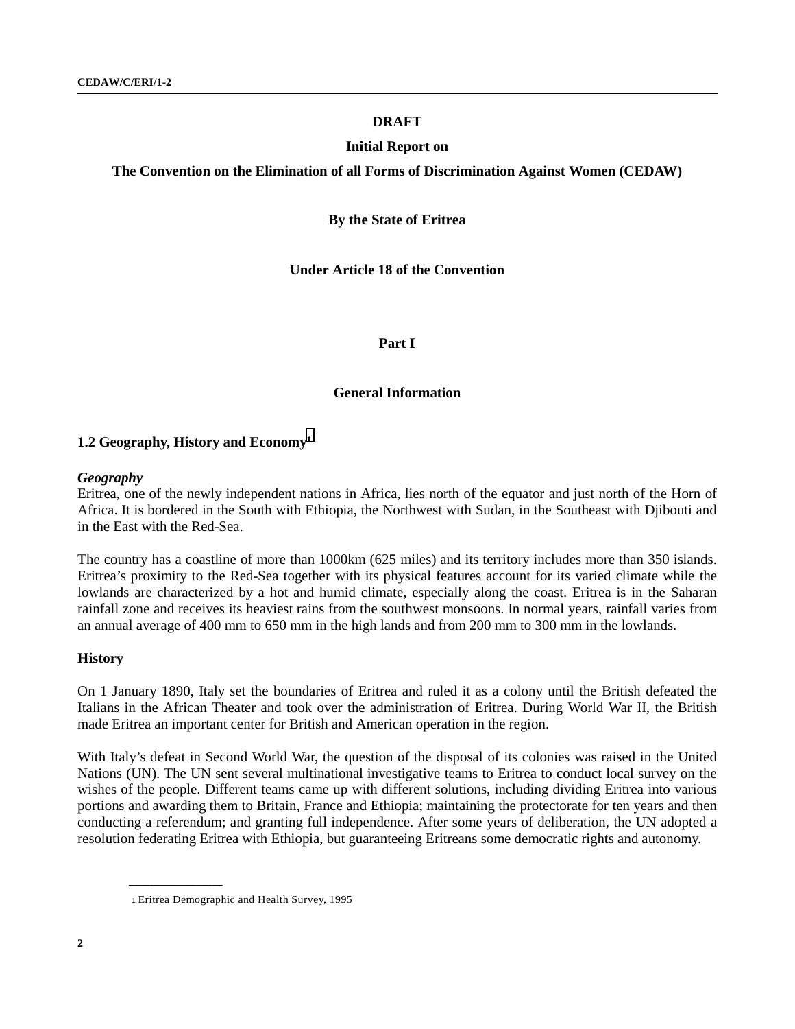**DRAFT**

**Initial Report on**

**The Convention on the Elimination of all Forms of Discrimination Against Women (CEDAW)**

**By the State of Eritrea**

**Under Article 18 of the Convention**

# Part I

## General Information

### 1.2 Geography, History and Economy[1]

***Geography***

Eritrea, one of the newly independent nations in Africa, lies north of the equator and just north of the Horn of Africa. It is bordered in the South with Ethiopia, the Northwest with Sudan, in the Southeast with Djibouti and in the East with the Red-Sea.

The country has a coastline of more than 1000km (625 miles) and its territory includes more than 350 islands. Eritrea's proximity to the Red-Sea together with its physical features account for its varied climate while the lowlands are characterized by a hot and humid climate, especially along the coast. Eritrea is in the Saharan rainfall zone and receives its heaviest rains from the southwest monsoons. In normal years, rainfall varies from an annual average of 400 mm to 650 mm in the high lands and from 200 mm to 300 mm in the lowlands.

**History**

On 1 January 1890, Italy set the boundaries of Eritrea and ruled it as a colony until the British defeated the Italians in the African Theater and took over the administration of Eritrea. During World War II, the British made Eritrea an important center for British and American operation in the region.

With Italy's defeat in Second World War, the question of the disposal of its colonies was raised in the United Nations (UN). The UN sent several multinational investigative teams to Eritrea to conduct local survey on the wishes of the people. Different teams came up with different solutions, including dividing Eritrea into various portions and awarding them to Britain, France and Ethiopia; maintaining the protectorate for ten years and then conducting a referendum; and granting full independence. After some years of deliberation, the UN adopted a resolution federating Eritrea with Ethiopia, but guaranteeing Eritreans some democratic rights and autonomy.

---

[1] Eritrea Demographic and Health Survey, 1995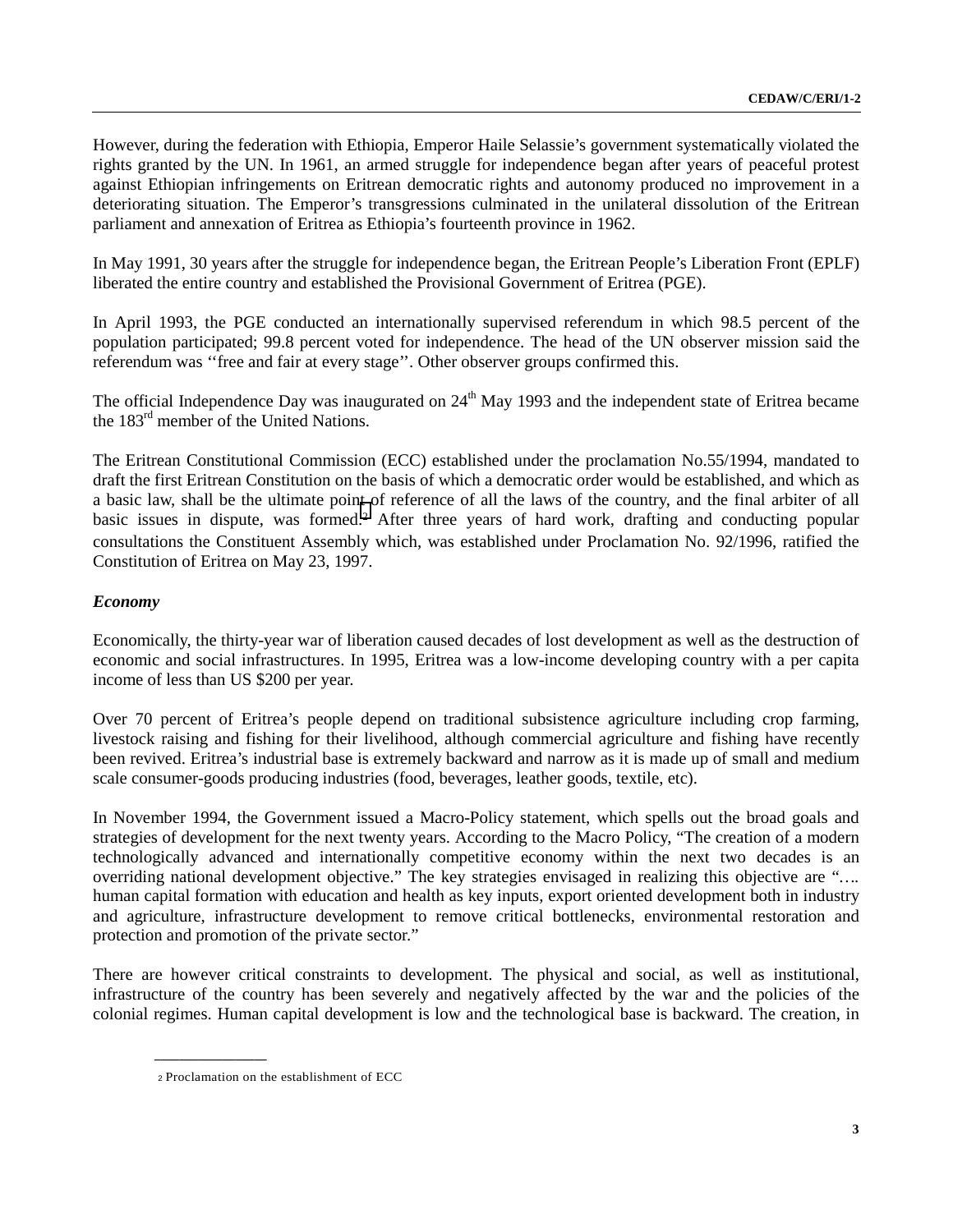However, during the federation with Ethiopia, Emperor Haile Selassie's government systematically violated the rights granted by the UN. In 1961, an armed struggle for independence began after years of peaceful protest against Ethiopian infringements on Eritrean democratic rights and autonomy produced no improvement in a deteriorating situation. The Emperor's transgressions culminated in the unilateral dissolution of the Eritrean parliament and annexation of Eritrea as Ethiopia's fourteenth province in 1962.

In May 1991, 30 years after the struggle for independence began, the Eritrean People's Liberation Front (EPLF) liberated the entire country and established the Provisional Government of Eritrea (PGE).

In April 1993, the PGE conducted an internationally supervised referendum in which 98.5 percent of the population participated; 99.8 percent voted for independence. The head of the UN observer mission said the referendum was ''free and fair at every stage''. Other observer groups confirmed this.

The official Independence Day was inaugurated on 24th May 1993 and the independent state of Eritrea became the 183rd member of the United Nations.

The Eritrean Constitutional Commission (ECC) established under the proclamation No.55/1994, mandated to draft the first Eritrean Constitution on the basis of which a democratic order would be established, and which as a basic law, shall be the ultimate point of reference of all the laws of the country, and the final arbiter of all basic issues in dispute, was formed.[2] After three years of hard work, drafting and conducting popular consultations the Constituent Assembly which, was established under Proclamation No. 92/1996, ratified the Constitution of Eritrea on May 23, 1997.

***Economy***

Economically, the thirty-year war of liberation caused decades of lost development as well as the destruction of economic and social infrastructures. In 1995, Eritrea was a low-income developing country with a per capita income of less than US $200 per year.

Over 70 percent of Eritrea's people depend on traditional subsistence agriculture including crop farming, livestock raising and fishing for their livelihood, although commercial agriculture and fishing have recently been revived. Eritrea's industrial base is extremely backward and narrow as it is made up of small and medium scale consumer-goods producing industries (food, beverages, leather goods, textile, etc).

In November 1994, the Government issued a Macro-Policy statement, which spells out the broad goals and strategies of development for the next twenty years. According to the Macro Policy, "The creation of a modern technologically advanced and internationally competitive economy within the next two decades is an overriding national development objective." The key strategies envisaged in realizing this objective are "…. human capital formation with education and health as key inputs, export oriented development both in industry and agriculture, infrastructure development to remove critical bottlenecks, environmental restoration and protection and promotion of the private sector."

There are however critical constraints to development. The physical and social, as well as institutional, infrastructure of the country has been severely and negatively affected by the war and the policies of the colonial regimes. Human capital development is low and the technological base is backward. The creation, in

[2] Proclamation on the establishment of ECC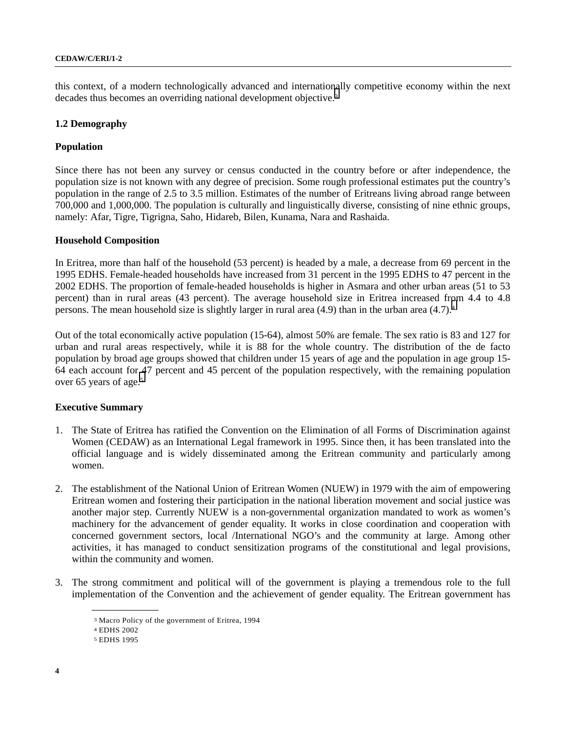this context, of a modern technologically advanced and internationally competitive economy within the next decades thus becomes an overriding national development objective.[3]

## 1.2 Demography

### Population

Since there has not been any survey or census conducted in the country before or after independence, the population size is not known with any degree of precision. Some rough professional estimates put the country's population in the range of 2.5 to 3.5 million. Estimates of the number of Eritreans living abroad range between 700,000 and 1,000,000. The population is culturally and linguistically diverse, consisting of nine ethnic groups, namely: Afar, Tigre, Tigrigna, Saho, Hidareb, Bilen, Kunama, Nara and Rashaida.

### Household Composition

In Eritrea, more than half of the household (53 percent) is headed by a male, a decrease from 69 percent in the 1995 EDHS. Female-headed households have increased from 31 percent in the 1995 EDHS to 47 percent in the 2002 EDHS. The proportion of female-headed households is higher in Asmara and other urban areas (51 to 53 percent) than in rural areas (43 percent). The average household size in Eritrea increased from 4.4 to 4.8 persons. The mean household size is slightly larger in rural area (4.9) than in the urban area (4.7).[4]

Out of the total economically active population (15-64), almost 50% are female. The sex ratio is 83 and 127 for urban and rural areas respectively, while it is 88 for the whole country. The distribution of the de facto population by broad age groups showed that children under 15 years of age and the population in age group 15-64 each account for 47 percent and 45 percent of the population respectively, with the remaining population over 65 years of age.[5]

### Executive Summary

1. The State of Eritrea has ratified the Convention on the Elimination of all Forms of Discrimination against Women (CEDAW) as an International Legal framework in 1995. Since then, it has been translated into the official language and is widely disseminated among the Eritrean community and particularly among women.

2. The establishment of the National Union of Eritrean Women (NUEW) in 1979 with the aim of empowering Eritrean women and fostering their participation in the national liberation movement and social justice was another major step. Currently NUEW is a non-governmental organization mandated to work as women's machinery for the advancement of gender equality. It works in close coordination and cooperation with concerned government sectors, local /International NGO's and the community at large. Among other activities, it has managed to conduct sensitization programs of the constitutional and legal provisions, within the community and women.

3. The strong commitment and political will of the government is playing a tremendous role to the full implementation of the Convention and the achievement of gender equality. The Eritrean government has

---

[3] Macro Policy of the government of Eritrea, 1994

[4] EDHS 2002

[5] EDHS 1995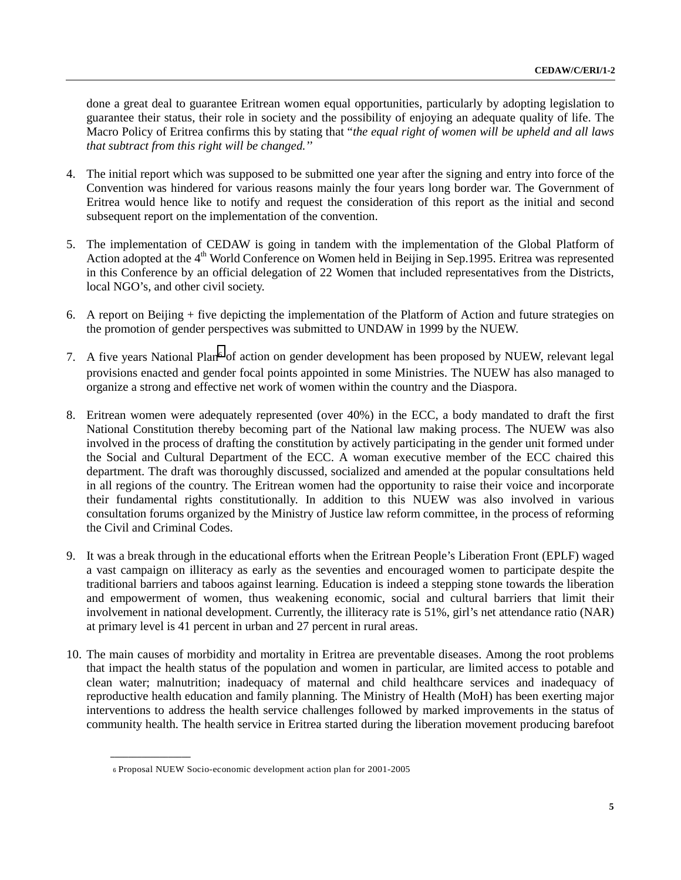done a great deal to guarantee Eritrean women equal opportunities, particularly by adopting legislation to guarantee their status, their role in society and the possibility of enjoying an adequate quality of life. The Macro Policy of Eritrea confirms this by stating that "*the equal right of women will be upheld and all laws that subtract from this right will be changed.*"

4. The initial report which was supposed to be submitted one year after the signing and entry into force of the Convention was hindered for various reasons mainly the four years long border war. The Government of Eritrea would hence like to notify and request the consideration of this report as the initial and second subsequent report on the implementation of the convention.

5. The implementation of CEDAW is going in tandem with the implementation of the Global Platform of Action adopted at the 4th World Conference on Women held in Beijing in Sep.1995. Eritrea was represented in this Conference by an official delegation of 22 Women that included representatives from the Districts, local NGO's, and other civil society.

6. A report on Beijing + five depicting the implementation of the Platform of Action and future strategies on the promotion of gender perspectives was submitted to UNDAW in 1999 by the NUEW.

7. A five years National Plan[6] of action on gender development has been proposed by NUEW, relevant legal provisions enacted and gender focal points appointed in some Ministries. The NUEW has also managed to organize a strong and effective net work of women within the country and the Diaspora.

8. Eritrean women were adequately represented (over 40%) in the ECC, a body mandated to draft the first National Constitution thereby becoming part of the National law making process. The NUEW was also involved in the process of drafting the constitution by actively participating in the gender unit formed under the Social and Cultural Department of the ECC. A woman executive member of the ECC chaired this department. The draft was thoroughly discussed, socialized and amended at the popular consultations held in all regions of the country. The Eritrean women had the opportunity to raise their voice and incorporate their fundamental rights constitutionally. In addition to this NUEW was also involved in various consultation forums organized by the Ministry of Justice law reform committee, in the process of reforming the Civil and Criminal Codes.

9. It was a break through in the educational efforts when the Eritrean People's Liberation Front (EPLF) waged a vast campaign on illiteracy as early as the seventies and encouraged women to participate despite the traditional barriers and taboos against learning. Education is indeed a stepping stone towards the liberation and empowerment of women, thus weakening economic, social and cultural barriers that limit their involvement in national development. Currently, the illiteracy rate is 51%, girl's net attendance ratio (NAR) at primary level is 41 percent in urban and 27 percent in rural areas.

10. The main causes of morbidity and mortality in Eritrea are preventable diseases. Among the root problems that impact the health status of the population and women in particular, are limited access to potable and clean water; malnutrition; inadequacy of maternal and child healthcare services and inadequacy of reproductive health education and family planning. The Ministry of Health (MoH) has been exerting major interventions to address the health service challenges followed by marked improvements in the status of community health. The health service in Eritrea started during the liberation movement producing barefoot

---

[6] Proposal NUEW Socio-economic development action plan for 2001-2005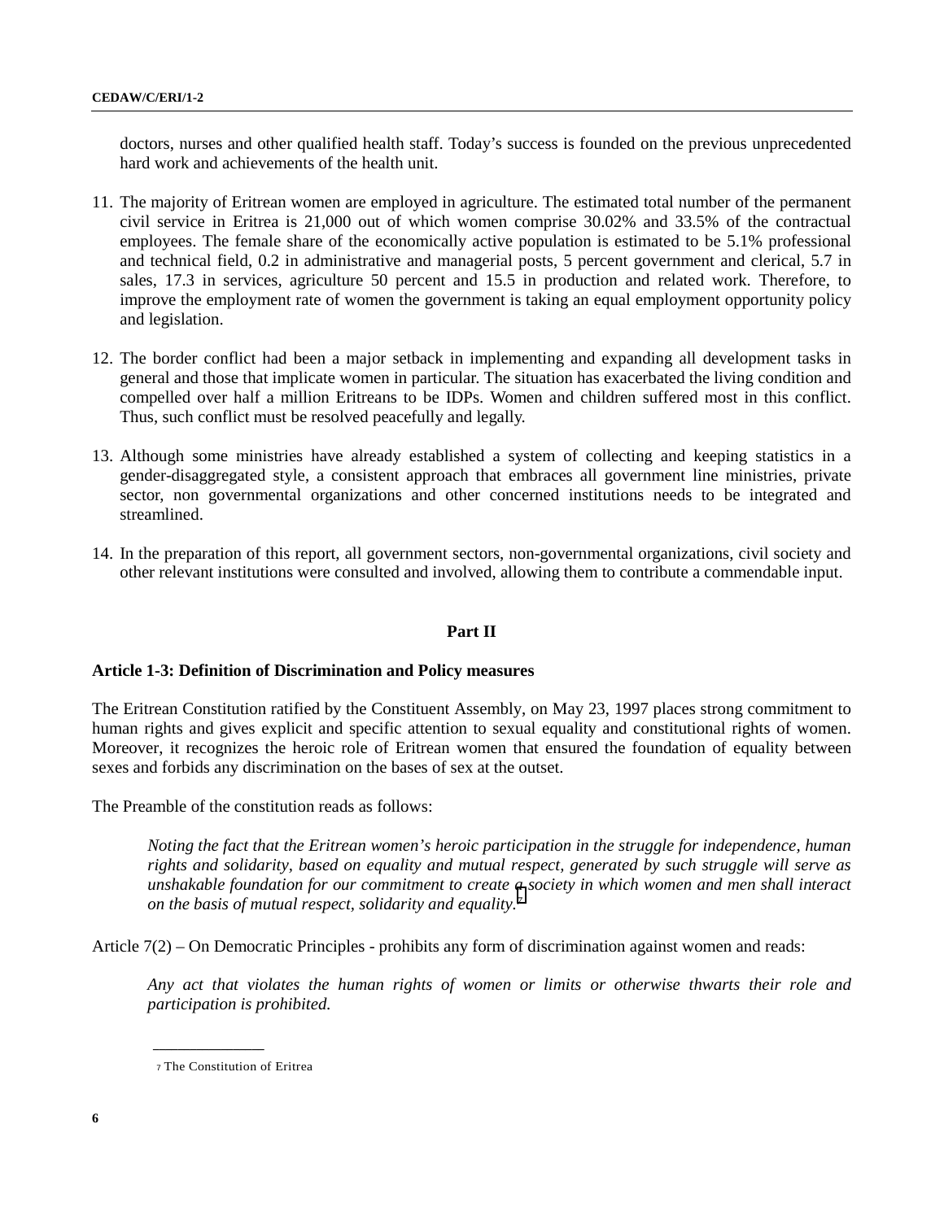doctors, nurses and other qualified health staff. Today's success is founded on the previous unprecedented hard work and achievements of the health unit.

11. The majority of Eritrean women are employed in agriculture. The estimated total number of the permanent civil service in Eritrea is 21,000 out of which women comprise 30.02% and 33.5% of the contractual employees. The female share of the economically active population is estimated to be 5.1% professional and technical field, 0.2 in administrative and managerial posts, 5 percent government and clerical, 5.7 in sales, 17.3 in services, agriculture 50 percent and 15.5 in production and related work. Therefore, to improve the employment rate of women the government is taking an equal employment opportunity policy and legislation.

12. The border conflict had been a major setback in implementing and expanding all development tasks in general and those that implicate women in particular. The situation has exacerbated the living condition and compelled over half a million Eritreans to be IDPs. Women and children suffered most in this conflict. Thus, such conflict must be resolved peacefully and legally.

13. Although some ministries have already established a system of collecting and keeping statistics in a gender-disaggregated style, a consistent approach that embraces all government line ministries, private sector, non governmental organizations and other concerned institutions needs to be integrated and streamlined.

14. In the preparation of this report, all government sectors, non-governmental organizations, civil society and other relevant institutions were consulted and involved, allowing them to contribute a commendable input.

## Part II

### Article 1-3: Definition of Discrimination and Policy measures

The Eritrean Constitution ratified by the Constituent Assembly, on May 23, 1997 places strong commitment to human rights and gives explicit and specific attention to sexual equality and constitutional rights of women. Moreover, it recognizes the heroic role of Eritrean women that ensured the foundation of equality between sexes and forbids any discrimination on the bases of sex at the outset.

The Preamble of the constitution reads as follows:

> *Noting the fact that the Eritrean women's heroic participation in the struggle for independence, human rights and solidarity, based on equality and mutual respect, generated by such struggle will serve as unshakable foundation for our commitment to create a society in which women and men shall interact on the basis of mutual respect, solidarity and equality.*[7]

Article 7(2) – On Democratic Principles - prohibits any form of discrimination against women and reads:

> *Any act that violates the human rights of women or limits or otherwise thwarts their role and participation is prohibited.*

---

[7] The Constitution of Eritrea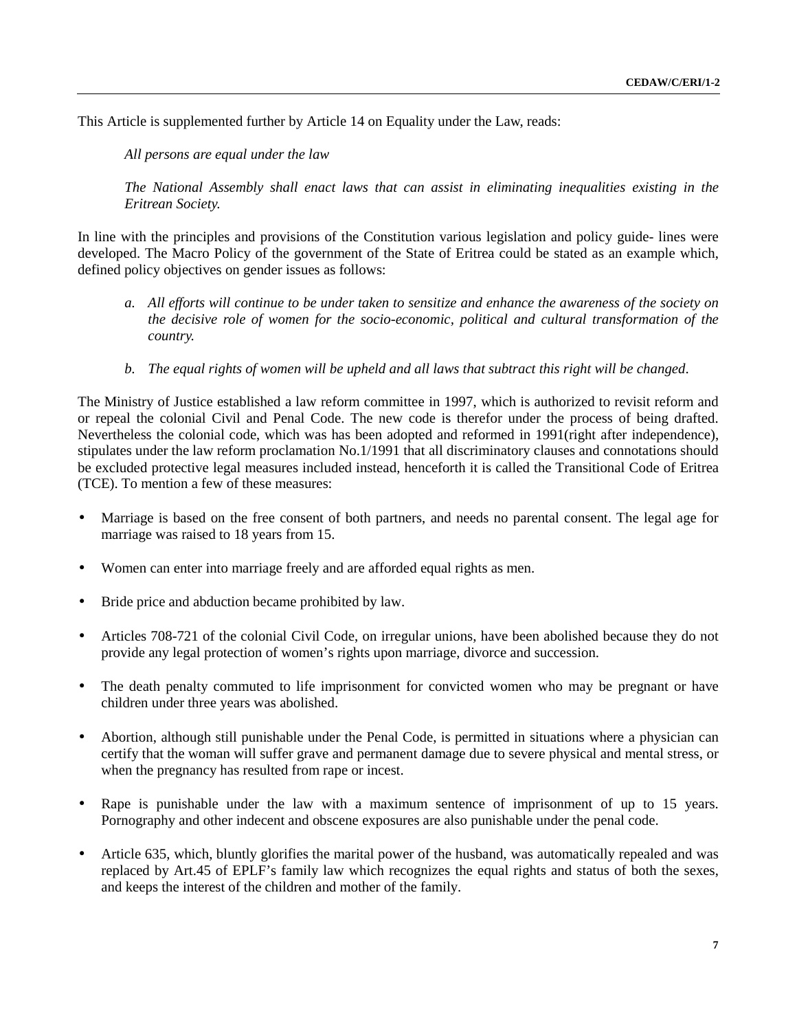This Article is supplemented further by Article 14 on Equality under the Law, reads:

*All persons are equal under the law*

*The National Assembly shall enact laws that can assist in eliminating inequalities existing in the Eritrean Society.*

In line with the principles and provisions of the Constitution various legislation and policy guide- lines were developed. The Macro Policy of the government of the State of Eritrea could be stated as an example which, defined policy objectives on gender issues as follows:

a. *All efforts will continue to be under taken to sensitize and enhance the awareness of the society on the decisive role of women for the socio-economic, political and cultural transformation of the country.*

b. *The equal rights of women will be upheld and all laws that subtract this right will be changed*.

The Ministry of Justice established a law reform committee in 1997, which is authorized to revisit reform and or repeal the colonial Civil and Penal Code. The new code is therefor under the process of being drafted. Nevertheless the colonial code, which was has been adopted and reformed in 1991(right after independence), stipulates under the law reform proclamation No.1/1991 that all discriminatory clauses and connotations should be excluded protective legal measures included instead, henceforth it is called the Transitional Code of Eritrea (TCE). To mention a few of these measures:

- Marriage is based on the free consent of both partners, and needs no parental consent. The legal age for marriage was raised to 18 years from 15.
- Women can enter into marriage freely and are afforded equal rights as men.
- Bride price and abduction became prohibited by law.
- Articles 708-721 of the colonial Civil Code, on irregular unions, have been abolished because they do not provide any legal protection of women's rights upon marriage, divorce and succession.
- The death penalty commuted to life imprisonment for convicted women who may be pregnant or have children under three years was abolished.
- Abortion, although still punishable under the Penal Code, is permitted in situations where a physician can certify that the woman will suffer grave and permanent damage due to severe physical and mental stress, or when the pregnancy has resulted from rape or incest.
- Rape is punishable under the law with a maximum sentence of imprisonment of up to 15 years. Pornography and other indecent and obscene exposures are also punishable under the penal code.
- Article 635, which, bluntly glorifies the marital power of the husband, was automatically repealed and was replaced by Art.45 of EPLF's family law which recognizes the equal rights and status of both the sexes, and keeps the interest of the children and mother of the family.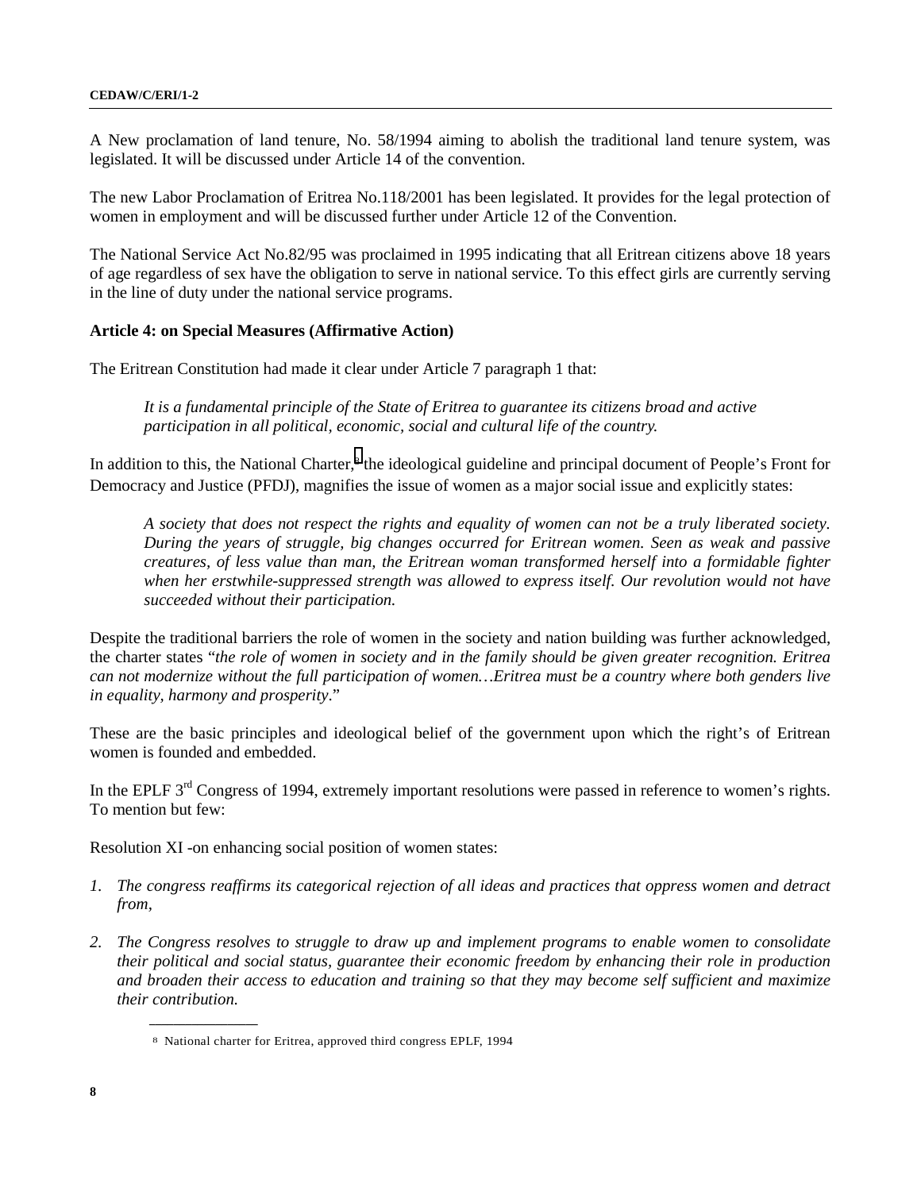A New proclamation of land tenure, No. 58/1994 aiming to abolish the traditional land tenure system, was legislated. It will be discussed under Article 14 of the convention.

The new Labor Proclamation of Eritrea No.118/2001 has been legislated. It provides for the legal protection of women in employment and will be discussed further under Article 12 of the Convention.

The National Service Act No.82/95 was proclaimed in 1995 indicating that all Eritrean citizens above 18 years of age regardless of sex have the obligation to serve in national service. To this effect girls are currently serving in the line of duty under the national service programs.

**Article 4: on Special Measures (Affirmative Action)**

The Eritrean Constitution had made it clear under Article 7 paragraph 1 that:

> *It is a fundamental principle of the State of Eritrea to guarantee its citizens broad and active participation in all political, economic, social and cultural life of the country.*

In addition to this, the National Charter,[8] the ideological guideline and principal document of People's Front for Democracy and Justice (PFDJ), magnifies the issue of women as a major social issue and explicitly states:

> *A society that does not respect the rights and equality of women can not be a truly liberated society. During the years of struggle, big changes occurred for Eritrean women. Seen as weak and passive creatures, of less value than man, the Eritrean woman transformed herself into a formidable fighter when her erstwhile-suppressed strength was allowed to express itself. Our revolution would not have succeeded without their participation.*

Despite the traditional barriers the role of women in the society and nation building was further acknowledged, the charter states "*the role of women in society and in the family should be given greater recognition. Eritrea can not modernize without the full participation of women…Eritrea must be a country where both genders live in equality, harmony and prosperity*."

These are the basic principles and ideological belief of the government upon which the right's of Eritrean women is founded and embedded.

In the EPLF 3rd Congress of 1994, extremely important resolutions were passed in reference to women's rights. To mention but few:

Resolution XI -on enhancing social position of women states:

1. *The congress reaffirms its categorical rejection of all ideas and practices that oppress women and detract from,*
2. *The Congress resolves to struggle to draw up and implement programs to enable women to consolidate their political and social status, guarantee their economic freedom by enhancing their role in production and broaden their access to education and training so that they may become self sufficient and maximize their contribution.*

---

[8] National charter for Eritrea, approved third congress EPLF, 1994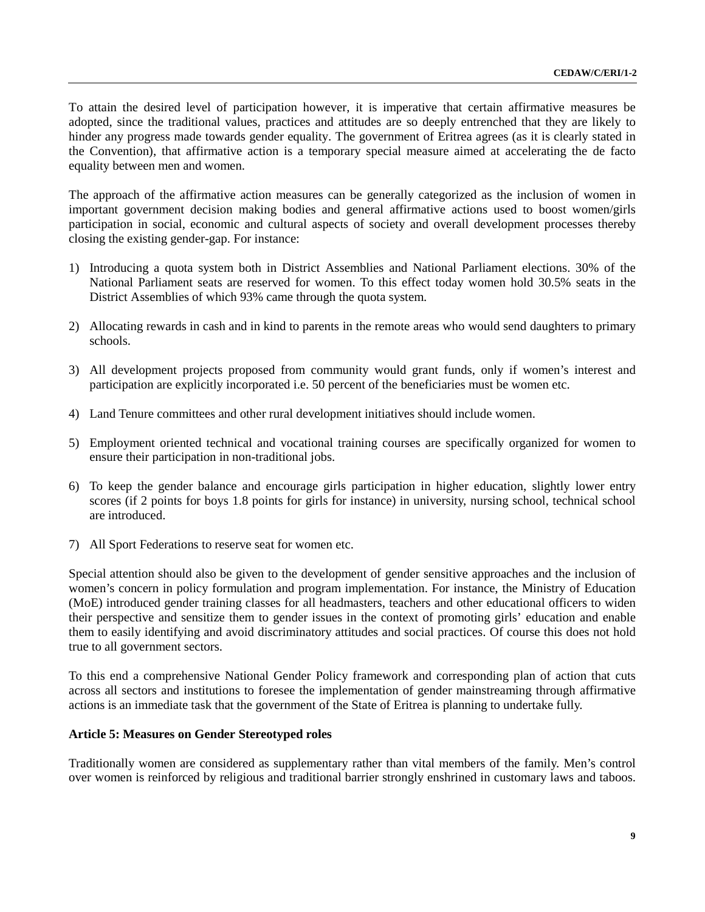To attain the desired level of participation however, it is imperative that certain affirmative measures be adopted, since the traditional values, practices and attitudes are so deeply entrenched that they are likely to hinder any progress made towards gender equality. The government of Eritrea agrees (as it is clearly stated in the Convention), that affirmative action is a temporary special measure aimed at accelerating the de facto equality between men and women.

The approach of the affirmative action measures can be generally categorized as the inclusion of women in important government decision making bodies and general affirmative actions used to boost women/girls participation in social, economic and cultural aspects of society and overall development processes thereby closing the existing gender-gap. For instance:

1) Introducing a quota system both in District Assemblies and National Parliament elections. 30% of the National Parliament seats are reserved for women. To this effect today women hold 30.5% seats in the District Assemblies of which 93% came through the quota system.

2) Allocating rewards in cash and in kind to parents in the remote areas who would send daughters to primary schools.

3) All development projects proposed from community would grant funds, only if women's interest and participation are explicitly incorporated i.e. 50 percent of the beneficiaries must be women etc.

4) Land Tenure committees and other rural development initiatives should include women.

5) Employment oriented technical and vocational training courses are specifically organized for women to ensure their participation in non-traditional jobs.

6) To keep the gender balance and encourage girls participation in higher education, slightly lower entry scores (if 2 points for boys 1.8 points for girls for instance) in university, nursing school, technical school are introduced.

7) All Sport Federations to reserve seat for women etc.

Special attention should also be given to the development of gender sensitive approaches and the inclusion of women's concern in policy formulation and program implementation. For instance, the Ministry of Education (MoE) introduced gender training classes for all headmasters, teachers and other educational officers to widen their perspective and sensitize them to gender issues in the context of promoting girls' education and enable them to easily identifying and avoid discriminatory attitudes and social practices. Of course this does not hold true to all government sectors.

To this end a comprehensive National Gender Policy framework and corresponding plan of action that cuts across all sectors and institutions to foresee the implementation of gender mainstreaming through affirmative actions is an immediate task that the government of the State of Eritrea is planning to undertake fully.

**Article 5: Measures on Gender Stereotyped roles**

Traditionally women are considered as supplementary rather than vital members of the family. Men's control over women is reinforced by religious and traditional barrier strongly enshrined in customary laws and taboos.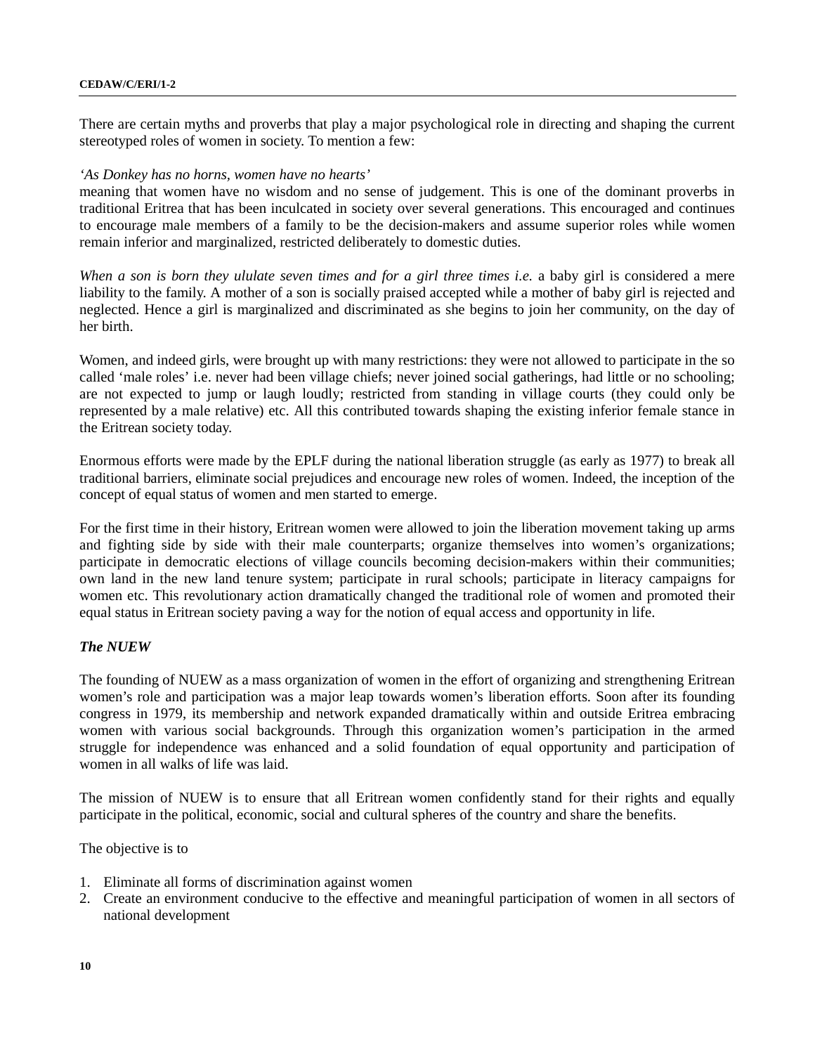There are certain myths and proverbs that play a major psychological role in directing and shaping the current stereotyped roles of women in society. To mention a few:

*'As Donkey has no horns, women have no hearts'*
meaning that women have no wisdom and no sense of judgement. This is one of the dominant proverbs in traditional Eritrea that has been inculcated in society over several generations. This encouraged and continues to encourage male members of a family to be the decision-makers and assume superior roles while women remain inferior and marginalized, restricted deliberately to domestic duties.

*When a son is born they ululate seven times and for a girl three times i.e.* a baby girl is considered a mere liability to the family. A mother of a son is socially praised accepted while a mother of baby girl is rejected and neglected. Hence a girl is marginalized and discriminated as she begins to join her community, on the day of her birth.

Women, and indeed girls, were brought up with many restrictions: they were not allowed to participate in the so called 'male roles' i.e. never had been village chiefs; never joined social gatherings, had little or no schooling; are not expected to jump or laugh loudly; restricted from standing in village courts (they could only be represented by a male relative) etc. All this contributed towards shaping the existing inferior female stance in the Eritrean society today.

Enormous efforts were made by the EPLF during the national liberation struggle (as early as 1977) to break all traditional barriers, eliminate social prejudices and encourage new roles of women. Indeed, the inception of the concept of equal status of women and men started to emerge.

For the first time in their history, Eritrean women were allowed to join the liberation movement taking up arms and fighting side by side with their male counterparts; organize themselves into women's organizations; participate in democratic elections of village councils becoming decision-makers within their communities; own land in the new land tenure system; participate in rural schools; participate in literacy campaigns for women etc. This revolutionary action dramatically changed the traditional role of women and promoted their equal status in Eritrean society paving a way for the notion of equal access and opportunity in life.

***The NUEW***

The founding of NUEW as a mass organization of women in the effort of organizing and strengthening Eritrean women's role and participation was a major leap towards women's liberation efforts. Soon after its founding congress in 1979, its membership and network expanded dramatically within and outside Eritrea embracing women with various social backgrounds. Through this organization women's participation in the armed struggle for independence was enhanced and a solid foundation of equal opportunity and participation of women in all walks of life was laid.

The mission of NUEW is to ensure that all Eritrean women confidently stand for their rights and equally participate in the political, economic, social and cultural spheres of the country and share the benefits.

The objective is to

1. Eliminate all forms of discrimination against women
2. Create an environment conducive to the effective and meaningful participation of women in all sectors of national development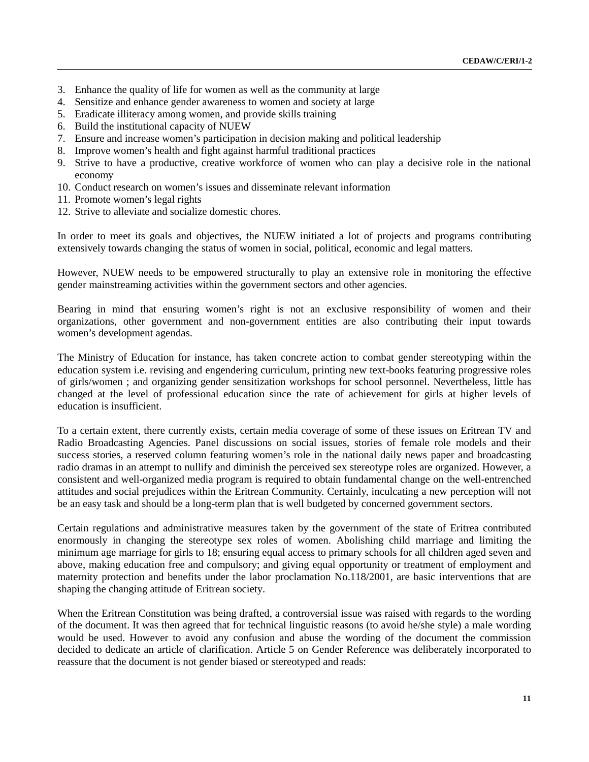3. Enhance the quality of life for women as well as the community at large
4. Sensitize and enhance gender awareness to women and society at large
5. Eradicate illiteracy among women, and provide skills training
6. Build the institutional capacity of NUEW
7. Ensure and increase women's participation in decision making and political leadership
8. Improve women's health and fight against harmful traditional practices
9. Strive to have a productive, creative workforce of women who can play a decisive role in the national economy
10. Conduct research on women's issues and disseminate relevant information
11. Promote women's legal rights
12. Strive to alleviate and socialize domestic chores.

In order to meet its goals and objectives, the NUEW initiated a lot of projects and programs contributing extensively towards changing the status of women in social, political, economic and legal matters.

However, NUEW needs to be empowered structurally to play an extensive role in monitoring the effective gender mainstreaming activities within the government sectors and other agencies.

Bearing in mind that ensuring women's right is not an exclusive responsibility of women and their organizations, other government and non-government entities are also contributing their input towards women's development agendas.

The Ministry of Education for instance, has taken concrete action to combat gender stereotyping within the education system i.e. revising and engendering curriculum, printing new text-books featuring progressive roles of girls/women ; and organizing gender sensitization workshops for school personnel. Nevertheless, little has changed at the level of professional education since the rate of achievement for girls at higher levels of education is insufficient.

To a certain extent, there currently exists, certain media coverage of some of these issues on Eritrean TV and Radio Broadcasting Agencies. Panel discussions on social issues, stories of female role models and their success stories, a reserved column featuring women's role in the national daily news paper and broadcasting radio dramas in an attempt to nullify and diminish the perceived sex stereotype roles are organized. However, a consistent and well-organized media program is required to obtain fundamental change on the well-entrenched attitudes and social prejudices within the Eritrean Community. Certainly, inculcating a new perception will not be an easy task and should be a long-term plan that is well budgeted by concerned government sectors.

Certain regulations and administrative measures taken by the government of the state of Eritrea contributed enormously in changing the stereotype sex roles of women. Abolishing child marriage and limiting the minimum age marriage for girls to 18; ensuring equal access to primary schools for all children aged seven and above, making education free and compulsory; and giving equal opportunity or treatment of employment and maternity protection and benefits under the labor proclamation No.118/2001, are basic interventions that are shaping the changing attitude of Eritrean society.

When the Eritrean Constitution was being drafted, a controversial issue was raised with regards to the wording of the document. It was then agreed that for technical linguistic reasons (to avoid he/she style) a male wording would be used. However to avoid any confusion and abuse the wording of the document the commission decided to dedicate an article of clarification. Article 5 on Gender Reference was deliberately incorporated to reassure that the document is not gender biased or stereotyped and reads: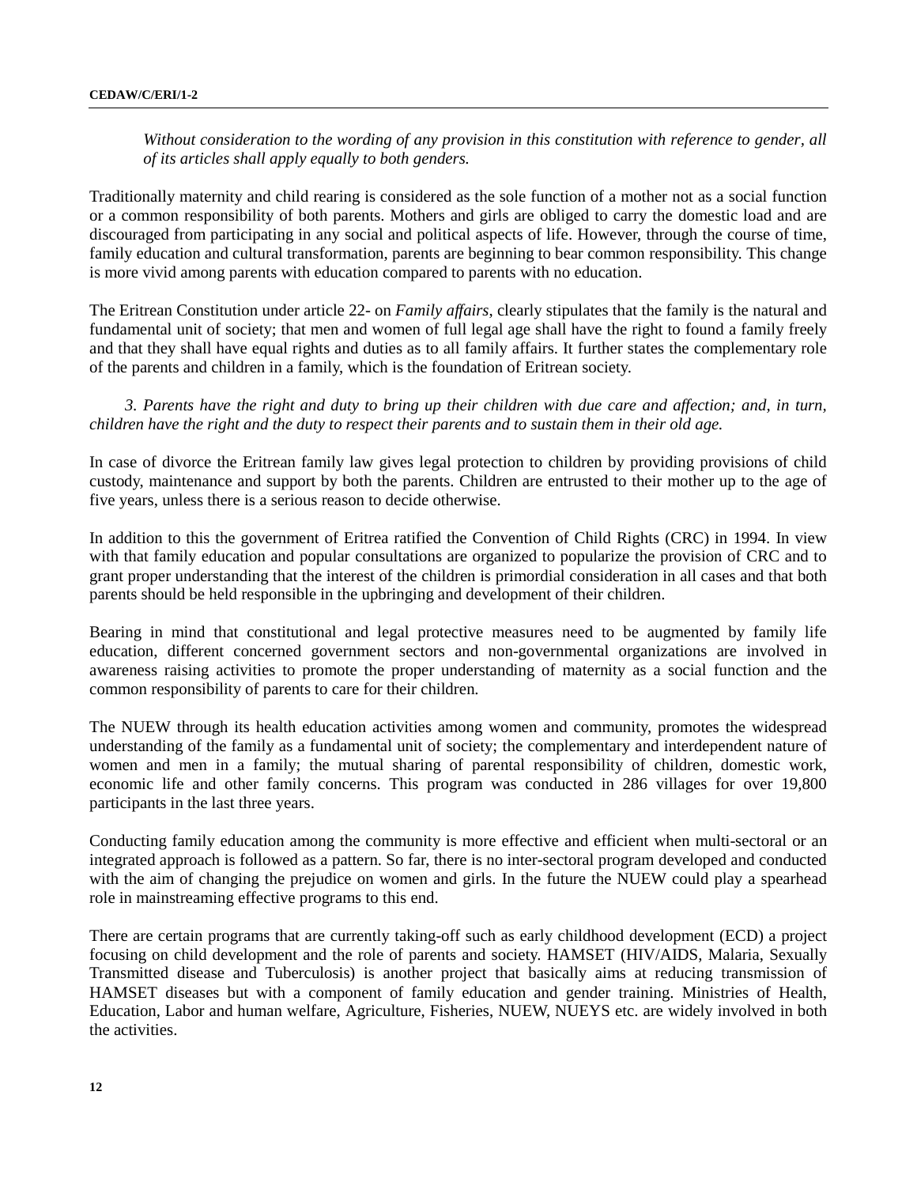*Without consideration to the wording of any provision in this constitution with reference to gender, all of its articles shall apply equally to both genders.*

Traditionally maternity and child rearing is considered as the sole function of a mother not as a social function or a common responsibility of both parents. Mothers and girls are obliged to carry the domestic load and are discouraged from participating in any social and political aspects of life. However, through the course of time, family education and cultural transformation, parents are beginning to bear common responsibility. This change is more vivid among parents with education compared to parents with no education.

The Eritrean Constitution under article 22- on *Family affairs*, clearly stipulates that the family is the natural and fundamental unit of society; that men and women of full legal age shall have the right to found a family freely and that they shall have equal rights and duties as to all family affairs. It further states the complementary role of the parents and children in a family, which is the foundation of Eritrean society.

*3. Parents have the right and duty to bring up their children with due care and affection; and, in turn, children have the right and the duty to respect their parents and to sustain them in their old age.*

In case of divorce the Eritrean family law gives legal protection to children by providing provisions of child custody, maintenance and support by both the parents. Children are entrusted to their mother up to the age of five years, unless there is a serious reason to decide otherwise.

In addition to this the government of Eritrea ratified the Convention of Child Rights (CRC) in 1994. In view with that family education and popular consultations are organized to popularize the provision of CRC and to grant proper understanding that the interest of the children is primordial consideration in all cases and that both parents should be held responsible in the upbringing and development of their children.

Bearing in mind that constitutional and legal protective measures need to be augmented by family life education, different concerned government sectors and non-governmental organizations are involved in awareness raising activities to promote the proper understanding of maternity as a social function and the common responsibility of parents to care for their children.

The NUEW through its health education activities among women and community, promotes the widespread understanding of the family as a fundamental unit of society; the complementary and interdependent nature of women and men in a family; the mutual sharing of parental responsibility of children, domestic work, economic life and other family concerns. This program was conducted in 286 villages for over 19,800 participants in the last three years.

Conducting family education among the community is more effective and efficient when multi-sectoral or an integrated approach is followed as a pattern. So far, there is no inter-sectoral program developed and conducted with the aim of changing the prejudice on women and girls. In the future the NUEW could play a spearhead role in mainstreaming effective programs to this end.

There are certain programs that are currently taking-off such as early childhood development (ECD) a project focusing on child development and the role of parents and society. HAMSET (HIV/AIDS, Malaria, Sexually Transmitted disease and Tuberculosis) is another project that basically aims at reducing transmission of HAMSET diseases but with a component of family education and gender training. Ministries of Health, Education, Labor and human welfare, Agriculture, Fisheries, NUEW, NUEYS etc. are widely involved in both the activities.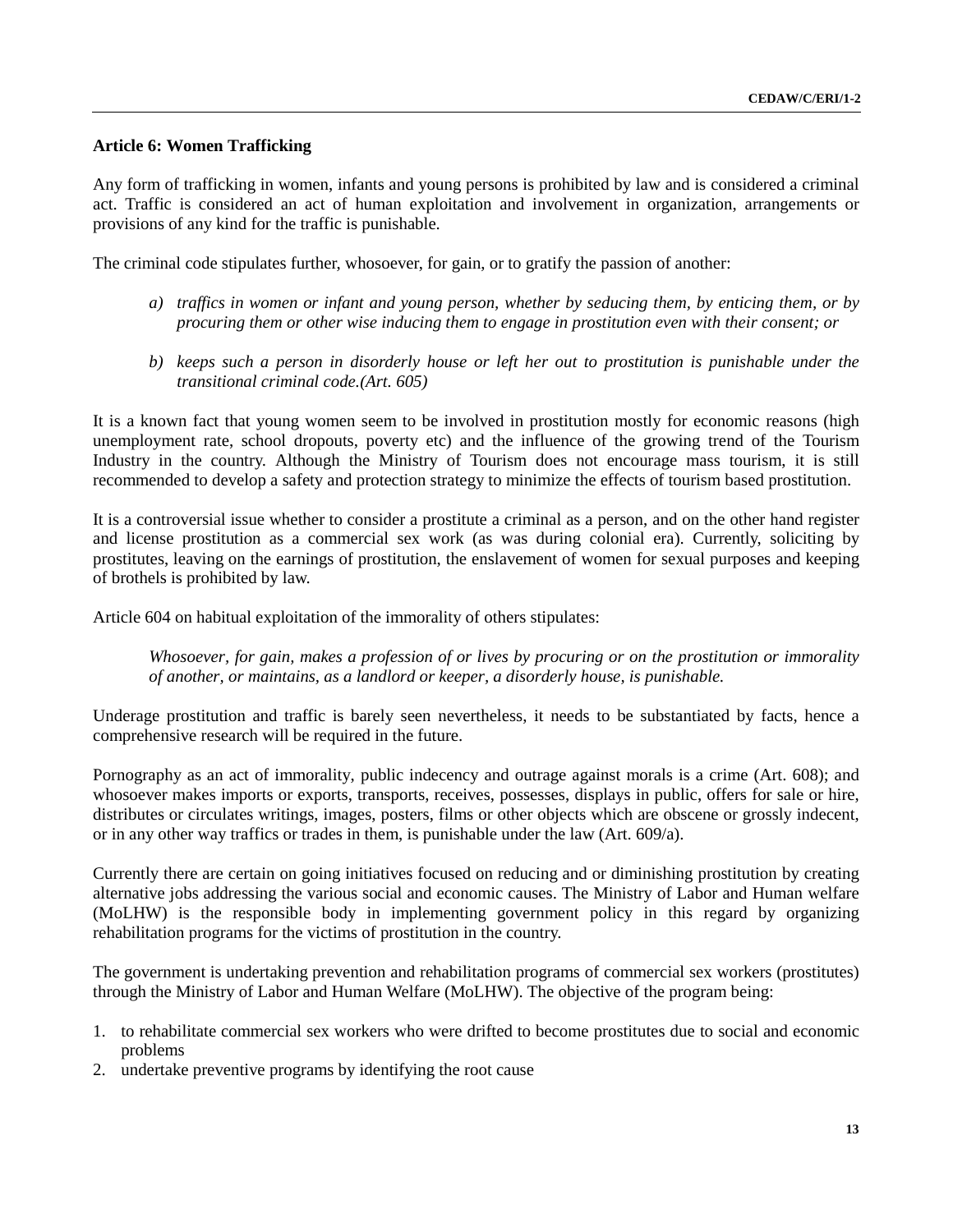**Article 6: Women Trafficking**

Any form of trafficking in women, infants and young persons is prohibited by law and is considered a criminal act. Traffic is considered an act of human exploitation and involvement in organization, arrangements or provisions of any kind for the traffic is punishable.

The criminal code stipulates further, whosoever, for gain, or to gratify the passion of another:

a) *traffics in women or infant and young person, whether by seducing them, by enticing them, or by procuring them or other wise inducing them to engage in prostitution even with their consent; or*

b) *keeps such a person in disorderly house or left her out to prostitution is punishable under the transitional criminal code.(Art. 605)*

It is a known fact that young women seem to be involved in prostitution mostly for economic reasons (high unemployment rate, school dropouts, poverty etc) and the influence of the growing trend of the Tourism Industry in the country. Although the Ministry of Tourism does not encourage mass tourism, it is still recommended to develop a safety and protection strategy to minimize the effects of tourism based prostitution.

It is a controversial issue whether to consider a prostitute a criminal as a person, and on the other hand register and license prostitution as a commercial sex work (as was during colonial era). Currently, soliciting by prostitutes, leaving on the earnings of prostitution, the enslavement of women for sexual purposes and keeping of brothels is prohibited by law.

Article 604 on habitual exploitation of the immorality of others stipulates:

*Whosoever, for gain, makes a profession of or lives by procuring or on the prostitution or immorality of another, or maintains, as a landlord or keeper, a disorderly house, is punishable.*

Underage prostitution and traffic is barely seen nevertheless, it needs to be substantiated by facts, hence a comprehensive research will be required in the future.

Pornography as an act of immorality, public indecency and outrage against morals is a crime (Art. 608); and whosoever makes imports or exports, transports, receives, possesses, displays in public, offers for sale or hire, distributes or circulates writings, images, posters, films or other objects which are obscene or grossly indecent, or in any other way traffics or trades in them, is punishable under the law (Art. 609/a).

Currently there are certain on going initiatives focused on reducing and or diminishing prostitution by creating alternative jobs addressing the various social and economic causes. The Ministry of Labor and Human welfare (MoLHW) is the responsible body in implementing government policy in this regard by organizing rehabilitation programs for the victims of prostitution in the country.

The government is undertaking prevention and rehabilitation programs of commercial sex workers (prostitutes) through the Ministry of Labor and Human Welfare (MoLHW). The objective of the program being:

1. to rehabilitate commercial sex workers who were drifted to become prostitutes due to social and economic problems
2. undertake preventive programs by identifying the root cause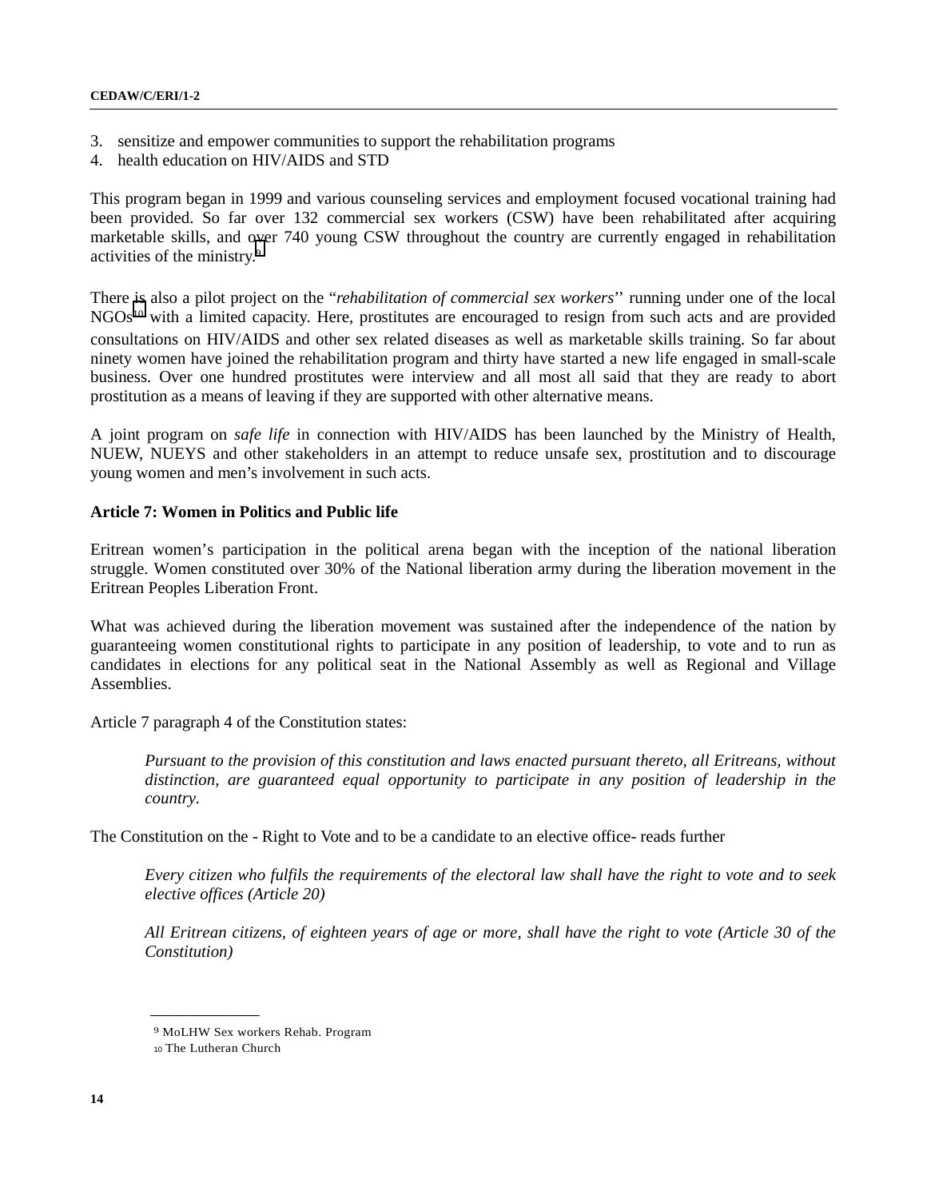3. sensitize and empower communities to support the rehabilitation programs
4. health education on HIV/AIDS and STD

This program began in 1999 and various counseling services and employment focused vocational training had been provided. So far over 132 commercial sex workers (CSW) have been rehabilitated after acquiring marketable skills, and over 740 young CSW throughout the country are currently engaged in rehabilitation activities of the ministry.[9]

There is also a pilot project on the "*rehabilitation of commercial sex workers*'' running under one of the local NGOs[10] with a limited capacity. Here, prostitutes are encouraged to resign from such acts and are provided consultations on HIV/AIDS and other sex related diseases as well as marketable skills training. So far about ninety women have joined the rehabilitation program and thirty have started a new life engaged in small-scale business. Over one hundred prostitutes were interview and all most all said that they are ready to abort prostitution as a means of leaving if they are supported with other alternative means.

A joint program on *safe life* in connection with HIV/AIDS has been launched by the Ministry of Health, NUEW, NUEYS and other stakeholders in an attempt to reduce unsafe sex, prostitution and to discourage young women and men's involvement in such acts.

**Article 7: Women in Politics and Public life**

Eritrean women's participation in the political arena began with the inception of the national liberation struggle. Women constituted over 30% of the National liberation army during the liberation movement in the Eritrean Peoples Liberation Front.

What was achieved during the liberation movement was sustained after the independence of the nation by guaranteeing women constitutional rights to participate in any position of leadership, to vote and to run as candidates in elections for any political seat in the National Assembly as well as Regional and Village Assemblies.

Article 7 paragraph 4 of the Constitution states:

> *Pursuant to the provision of this constitution and laws enacted pursuant thereto, all Eritreans, without distinction, are guaranteed equal opportunity to participate in any position of leadership in the country.*

The Constitution on the - Right to Vote and to be a candidate to an elective office- reads further

> *Every citizen who fulfils the requirements of the electoral law shall have the right to vote and to seek elective offices (Article 20)*
>
> *All Eritrean citizens, of eighteen years of age or more, shall have the right to vote (Article 30 of the Constitution)*

---

[9] MoLHW Sex workers Rehab. Program

[10] The Lutheran Church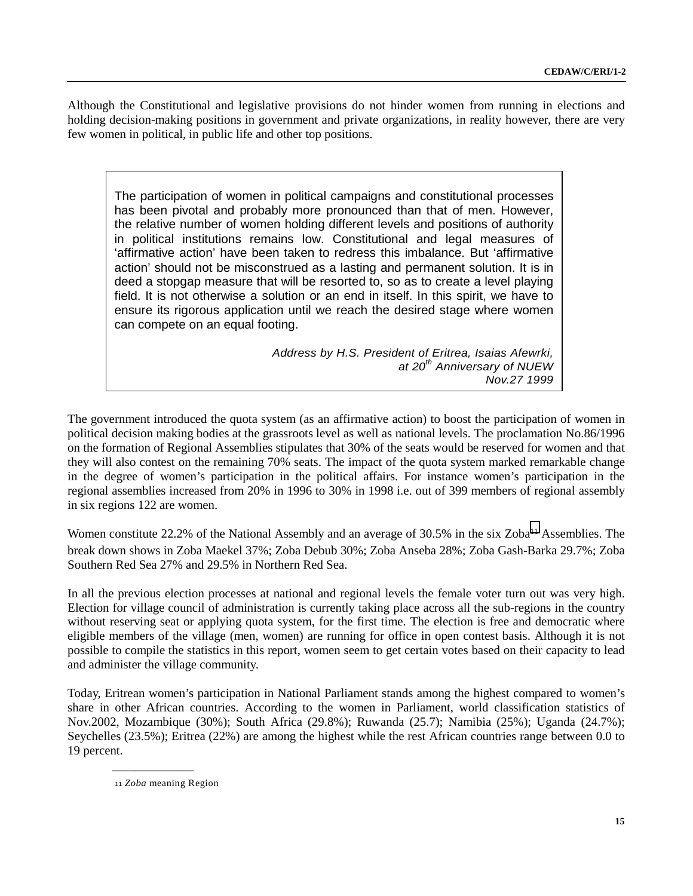Although the Constitutional and legislative provisions do not hinder women from running in elections and holding decision-making positions in government and private organizations, in reality however, there are very few women in political, in public life and other top positions.

> The participation of women in political campaigns and constitutional processes has been pivotal and probably more pronounced than that of men. However, the relative number of women holding different levels and positions of authority in political institutions remains low. Constitutional and legal measures of 'affirmative action' have been taken to redress this imbalance. But 'affirmative action' should not be misconstrued as a lasting and permanent solution. It is in deed a stopgap measure that will be resorted to, so as to create a level playing field. It is not otherwise a solution or an end in itself. In this spirit, we have to ensure its rigorous application until we reach the desired stage where women can compete on an equal footing.
>
> *Address by H.S. President of Eritrea, Isaias Afewrki, at 20th Anniversary of NUEW Nov.27 1999*

The government introduced the quota system (as an affirmative action) to boost the participation of women in political decision making bodies at the grassroots level as well as national levels. The proclamation No.86/1996 on the formation of Regional Assemblies stipulates that 30% of the seats would be reserved for women and that they will also contest on the remaining 70% seats. The impact of the quota system marked remarkable change in the degree of women's participation in the political affairs. For instance women's participation in the regional assemblies increased from 20% in 1996 to 30% in 1998 i.e. out of 399 members of regional assembly in six regions 122 are women.

Women constitute 22.2% of the National Assembly and an average of 30.5% in the six Zoba[11] Assemblies. The break down shows in Zoba Maekel 37%; Zoba Debub 30%; Zoba Anseba 28%; Zoba Gash-Barka 29.7%; Zoba Southern Red Sea 27% and 29.5% in Northern Red Sea.

In all the previous election processes at national and regional levels the female voter turn out was very high. Election for village council of administration is currently taking place across all the sub-regions in the country without reserving seat or applying quota system, for the first time. The election is free and democratic where eligible members of the village (men, women) are running for office in open contest basis. Although it is not possible to compile the statistics in this report, women seem to get certain votes based on their capacity to lead and administer the village community.

Today, Eritrean women's participation in National Parliament stands among the highest compared to women's share in other African countries. According to the women in Parliament, world classification statistics of Nov.2002, Mozambique (30%); South Africa (29.8%); Ruwanda (25.7); Namibia (25%); Uganda (24.7%); Seychelles (23.5%); Eritrea (22%) are among the highest while the rest African countries range between 0.0 to 19 percent.

---

[11] *Zoba* meaning Region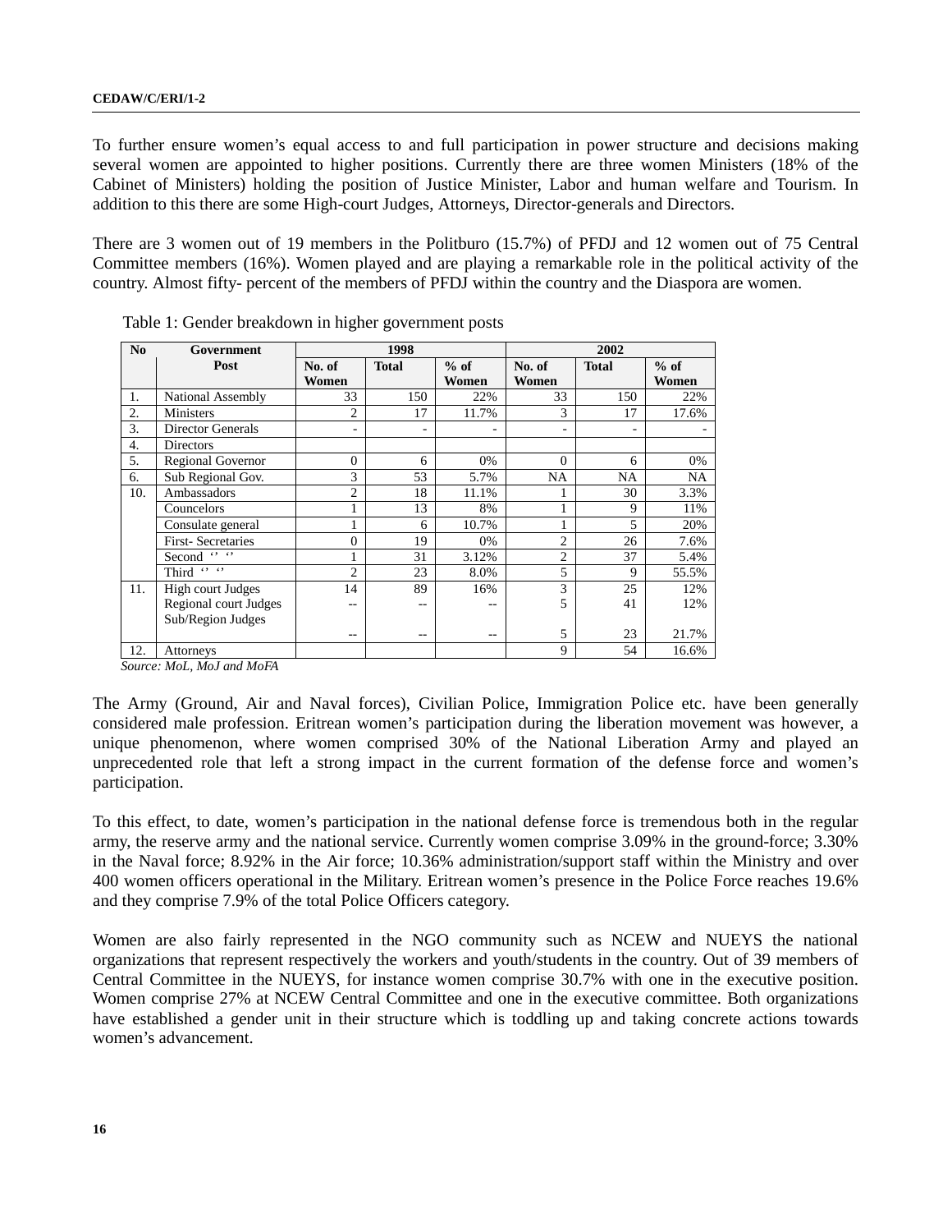To further ensure women's equal access to and full participation in power structure and decisions making several women are appointed to higher positions. Currently there are three women Ministers (18% of the Cabinet of Ministers) holding the position of Justice Minister, Labor and human welfare and Tourism. In addition to this there are some High-court Judges, Attorneys, Director-generals and Directors.

There are 3 women out of 19 members in the Politburo (15.7%) of PFDJ and 12 women out of 75 Central Committee members (16%). Women played and are playing a remarkable role in the political activity of the country. Almost fifty- percent of the members of PFDJ within the country and the Diaspora are women.

Table 1: Gender breakdown in higher government posts

| No | Government Post | 1998 | | | 2002 | | |
|---|---|---|---|---|---|---|---|
| | | No. of Women | Total | % of Women | No. of Women | Total | % of Women |
| 1. | National Assembly | 33 | 150 | 22% | 33 | 150 | 22% |
| 2. | Ministers | 2 | 17 | 11.7% | 3 | 17 | 17.6% |
| 3. | Director Generals | - | - | - | - | - | - |
| 4. | Directors | | | | | | |
| 5. | Regional Governor | 0 | 6 | 0% | 0 | 6 | 0% |
| 6. | Sub Regional Gov. | 3 | 53 | 5.7% | NA | NA | NA |
| 10. | Ambassadors | 2 | 18 | 11.1% | 1 | 30 | 3.3% |
| | Councelors | 1 | 13 | 8% | 1 | 9 | 11% |
| | Consulate general | 1 | 6 | 10.7% | 1 | 5 | 20% |
| | First- Secretaries | 0 | 19 | 0% | 2 | 26 | 7.6% |
| | Second '' '' | 1 | 31 | 3.12% | 2 | 37 | 5.4% |
| | Third '' '' | 2 | 23 | 8.0% | 5 | 9 | 55.5% |
| 11. | High court Judges | 14 | 89 | 16% | 3 | 25 | 12% |
| | Regional court Judges | -- | -- | -- | 5 | 41 | 12% |
| | Sub/Region Judges | -- | -- | -- | 5 | 23 | 21.7% |
| 12. | Attorneys | | | | 9 | 54 | 16.6% |

*Source: MoL, MoJ and MoFA*

The Army (Ground, Air and Naval forces), Civilian Police, Immigration Police etc. have been generally considered male profession. Eritrean women's participation during the liberation movement was however, a unique phenomenon, where women comprised 30% of the National Liberation Army and played an unprecedented role that left a strong impact in the current formation of the defense force and women's participation.

To this effect, to date, women's participation in the national defense force is tremendous both in the regular army, the reserve army and the national service. Currently women comprise 3.09% in the ground-force; 3.30% in the Naval force; 8.92% in the Air force; 10.36% administration/support staff within the Ministry and over 400 women officers operational in the Military. Eritrean women's presence in the Police Force reaches 19.6% and they comprise 7.9% of the total Police Officers category.

Women are also fairly represented in the NGO community such as NCEW and NUEYS the national organizations that represent respectively the workers and youth/students in the country. Out of 39 members of Central Committee in the NUEYS, for instance women comprise 30.7% with one in the executive position. Women comprise 27% at NCEW Central Committee and one in the executive committee. Both organizations have established a gender unit in their structure which is toddling up and taking concrete actions towards women's advancement.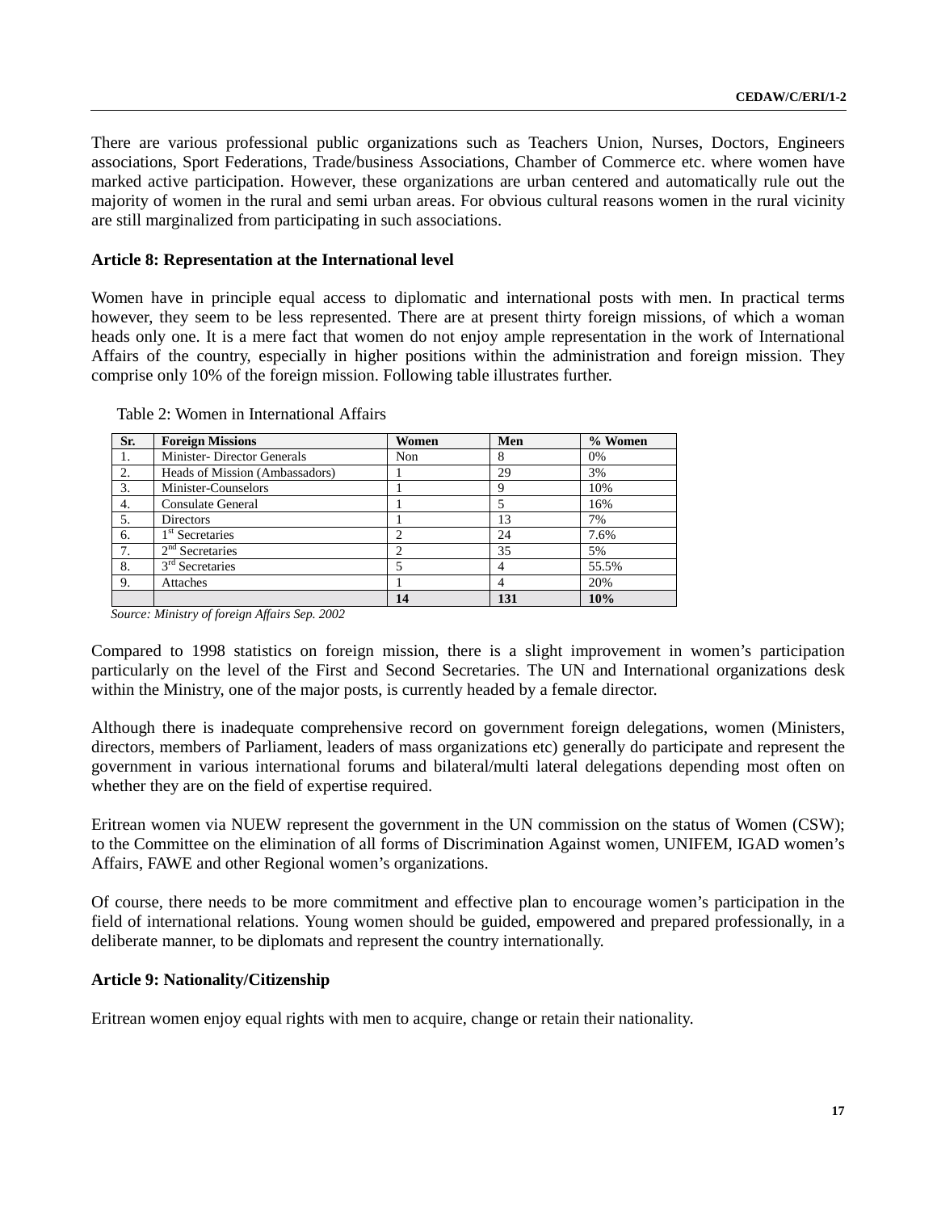There are various professional public organizations such as Teachers Union, Nurses, Doctors, Engineers associations, Sport Federations, Trade/business Associations, Chamber of Commerce etc. where women have marked active participation. However, these organizations are urban centered and automatically rule out the majority of women in the rural and semi urban areas. For obvious cultural reasons women in the rural vicinity are still marginalized from participating in such associations.

**Article 8: Representation at the International level**

Women have in principle equal access to diplomatic and international posts with men. In practical terms however, they seem to be less represented. There are at present thirty foreign missions, of which a woman heads only one. It is a mere fact that women do not enjoy ample representation in the work of International Affairs of the country, especially in higher positions within the administration and foreign mission. They comprise only 10% of the foreign mission. Following table illustrates further.

Table 2: Women in International Affairs

| Sr. | Foreign Missions | Women | Men | % Women |
|---|---|---|---|---|
| 1. | Minister- Director Generals | Non | 8 | 0% |
| 2. | Heads of Mission (Ambassadors) | 1 | 29 | 3% |
| 3. | Minister-Counselors | 1 | 9 | 10% |
| 4. | Consulate General | 1 | 5 | 16% |
| 5. | Directors | 1 | 13 | 7% |
| 6. | 1st Secretaries | 2 | 24 | 7.6% |
| 7. | 2nd Secretaries | 2 | 35 | 5% |
| 8. | 3rd Secretaries | 5 | 4 | 55.5% |
| 9. | Attaches | 1 | 4 | 20% |
| | | **14** | **131** | **10%** |

*Source: Ministry of foreign Affairs Sep. 2002*

Compared to 1998 statistics on foreign mission, there is a slight improvement in women's participation particularly on the level of the First and Second Secretaries. The UN and International organizations desk within the Ministry, one of the major posts, is currently headed by a female director.

Although there is inadequate comprehensive record on government foreign delegations, women (Ministers, directors, members of Parliament, leaders of mass organizations etc) generally do participate and represent the government in various international forums and bilateral/multi lateral delegations depending most often on whether they are on the field of expertise required.

Eritrean women via NUEW represent the government in the UN commission on the status of Women (CSW); to the Committee on the elimination of all forms of Discrimination Against women, UNIFEM, IGAD women's Affairs, FAWE and other Regional women's organizations.

Of course, there needs to be more commitment and effective plan to encourage women's participation in the field of international relations. Young women should be guided, empowered and prepared professionally, in a deliberate manner, to be diplomats and represent the country internationally.

**Article 9: Nationality/Citizenship**

Eritrean women enjoy equal rights with men to acquire, change or retain their nationality.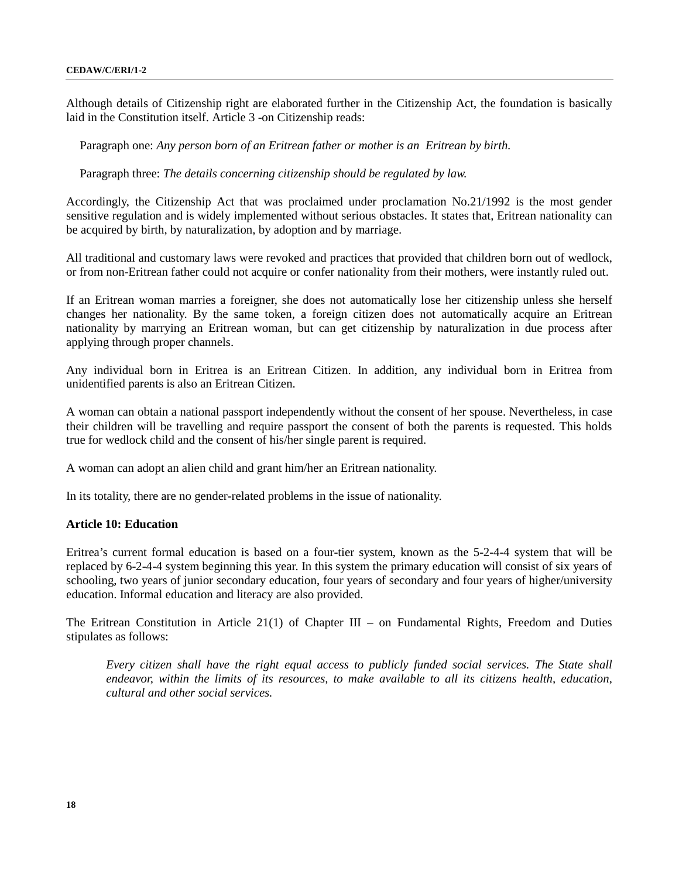Although details of Citizenship right are elaborated further in the Citizenship Act, the foundation is basically laid in the Constitution itself. Article 3 -on Citizenship reads:

Paragraph one: *Any person born of an Eritrean father or mother is an Eritrean by birth.*

Paragraph three: *The details concerning citizenship should be regulated by law.*

Accordingly, the Citizenship Act that was proclaimed under proclamation No.21/1992 is the most gender sensitive regulation and is widely implemented without serious obstacles. It states that, Eritrean nationality can be acquired by birth, by naturalization, by adoption and by marriage.

All traditional and customary laws were revoked and practices that provided that children born out of wedlock, or from non-Eritrean father could not acquire or confer nationality from their mothers, were instantly ruled out.

If an Eritrean woman marries a foreigner, she does not automatically lose her citizenship unless she herself changes her nationality. By the same token, a foreign citizen does not automatically acquire an Eritrean nationality by marrying an Eritrean woman, but can get citizenship by naturalization in due process after applying through proper channels.

Any individual born in Eritrea is an Eritrean Citizen. In addition, any individual born in Eritrea from unidentified parents is also an Eritrean Citizen.

A woman can obtain a national passport independently without the consent of her spouse. Nevertheless, in case their children will be travelling and require passport the consent of both the parents is requested. This holds true for wedlock child and the consent of his/her single parent is required.

A woman can adopt an alien child and grant him/her an Eritrean nationality.

In its totality, there are no gender-related problems in the issue of nationality.

**Article 10: Education**

Eritrea's current formal education is based on a four-tier system, known as the 5-2-4-4 system that will be replaced by 6-2-4-4 system beginning this year. In this system the primary education will consist of six years of schooling, two years of junior secondary education, four years of secondary and four years of higher/university education. Informal education and literacy are also provided.

The Eritrean Constitution in Article 21(1) of Chapter III – on Fundamental Rights, Freedom and Duties stipulates as follows:

> *Every citizen shall have the right equal access to publicly funded social services. The State shall endeavor, within the limits of its resources, to make available to all its citizens health, education, cultural and other social services.*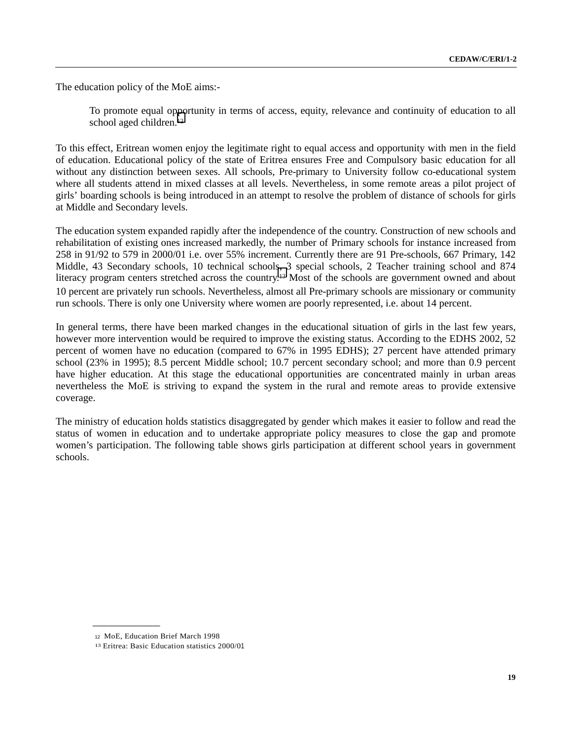The education policy of the MoE aims:-

> To promote equal opportunity in terms of access, equity, relevance and continuity of education to all school aged children.[12]

To this effect, Eritrean women enjoy the legitimate right to equal access and opportunity with men in the field of education. Educational policy of the state of Eritrea ensures Free and Compulsory basic education for all without any distinction between sexes. All schools, Pre-primary to University follow co-educational system where all students attend in mixed classes at all levels. Nevertheless, in some remote areas a pilot project of girls' boarding schools is being introduced in an attempt to resolve the problem of distance of schools for girls at Middle and Secondary levels.

The education system expanded rapidly after the independence of the country. Construction of new schools and rehabilitation of existing ones increased markedly, the number of Primary schools for instance increased from 258 in 91/92 to 579 in 2000/01 i.e. over 55% increment. Currently there are 91 Pre-schools, 667 Primary, 142 Middle, 43 Secondary schools, 10 technical schools, 3 special schools, 2 Teacher training school and 874 literacy program centers stretched across the country.[13] Most of the schools are government owned and about 10 percent are privately run schools. Nevertheless, almost all Pre-primary schools are missionary or community run schools. There is only one University where women are poorly represented, i.e. about 14 percent.

In general terms, there have been marked changes in the educational situation of girls in the last few years, however more intervention would be required to improve the existing status. According to the EDHS 2002, 52 percent of women have no education (compared to 67% in 1995 EDHS); 27 percent have attended primary school (23% in 1995); 8.5 percent Middle school; 10.7 percent secondary school; and more than 0.9 percent have higher education. At this stage the educational opportunities are concentrated mainly in urban areas nevertheless the MoE is striving to expand the system in the rural and remote areas to provide extensive coverage.

The ministry of education holds statistics disaggregated by gender which makes it easier to follow and read the status of women in education and to undertake appropriate policy measures to close the gap and promote women's participation. The following table shows girls participation at different school years in government schools.

---

[12] MoE, Education Brief March 1998

[13] Eritrea: Basic Education statistics 2000/01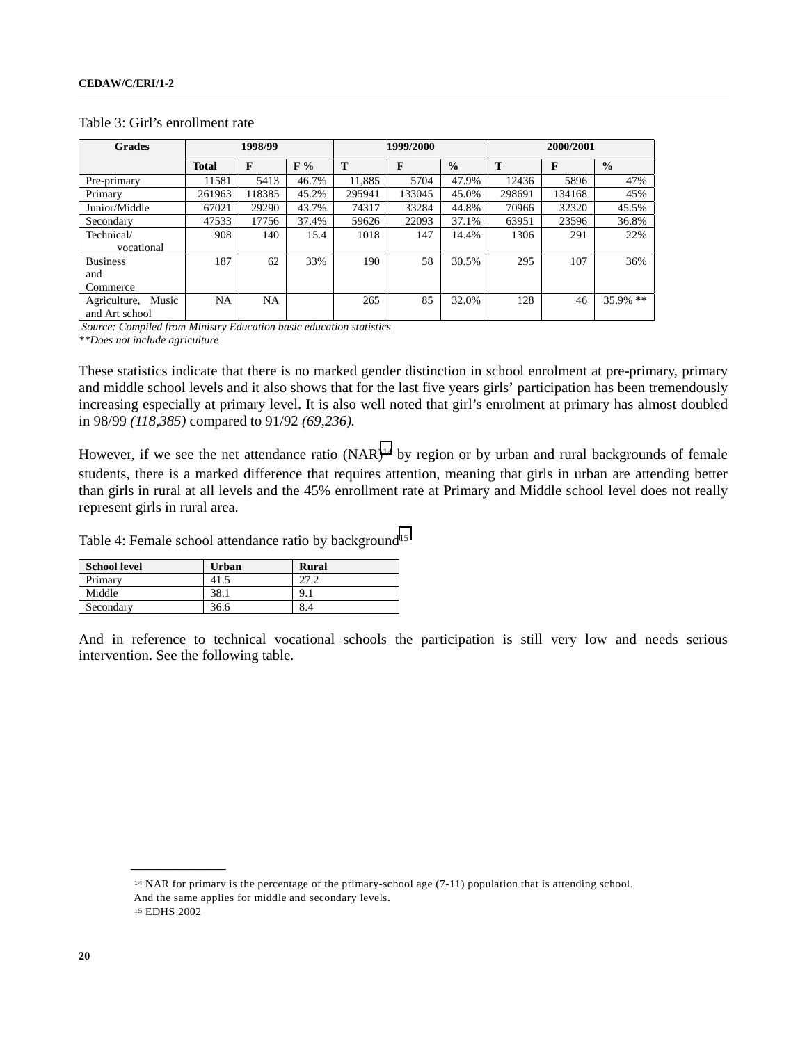Table 3: Girl's enrollment rate

| Grades | 1998/99 | | | 1999/2000 | | | 2000/2001 | | |
|---|---|---|---|---|---|---|---|---|---|
| | Total | F | F % | T | F | % | T | F | % |
| Pre-primary | 11581 | 5413 | 46.7% | 11,885 | 5704 | 47.9% | 12436 | 5896 | 47% |
| Primary | 261963 | 118385 | 45.2% | 295941 | 133045 | 45.0% | 298691 | 134168 | 45% |
| Junior/Middle | 67021 | 29290 | 43.7% | 74317 | 33284 | 44.8% | 70966 | 32320 | 45.5% |
| Secondary | 47533 | 17756 | 37.4% | 59626 | 22093 | 37.1% | 63951 | 23596 | 36.8% |
| Technical/ vocational | 908 | 140 | 15.4 | 1018 | 147 | 14.4% | 1306 | 291 | 22% |
| Business and Commerce | 187 | 62 | 33% | 190 | 58 | 30.5% | 295 | 107 | 36% |
| Agriculture, Music and Art school | NA | NA | | 265 | 85 | 32.0% | 128 | 46 | 35.9% ** |

*Source: Compiled from Ministry Education basic education statistics*
*\*\*Does not include agriculture*

These statistics indicate that there is no marked gender distinction in school enrolment at pre-primary, primary and middle school levels and it also shows that for the last five years girls' participation has been tremendously increasing especially at primary level. It is also well noted that girl's enrolment at primary has almost doubled in 98/99 *(118,385)* compared to 91/92 *(69,236).*

However, if we see the net attendance ratio (NAR)[14] by region or by urban and rural backgrounds of female students, there is a marked difference that requires attention, meaning that girls in urban are attending better than girls in rural at all levels and the 45% enrollment rate at Primary and Middle school level does not really represent girls in rural area.

Table 4: Female school attendance ratio by background[15]

| School level | Urban | Rural |
|---|---|---|
| Primary | 41.5 | 27.2 |
| Middle | 38.1 | 9.1 |
| Secondary | 36.6 | 8.4 |

And in reference to technical vocational schools the participation is still very low and needs serious intervention. See the following table.

---

[14] NAR for primary is the percentage of the primary-school age (7-11) population that is attending school. And the same applies for middle and secondary levels.

[15] EDHS 2002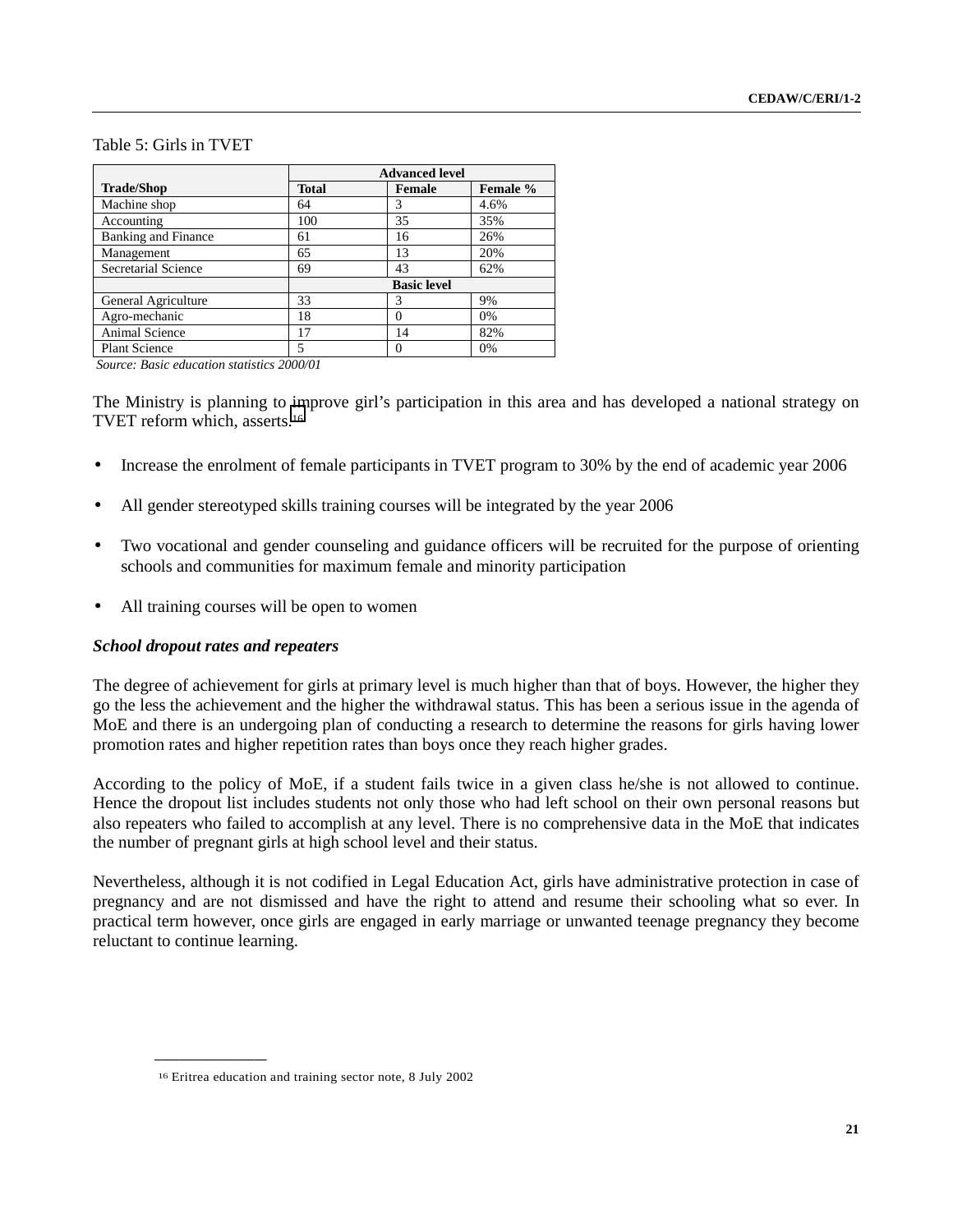Table 5: Girls in TVET

| Trade/Shop | Advanced level | | |
|---|---|---|---|
| | **Total** | **Female** | **Female %** |
| Machine shop | 64 | 3 | 4.6% |
| Accounting | 100 | 35 | 35% |
| Banking and Finance | 61 | 16 | 26% |
| Management | 65 | 13 | 20% |
| Secretarial Science | 69 | 43 | 62% |
| | **Basic level** | | |
| General Agriculture | 33 | 3 | 9% |
| Agro-mechanic | 18 | 0 | 0% |
| Animal Science | 17 | 14 | 82% |
| Plant Science | 5 | 0 | 0% |

*Source: Basic education statistics 2000/01*

The Ministry is planning to improve girl's participation in this area and has developed a national strategy on TVET reform which, asserts:[16]

- Increase the enrolment of female participants in TVET program to 30% by the end of academic year 2006
- All gender stereotyped skills training courses will be integrated by the year 2006
- Two vocational and gender counseling and guidance officers will be recruited for the purpose of orienting schools and communities for maximum female and minority participation
- All training courses will be open to women

***School dropout rates and repeaters***

The degree of achievement for girls at primary level is much higher than that of boys. However, the higher they go the less the achievement and the higher the withdrawal status. This has been a serious issue in the agenda of MoE and there is an undergoing plan of conducting a research to determine the reasons for girls having lower promotion rates and higher repetition rates than boys once they reach higher grades.

According to the policy of MoE, if a student fails twice in a given class he/she is not allowed to continue. Hence the dropout list includes students not only those who had left school on their own personal reasons but also repeaters who failed to accomplish at any level. There is no comprehensive data in the MoE that indicates the number of pregnant girls at high school level and their status.

Nevertheless, although it is not codified in Legal Education Act, girls have administrative protection in case of pregnancy and are not dismissed and have the right to attend and resume their schooling what so ever. In practical term however, once girls are engaged in early marriage or unwanted teenage pregnancy they become reluctant to continue learning.

[16] Eritrea education and training sector note, 8 July 2002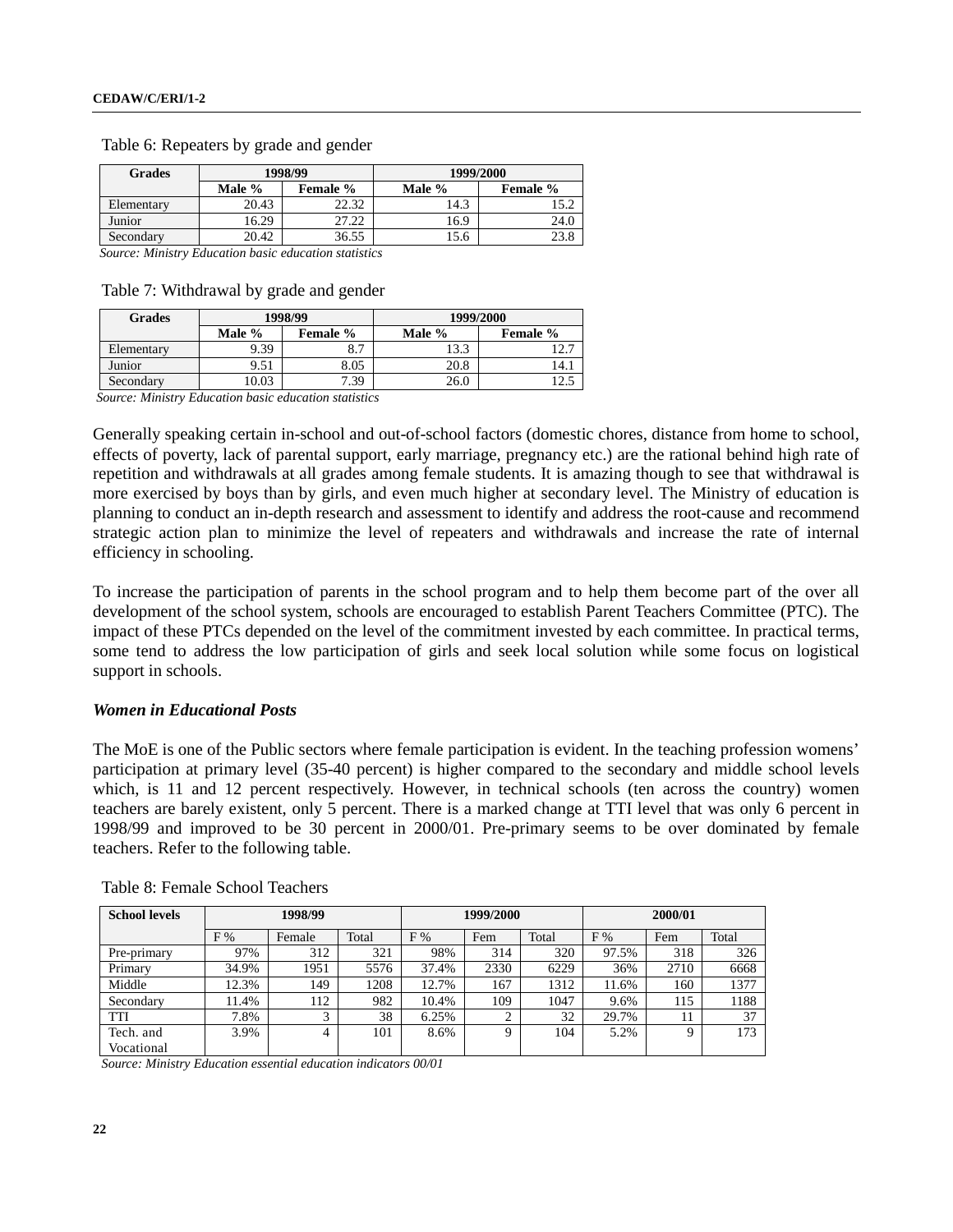Table 6: Repeaters by grade and gender

| Grades | 1998/99 | | 1999/2000 | |
|---|---|---|---|---|
| | Male % | Female % | Male % | Female % |
| Elementary | 20.43 | 22.32 | 14.3 | 15.2 |
| Junior | 16.29 | 27.22 | 16.9 | 24.0 |
| Secondary | 20.42 | 36.55 | 15.6 | 23.8 |

*Source: Ministry Education basic education statistics*

Table 7: Withdrawal by grade and gender

| Grades | 1998/99 | | 1999/2000 | |
|---|---|---|---|---|
| | Male % | Female % | Male % | Female % |
| Elementary | 9.39 | 8.7 | 13.3 | 12.7 |
| Junior | 9.51 | 8.05 | 20.8 | 14.1 |
| Secondary | 10.03 | 7.39 | 26.0 | 12.5 |

*Source: Ministry Education basic education statistics*

Generally speaking certain in-school and out-of-school factors (domestic chores, distance from home to school, effects of poverty, lack of parental support, early marriage, pregnancy etc.) are the rational behind high rate of repetition and withdrawals at all grades among female students. It is amazing though to see that withdrawal is more exercised by boys than by girls, and even much higher at secondary level. The Ministry of education is planning to conduct an in-depth research and assessment to identify and address the root-cause and recommend strategic action plan to minimize the level of repeaters and withdrawals and increase the rate of internal efficiency in schooling.

To increase the participation of parents in the school program and to help them become part of the over all development of the school system, schools are encouraged to establish Parent Teachers Committee (PTC). The impact of these PTCs depended on the level of the commitment invested by each committee. In practical terms, some tend to address the low participation of girls and seek local solution while some focus on logistical support in schools.

### *Women in Educational Posts*

The MoE is one of the Public sectors where female participation is evident. In the teaching profession womens' participation at primary level (35-40 percent) is higher compared to the secondary and middle school levels which, is 11 and 12 percent respectively. However, in technical schools (ten across the country) women teachers are barely existent, only 5 percent. There is a marked change at TTI level that was only 6 percent in 1998/99 and improved to be 30 percent in 2000/01. Pre-primary seems to be over dominated by female teachers. Refer to the following table.

Table 8: Female School Teachers

| School levels | 1998/99 | | | 1999/2000 | | | 2000/01 | | |
|---|---|---|---|---|---|---|---|---|---|
| | F % | Female | Total | F % | Fem | Total | F % | Fem | Total |
| Pre-primary | 97% | 312 | 321 | 98% | 314 | 320 | 97.5% | 318 | 326 |
| Primary | 34.9% | 1951 | 5576 | 37.4% | 2330 | 6229 | 36% | 2710 | 6668 |
| Middle | 12.3% | 149 | 1208 | 12.7% | 167 | 1312 | 11.6% | 160 | 1377 |
| Secondary | 11.4% | 112 | 982 | 10.4% | 109 | 1047 | 9.6% | 115 | 1188 |
| TTI | 7.8% | 3 | 38 | 6.25% | 2 | 32 | 29.7% | 11 | 37 |
| Tech. and Vocational | 3.9% | 4 | 101 | 8.6% | 9 | 104 | 5.2% | 9 | 173 |

*Source: Ministry Education essential education indicators 00/01*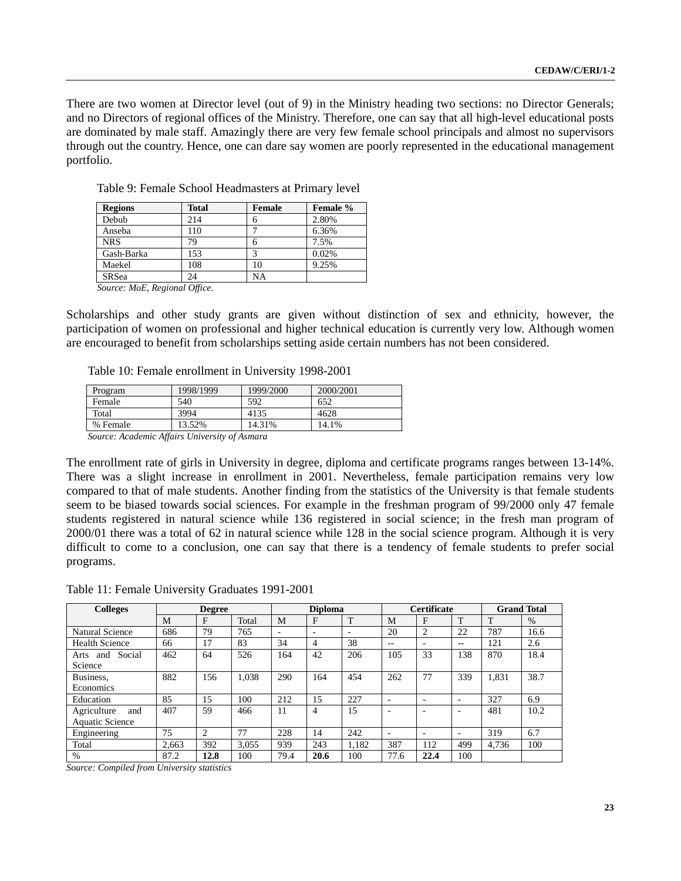There are two women at Director level (out of 9) in the Ministry heading two sections: no Director Generals; and no Directors of regional offices of the Ministry. Therefore, one can say that all high-level educational posts are dominated by male staff. Amazingly there are very few female school principals and almost no supervisors through out the country. Hence, one can dare say women are poorly represented in the educational management portfolio.

Table 9: Female School Headmasters at Primary level

| **Regions** | **Total** | **Female** | **Female %** |
|---|---|---|---|
| Debub | 214 | 6 | 2.80% |
| Anseba | 110 | 7 | 6.36% |
| NRS | 79 | 6 | 7.5% |
| Gash-Barka | 153 | 3 | 0.02% |
| Maekel | 108 | 10 | 9.25% |
| SRSea | 24 | NA | |

*Source: MoE, Regional Office.*

Scholarships and other study grants are given without distinction of sex and ethnicity, however, the participation of women on professional and higher technical education is currently very low. Although women are encouraged to benefit from scholarships setting aside certain numbers has not been considered.

Table 10: Female enrollment in University 1998-2001

| Program | 1998/1999 | 1999/2000 | 2000/2001 |
|---|---|---|---|
| Female | 540 | 592 | 652 |
| Total | 3994 | 4135 | 4628 |
| % Female | 13.52% | 14.31% | 14.1% |

*Source: Academic Affairs University of Asmara*

The enrollment rate of girls in University in degree, diploma and certificate programs ranges between 13-14%. There was a slight increase in enrollment in 2001. Nevertheless, female participation remains very low compared to that of male students. Another finding from the statistics of the University is that female students seem to be biased towards social sciences. For example in the freshman program of 99/2000 only 47 female students registered in natural science while 136 registered in social science; in the fresh man program of 2000/01 there was a total of 62 in natural science while 128 in the social science program. Although it is very difficult to come to a conclusion, one can say that there is a tendency of female students to prefer social programs.

Table 11: Female University Graduates 1991-2001

| **Colleges** | **Degree** | | | **Diploma** | | | **Certificate** | | | **Grand Total** | |
|---|---|---|---|---|---|---|---|---|---|---|---|
| | M | F | Total | M | F | T | M | F | T | T | % |
| Natural Science | 686 | 79 | 765 | - | - | - | 20 | 2 | 22 | 787 | 16.6 |
| Health Science | 66 | 17 | 83 | 34 | 4 | 38 | -- | - | -- | 121 | 2.6 |
| Arts and Social Science | 462 | 64 | 526 | 164 | 42 | 206 | 105 | 33 | 138 | 870 | 18.4 |
| Business, Economics | 882 | 156 | 1,038 | 290 | 164 | 454 | 262 | 77 | 339 | 1,831 | 38.7 |
| Education | 85 | 15 | 100 | 212 | 15 | 227 | - | - | - | 327 | 6.9 |
| Agriculture and Aquatic Science | 407 | 59 | 466 | 11 | 4 | 15 | - | - | - | 481 | 10.2 |
| Engineering | 75 | 2 | 77 | 228 | 14 | 242 | - | - | - | 319 | 6.7 |
| Total | 2,663 | 392 | 3,055 | 939 | 243 | 1,182 | 387 | 112 | 499 | 4,736 | 100 |
| % | 87.2 | **12.8** | 100 | 79.4 | **20.6** | 100 | 77.6 | **22.4** | 100 | | |

*Source: Compiled from University statistics*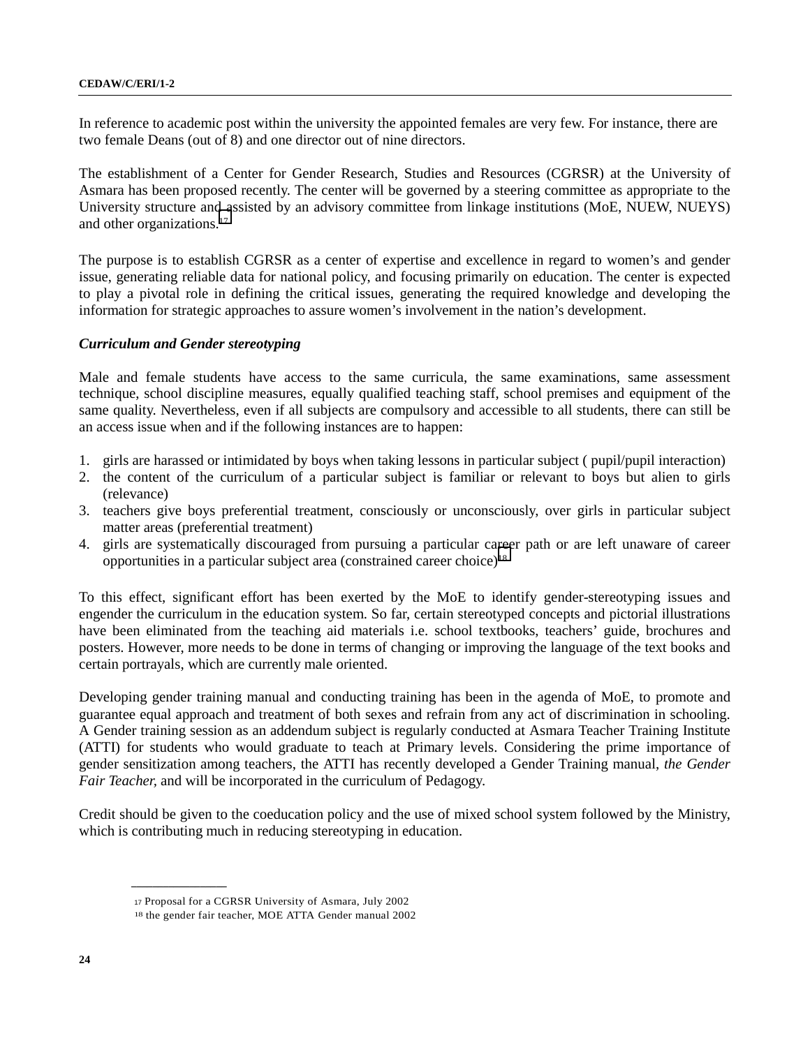In reference to academic post within the university the appointed females are very few. For instance, there are two female Deans (out of 8) and one director out of nine directors.

The establishment of a Center for Gender Research, Studies and Resources (CGRSR) at the University of Asmara has been proposed recently. The center will be governed by a steering committee as appropriate to the University structure and assisted by an advisory committee from linkage institutions (MoE, NUEW, NUEYS) and other organizations.[17]

The purpose is to establish CGRSR as a center of expertise and excellence in regard to women's and gender issue, generating reliable data for national policy, and focusing primarily on education. The center is expected to play a pivotal role in defining the critical issues, generating the required knowledge and developing the information for strategic approaches to assure women's involvement in the nation's development.

***Curriculum and Gender stereotyping***

Male and female students have access to the same curricula, the same examinations, same assessment technique, school discipline measures, equally qualified teaching staff, school premises and equipment of the same quality. Nevertheless, even if all subjects are compulsory and accessible to all students, there can still be an access issue when and if the following instances are to happen:

1. girls are harassed or intimidated by boys when taking lessons in particular subject ( pupil/pupil interaction)
2. the content of the curriculum of a particular subject is familiar or relevant to boys but alien to girls (relevance)
3. teachers give boys preferential treatment, consciously or unconsciously, over girls in particular subject matter areas (preferential treatment)
4. girls are systematically discouraged from pursuing a particular career path or are left unaware of career opportunities in a particular subject area (constrained career choice)[18]

To this effect, significant effort has been exerted by the MoE to identify gender-stereotyping issues and engender the curriculum in the education system. So far, certain stereotyped concepts and pictorial illustrations have been eliminated from the teaching aid materials i.e. school textbooks, teachers' guide, brochures and posters. However, more needs to be done in terms of changing or improving the language of the text books and certain portrayals, which are currently male oriented.

Developing gender training manual and conducting training has been in the agenda of MoE, to promote and guarantee equal approach and treatment of both sexes and refrain from any act of discrimination in schooling. A Gender training session as an addendum subject is regularly conducted at Asmara Teacher Training Institute (ATTI) for students who would graduate to teach at Primary levels. Considering the prime importance of gender sensitization among teachers, the ATTI has recently developed a Gender Training manual, *the Gender Fair Teacher,* and will be incorporated in the curriculum of Pedagogy.

Credit should be given to the coeducation policy and the use of mixed school system followed by the Ministry, which is contributing much in reducing stereotyping in education.

---

[17] Proposal for a CGRSR University of Asmara, July 2002

[18] the gender fair teacher, MOE ATTA Gender manual 2002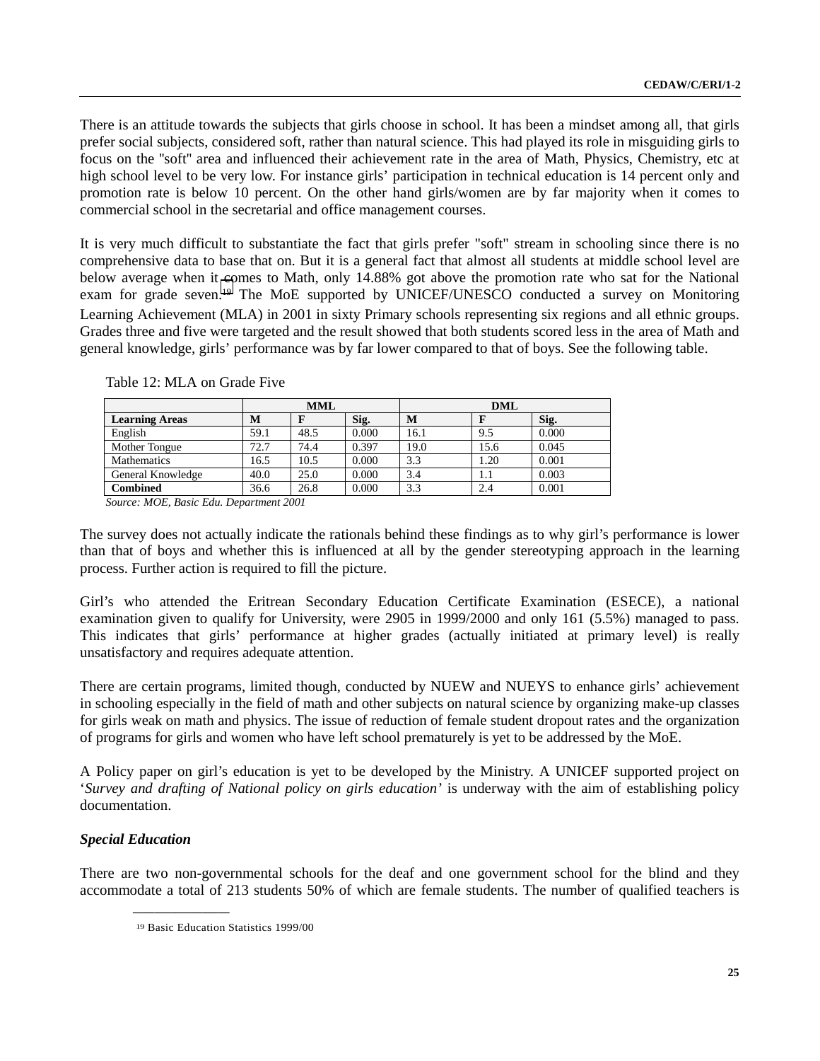There is an attitude towards the subjects that girls choose in school. It has been a mindset among all, that girls prefer social subjects, considered soft, rather than natural science. This had played its role in misguiding girls to focus on the "soft" area and influenced their achievement rate in the area of Math, Physics, Chemistry, etc at high school level to be very low. For instance girls' participation in technical education is 14 percent only and promotion rate is below 10 percent. On the other hand girls/women are by far majority when it comes to commercial school in the secretarial and office management courses.

It is very much difficult to substantiate the fact that girls prefer "soft" stream in schooling since there is no comprehensive data to base that on. But it is a general fact that almost all students at middle school level are below average when it comes to Math, only 14.88% got above the promotion rate who sat for the National exam for grade seven.[19] The MoE supported by UNICEF/UNESCO conducted a survey on Monitoring Learning Achievement (MLA) in 2001 in sixty Primary schools representing six regions and all ethnic groups. Grades three and five were targeted and the result showed that both students scored less in the area of Math and general knowledge, girls' performance was by far lower compared to that of boys. See the following table.

Table 12: MLA on Grade Five

| | MML | | | DML | | |
|---|---|---|---|---|---|---|
| **Learning Areas** | **M** | **F** | **Sig.** | **M** | **F** | **Sig.** |
| English | 59.1 | 48.5 | 0.000 | 16.1 | 9.5 | 0.000 |
| Mother Tongue | 72.7 | 74.4 | 0.397 | 19.0 | 15.6 | 0.045 |
| Mathematics | 16.5 | 10.5 | 0.000 | 3.3 | 1.20 | 0.001 |
| General Knowledge | 40.0 | 25.0 | 0.000 | 3.4 | 1.1 | 0.003 |
| **Combined** | 36.6 | 26.8 | 0.000 | 3.3 | 2.4 | 0.001 |

*Source: MOE, Basic Edu. Department 2001*

The survey does not actually indicate the rationals behind these findings as to why girl's performance is lower than that of boys and whether this is influenced at all by the gender stereotyping approach in the learning process. Further action is required to fill the picture.

Girl's who attended the Eritrean Secondary Education Certificate Examination (ESECE), a national examination given to qualify for University, were 2905 in 1999/2000 and only 161 (5.5%) managed to pass. This indicates that girls' performance at higher grades (actually initiated at primary level) is really unsatisfactory and requires adequate attention.

There are certain programs, limited though, conducted by NUEW and NUEYS to enhance girls' achievement in schooling especially in the field of math and other subjects on natural science by organizing make-up classes for girls weak on math and physics. The issue of reduction of female student dropout rates and the organization of programs for girls and women who have left school prematurely is yet to be addressed by the MoE.

A Policy paper on girl's education is yet to be developed by the Ministry. A UNICEF supported project on '*Survey and drafting of National policy on girls education'* is underway with the aim of establishing policy documentation.

***Special Education***

There are two non-governmental schools for the deaf and one government school for the blind and they accommodate a total of 213 students 50% of which are female students. The number of qualified teachers is

[19] Basic Education Statistics 1999/00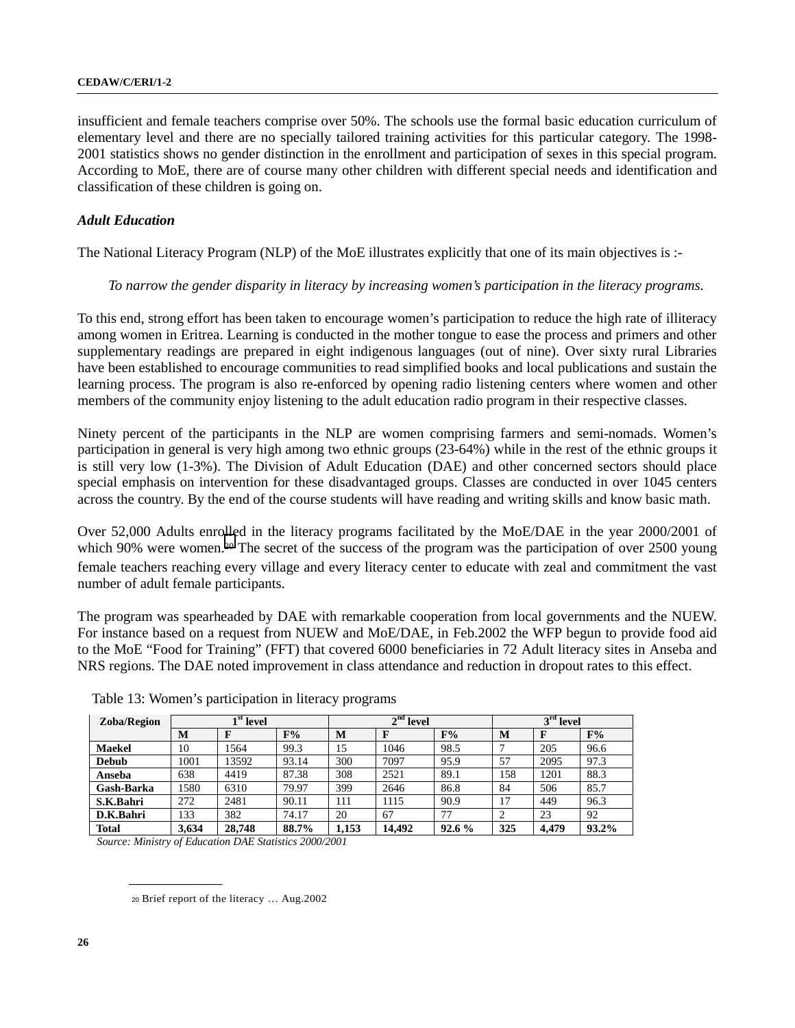insufficient and female teachers comprise over 50%. The schools use the formal basic education curriculum of elementary level and there are no specially tailored training activities for this particular category. The 1998-2001 statistics shows no gender distinction in the enrollment and participation of sexes in this special program. According to MoE, there are of course many other children with different special needs and identification and classification of these children is going on.

### *Adult Education*

The National Literacy Program (NLP) of the MoE illustrates explicitly that one of its main objectives is :-

> *To narrow the gender disparity in literacy by increasing women's participation in the literacy programs.*

To this end, strong effort has been taken to encourage women's participation to reduce the high rate of illiteracy among women in Eritrea. Learning is conducted in the mother tongue to ease the process and primers and other supplementary readings are prepared in eight indigenous languages (out of nine). Over sixty rural Libraries have been established to encourage communities to read simplified books and local publications and sustain the learning process. The program is also re-enforced by opening radio listening centers where women and other members of the community enjoy listening to the adult education radio program in their respective classes.

Ninety percent of the participants in the NLP are women comprising farmers and semi-nomads. Women's participation in general is very high among two ethnic groups (23-64%) while in the rest of the ethnic groups it is still very low (1-3%). The Division of Adult Education (DAE) and other concerned sectors should place special emphasis on intervention for these disadvantaged groups. Classes are conducted in over 1045 centers across the country. By the end of the course students will have reading and writing skills and know basic math.

Over 52,000 Adults enrolled in the literacy programs facilitated by the MoE/DAE in the year 2000/2001 of which 90% were women.[20] The secret of the success of the program was the participation of over 2500 young female teachers reaching every village and every literacy center to educate with zeal and commitment the vast number of adult female participants.

The program was spearheaded by DAE with remarkable cooperation from local governments and the NUEW. For instance based on a request from NUEW and MoE/DAE, in Feb.2002 the WFP begun to provide food aid to the MoE "Food for Training" (FFT) that covered 6000 beneficiaries in 72 Adult literacy sites in Anseba and NRS regions. The DAE noted improvement in class attendance and reduction in dropout rates to this effect.

Table 13: Women's participation in literacy programs

| Zoba/Region | 1st level | | | 2nd level | | | 3rd level | | |
|---|---|---|---|---|---|---|---|---|---|
| | M | F | F% | M | F | F% | M | F | F% |
| **Maekel** | 10 | 1564 | 99.3 | 15 | 1046 | 98.5 | 7 | 205 | 96.6 |
| **Debub** | 1001 | 13592 | 93.14 | 300 | 7097 | 95.9 | 57 | 2095 | 97.3 |
| **Anseba** | 638 | 4419 | 87.38 | 308 | 2521 | 89.1 | 158 | 1201 | 88.3 |
| **Gash-Barka** | 1580 | 6310 | 79.97 | 399 | 2646 | 86.8 | 84 | 506 | 85.7 |
| **S.K.Bahri** | 272 | 2481 | 90.11 | 111 | 1115 | 90.9 | 17 | 449 | 96.3 |
| **D.K.Bahri** | 133 | 382 | 74.17 | 20 | 67 | 77 | 2 | 23 | 92 |
| **Total** | **3,634** | **28,748** | **88.7%** | **1,153** | **14,492** | **92.6 %** | **325** | **4,479** | **93.2%** |

*Source: Ministry of Education DAE Statistics 2000/2001*

---

[20] Brief report of the literacy … Aug.2002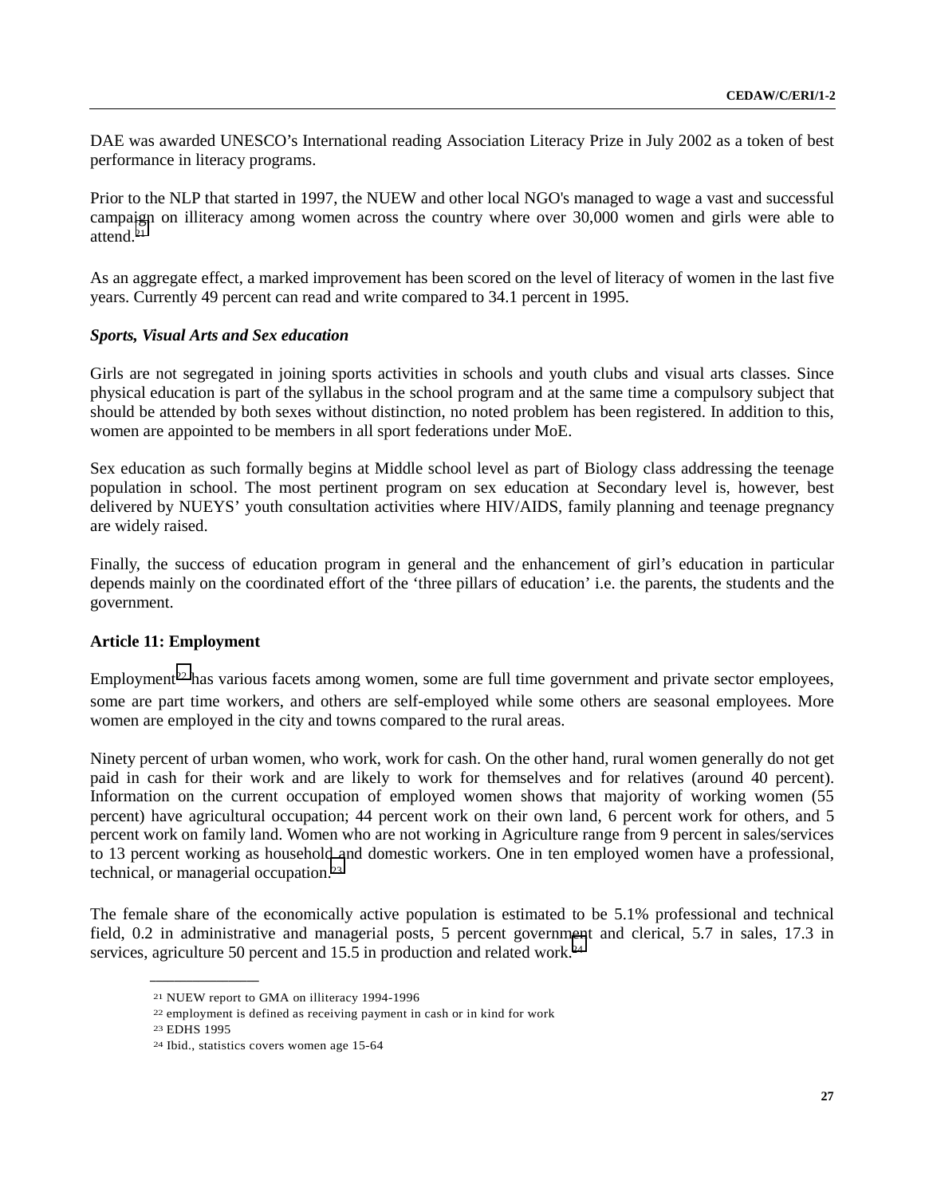DAE was awarded UNESCO's International reading Association Literacy Prize in July 2002 as a token of best performance in literacy programs.

Prior to the NLP that started in 1997, the NUEW and other local NGO's managed to wage a vast and successful campaign on illiteracy among women across the country where over 30,000 women and girls were able to attend.[21]

As an aggregate effect, a marked improvement has been scored on the level of literacy of women in the last five years. Currently 49 percent can read and write compared to 34.1 percent in 1995.

***Sports, Visual Arts and Sex education***

Girls are not segregated in joining sports activities in schools and youth clubs and visual arts classes. Since physical education is part of the syllabus in the school program and at the same time a compulsory subject that should be attended by both sexes without distinction, no noted problem has been registered. In addition to this, women are appointed to be members in all sport federations under MoE.

Sex education as such formally begins at Middle school level as part of Biology class addressing the teenage population in school. The most pertinent program on sex education at Secondary level is, however, best delivered by NUEYS' youth consultation activities where HIV/AIDS, family planning and teenage pregnancy are widely raised.

Finally, the success of education program in general and the enhancement of girl's education in particular depends mainly on the coordinated effort of the 'three pillars of education' i.e. the parents, the students and the government.

**Article 11: Employment**

Employment[22] has various facets among women, some are full time government and private sector employees, some are part time workers, and others are self-employed while some others are seasonal employees. More women are employed in the city and towns compared to the rural areas.

Ninety percent of urban women, who work, work for cash. On the other hand, rural women generally do not get paid in cash for their work and are likely to work for themselves and for relatives (around 40 percent). Information on the current occupation of employed women shows that majority of working women (55 percent) have agricultural occupation; 44 percent work on their own land, 6 percent work for others, and 5 percent work on family land. Women who are not working in Agriculture range from 9 percent in sales/services to 13 percent working as household and domestic workers. One in ten employed women have a professional, technical, or managerial occupation.[23]

The female share of the economically active population is estimated to be 5.1% professional and technical field, 0.2 in administrative and managerial posts, 5 percent government and clerical, 5.7 in sales, 17.3 in services, agriculture 50 percent and 15.5 in production and related work.[24]

---

[21] NUEW report to GMA on illiteracy 1994-1996

[22] employment is defined as receiving payment in cash or in kind for work

[23] EDHS 1995

[24] Ibid., statistics covers women age 15-64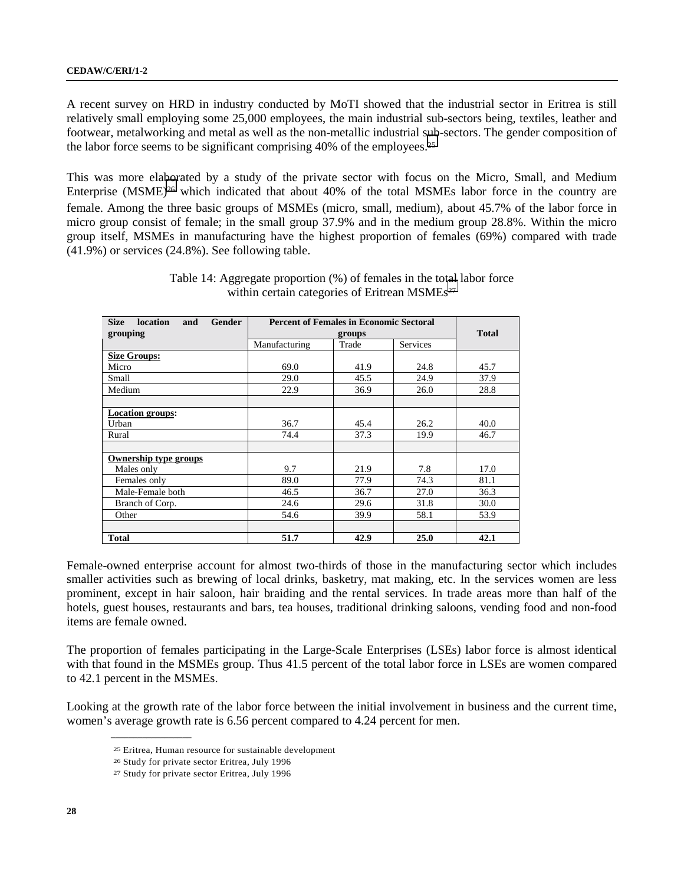A recent survey on HRD in industry conducted by MoTI showed that the industrial sector in Eritrea is still relatively small employing some 25,000 employees, the main industrial sub-sectors being, textiles, leather and footwear, metalworking and metal as well as the non-metallic industrial sub-sectors. The gender composition of the labor force seems to be significant comprising 40% of the employees.[25]

This was more elaborated by a study of the private sector with focus on the Micro, Small, and Medium Enterprise (MSME)[26] which indicated that about 40% of the total MSMEs labor force in the country are female. Among the three basic groups of MSMEs (micro, small, medium), about 45.7% of the labor force in micro group consist of female; in the small group 37.9% and in the medium group 28.8%. Within the micro group itself, MSMEs in manufacturing have the highest proportion of females (69%) compared with trade (41.9%) or services (24.8%). See following table.

Table 14: Aggregate proportion (%) of females in the total labor force within certain categories of Eritrean MSMEs[27]

| Size location and Gender grouping | Percent of Females in Economic Sectoral groups | | | Total |
|---|---|---|---|---|
| | Manufacturing | Trade | Services | |
| **Size Groups:** | | | | |
| Micro | 69.0 | 41.9 | 24.8 | 45.7 |
| Small | 29.0 | 45.5 | 24.9 | 37.9 |
| Medium | 22.9 | 36.9 | 26.0 | 28.8 |
| | | | | |
| **Location groups:** | | | | |
| Urban | 36.7 | 45.4 | 26.2 | 40.0 |
| Rural | 74.4 | 37.3 | 19.9 | 46.7 |
| | | | | |
| **Ownership type groups** | | | | |
| Males only | 9.7 | 21.9 | 7.8 | 17.0 |
| Females only | 89.0 | 77.9 | 74.3 | 81.1 |
| Male-Female both | 46.5 | 36.7 | 27.0 | 36.3 |
| Branch of Corp. | 24.6 | 29.6 | 31.8 | 30.0 |
| Other | 54.6 | 39.9 | 58.1 | 53.9 |
| | | | | |
| **Total** | **51.7** | **42.9** | **25.0** | **42.1** |

Female-owned enterprise account for almost two-thirds of those in the manufacturing sector which includes smaller activities such as brewing of local drinks, basketry, mat making, etc. In the services women are less prominent, except in hair saloon, hair braiding and the rental services. In trade areas more than half of the hotels, guest houses, restaurants and bars, tea houses, traditional drinking saloons, vending food and non-food items are female owned.

The proportion of females participating in the Large-Scale Enterprises (LSEs) labor force is almost identical with that found in the MSMEs group. Thus 41.5 percent of the total labor force in LSEs are women compared to 42.1 percent in the MSMEs.

Looking at the growth rate of the labor force between the initial involvement in business and the current time, women's average growth rate is 6.56 percent compared to 4.24 percent for men.

[25] Eritrea, Human resource for sustainable development

[26] Study for private sector Eritrea, July 1996

[27] Study for private sector Eritrea, July 1996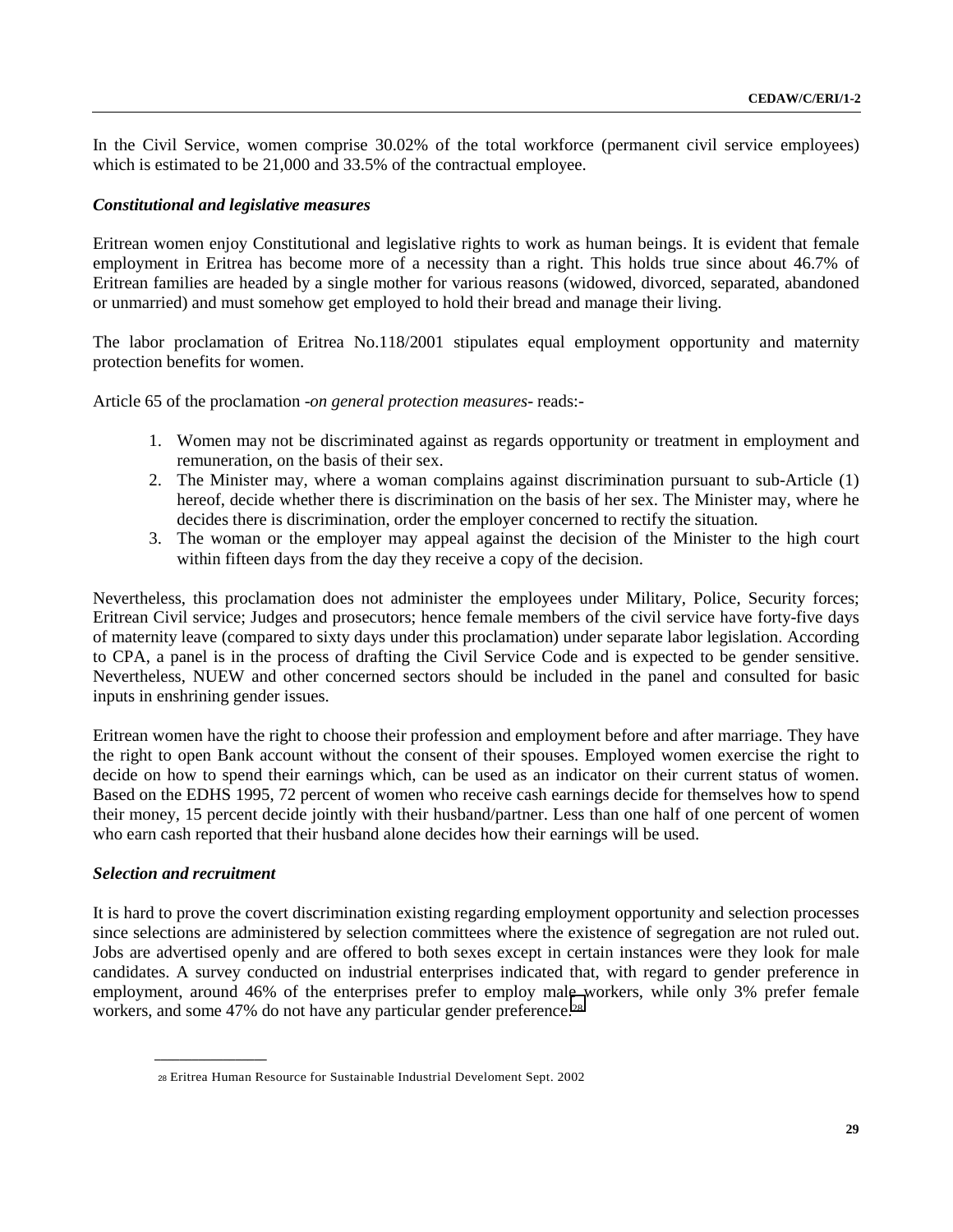In the Civil Service, women comprise 30.02% of the total workforce (permanent civil service employees) which is estimated to be 21,000 and 33.5% of the contractual employee.

### *Constitutional and legislative measures*

Eritrean women enjoy Constitutional and legislative rights to work as human beings. It is evident that female employment in Eritrea has become more of a necessity than a right. This holds true since about 46.7% of Eritrean families are headed by a single mother for various reasons (widowed, divorced, separated, abandoned or unmarried) and must somehow get employed to hold their bread and manage their living.

The labor proclamation of Eritrea No.118/2001 stipulates equal employment opportunity and maternity protection benefits for women.

Article 65 of the proclamation -*on general protection measures*- reads:-

1. Women may not be discriminated against as regards opportunity or treatment in employment and remuneration, on the basis of their sex.
2. The Minister may, where a woman complains against discrimination pursuant to sub-Article (1) hereof, decide whether there is discrimination on the basis of her sex. The Minister may, where he decides there is discrimination, order the employer concerned to rectify the situation.
3. The woman or the employer may appeal against the decision of the Minister to the high court within fifteen days from the day they receive a copy of the decision.

Nevertheless, this proclamation does not administer the employees under Military, Police, Security forces; Eritrean Civil service; Judges and prosecutors; hence female members of the civil service have forty-five days of maternity leave (compared to sixty days under this proclamation) under separate labor legislation. According to CPA, a panel is in the process of drafting the Civil Service Code and is expected to be gender sensitive. Nevertheless, NUEW and other concerned sectors should be included in the panel and consulted for basic inputs in enshrining gender issues.

Eritrean women have the right to choose their profession and employment before and after marriage. They have the right to open Bank account without the consent of their spouses. Employed women exercise the right to decide on how to spend their earnings which, can be used as an indicator on their current status of women. Based on the EDHS 1995, 72 percent of women who receive cash earnings decide for themselves how to spend their money, 15 percent decide jointly with their husband/partner. Less than one half of one percent of women who earn cash reported that their husband alone decides how their earnings will be used.

### *Selection and recruitment*

It is hard to prove the covert discrimination existing regarding employment opportunity and selection processes since selections are administered by selection committees where the existence of segregation are not ruled out. Jobs are advertised openly and are offered to both sexes except in certain instances were they look for male candidates. A survey conducted on industrial enterprises indicated that, with regard to gender preference in employment, around 46% of the enterprises prefer to employ male workers, while only 3% prefer female workers, and some 47% do not have any particular gender preference.[28]

---

[28] Eritrea Human Resource for Sustainable Industrial Develoment Sept. 2002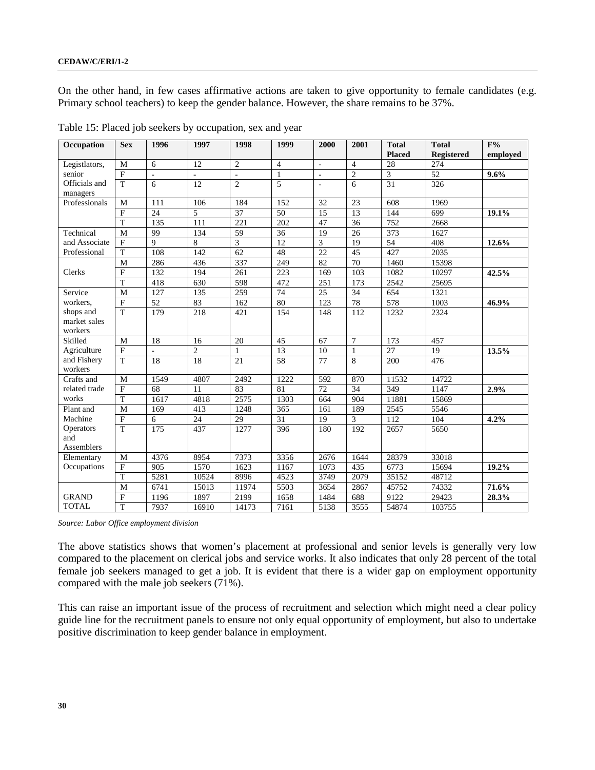On the other hand, in few cases affirmative actions are taken to give opportunity to female candidates (e.g. Primary school teachers) to keep the gender balance. However, the share remains to be 37%.

Table 15: Placed job seekers by occupation, sex and year

| Occupation | Sex | 1996 | 1997 | 1998 | 1999 | 2000 | 2001 | Total Placed | Total Registered | F% employed |
|---|---|---|---|---|---|---|---|---|---|---|
| Legistlators, senior Officials and managers | M | 6 | 12 | 2 | 4 | - | 4 | 28 | 274 | |
| | F | - | - | - | 1 | - | 2 | 3 | 52 | **9.6%** |
| | T | 6 | 12 | 2 | 5 | - | 6 | 31 | 326 | |
| Professionals | M | 111 | 106 | 184 | 152 | 32 | 23 | 608 | 1969 | |
| | F | 24 | 5 | 37 | 50 | 15 | 13 | 144 | 699 | **19.1%** |
| | T | 135 | 111 | 221 | 202 | 47 | 36 | 752 | 2668 | |
| Technical and Associate Professional | M | 99 | 134 | 59 | 36 | 19 | 26 | 373 | 1627 | |
| | F | 9 | 8 | 3 | 12 | 3 | 19 | 54 | 408 | **12.6%** |
| | T | 108 | 142 | 62 | 48 | 22 | 45 | 427 | 2035 | |
| Clerks | M | 286 | 436 | 337 | 249 | 82 | 70 | 1460 | 15398 | |
| | F | 132 | 194 | 261 | 223 | 169 | 103 | 1082 | 10297 | **42.5%** |
| | T | 418 | 630 | 598 | 472 | 251 | 173 | 2542 | 25695 | |
| Service workers, shops and market sales workers | M | 127 | 135 | 259 | 74 | 25 | 34 | 654 | 1321 | |
| | F | 52 | 83 | 162 | 80 | 123 | 78 | 578 | 1003 | **46.9%** |
| | T | 179 | 218 | 421 | 154 | 148 | 112 | 1232 | 2324 | |
| Skilled Agriculture and Fishery workers | M | 18 | 16 | 20 | 45 | 67 | 7 | 173 | 457 | |
| | F | - | 2 | 1 | 13 | 10 | 1 | 27 | 19 | **13.5%** |
| | T | 18 | 18 | 21 | 58 | 77 | 8 | 200 | 476 | |
| Crafts and related trade works | M | 1549 | 4807 | 2492 | 1222 | 592 | 870 | 11532 | 14722 | |
| | F | 68 | 11 | 83 | 81 | 72 | 34 | 349 | 1147 | **2.9%** |
| | T | 1617 | 4818 | 2575 | 1303 | 664 | 904 | 11881 | 15869 | |
| Plant and Machine Operators and Assemblers | M | 169 | 413 | 1248 | 365 | 161 | 189 | 2545 | 5546 | |
| | F | 6 | 24 | 29 | 31 | 19 | 3 | 112 | 104 | **4.2%** |
| | T | 175 | 437 | 1277 | 396 | 180 | 192 | 2657 | 5650 | |
| Elementary Occupations | M | 4376 | 8954 | 7373 | 3356 | 2676 | 1644 | 28379 | 33018 | |
| | F | 905 | 1570 | 1623 | 1167 | 1073 | 435 | 6773 | 15694 | **19.2%** |
| | T | 5281 | 10524 | 8996 | 4523 | 3749 | 2079 | 35152 | 48712 | |
| GRAND TOTAL | M | 6741 | 15013 | 11974 | 5503 | 3654 | 2867 | 45752 | 74332 | **71.6%** |
| | F | 1196 | 1897 | 2199 | 1658 | 1484 | 688 | 9122 | 29423 | **28.3%** |
| | T | 7937 | 16910 | 14173 | 7161 | 5138 | 3555 | 54874 | 103755 | |

*Source: Labor Office employment division*

The above statistics shows that women's placement at professional and senior levels is generally very low compared to the placement on clerical jobs and service works. It also indicates that only 28 percent of the total female job seekers managed to get a job. It is evident that there is a wider gap on employment opportunity compared with the male job seekers (71%).

This can raise an important issue of the process of recruitment and selection which might need a clear policy guide line for the recruitment panels to ensure not only equal opportunity of employment, but also to undertake positive discrimination to keep gender balance in employment.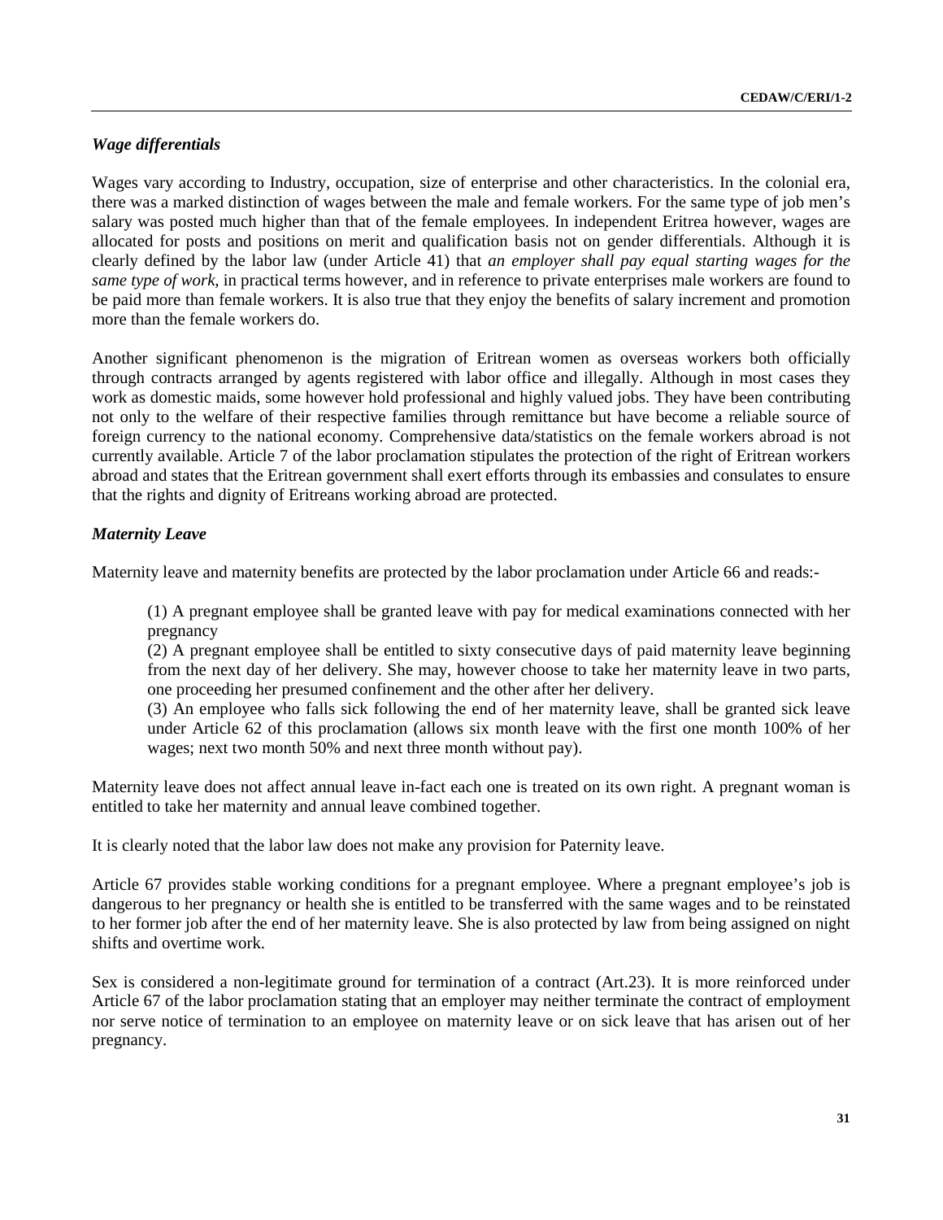### *Wage differentials*

Wages vary according to Industry, occupation, size of enterprise and other characteristics. In the colonial era, there was a marked distinction of wages between the male and female workers. For the same type of job men's salary was posted much higher than that of the female employees. In independent Eritrea however, wages are allocated for posts and positions on merit and qualification basis not on gender differentials. Although it is clearly defined by the labor law (under Article 41) that *an employer shall pay equal starting wages for the same type of work*, in practical terms however, and in reference to private enterprises male workers are found to be paid more than female workers. It is also true that they enjoy the benefits of salary increment and promotion more than the female workers do.

Another significant phenomenon is the migration of Eritrean women as overseas workers both officially through contracts arranged by agents registered with labor office and illegally. Although in most cases they work as domestic maids, some however hold professional and highly valued jobs. They have been contributing not only to the welfare of their respective families through remittance but have become a reliable source of foreign currency to the national economy. Comprehensive data/statistics on the female workers abroad is not currently available. Article 7 of the labor proclamation stipulates the protection of the right of Eritrean workers abroad and states that the Eritrean government shall exert efforts through its embassies and consulates to ensure that the rights and dignity of Eritreans working abroad are protected.

### *Maternity Leave*

Maternity leave and maternity benefits are protected by the labor proclamation under Article 66 and reads:-

> (1) A pregnant employee shall be granted leave with pay for medical examinations connected with her pregnancy
>
> (2) A pregnant employee shall be entitled to sixty consecutive days of paid maternity leave beginning from the next day of her delivery. She may, however choose to take her maternity leave in two parts, one proceeding her presumed confinement and the other after her delivery.
>
> (3) An employee who falls sick following the end of her maternity leave, shall be granted sick leave under Article 62 of this proclamation (allows six month leave with the first one month 100% of her wages; next two month 50% and next three month without pay).

Maternity leave does not affect annual leave in-fact each one is treated on its own right. A pregnant woman is entitled to take her maternity and annual leave combined together.

It is clearly noted that the labor law does not make any provision for Paternity leave.

Article 67 provides stable working conditions for a pregnant employee. Where a pregnant employee's job is dangerous to her pregnancy or health she is entitled to be transferred with the same wages and to be reinstated to her former job after the end of her maternity leave. She is also protected by law from being assigned on night shifts and overtime work.

Sex is considered a non-legitimate ground for termination of a contract (Art.23). It is more reinforced under Article 67 of the labor proclamation stating that an employer may neither terminate the contract of employment nor serve notice of termination to an employee on maternity leave or on sick leave that has arisen out of her pregnancy.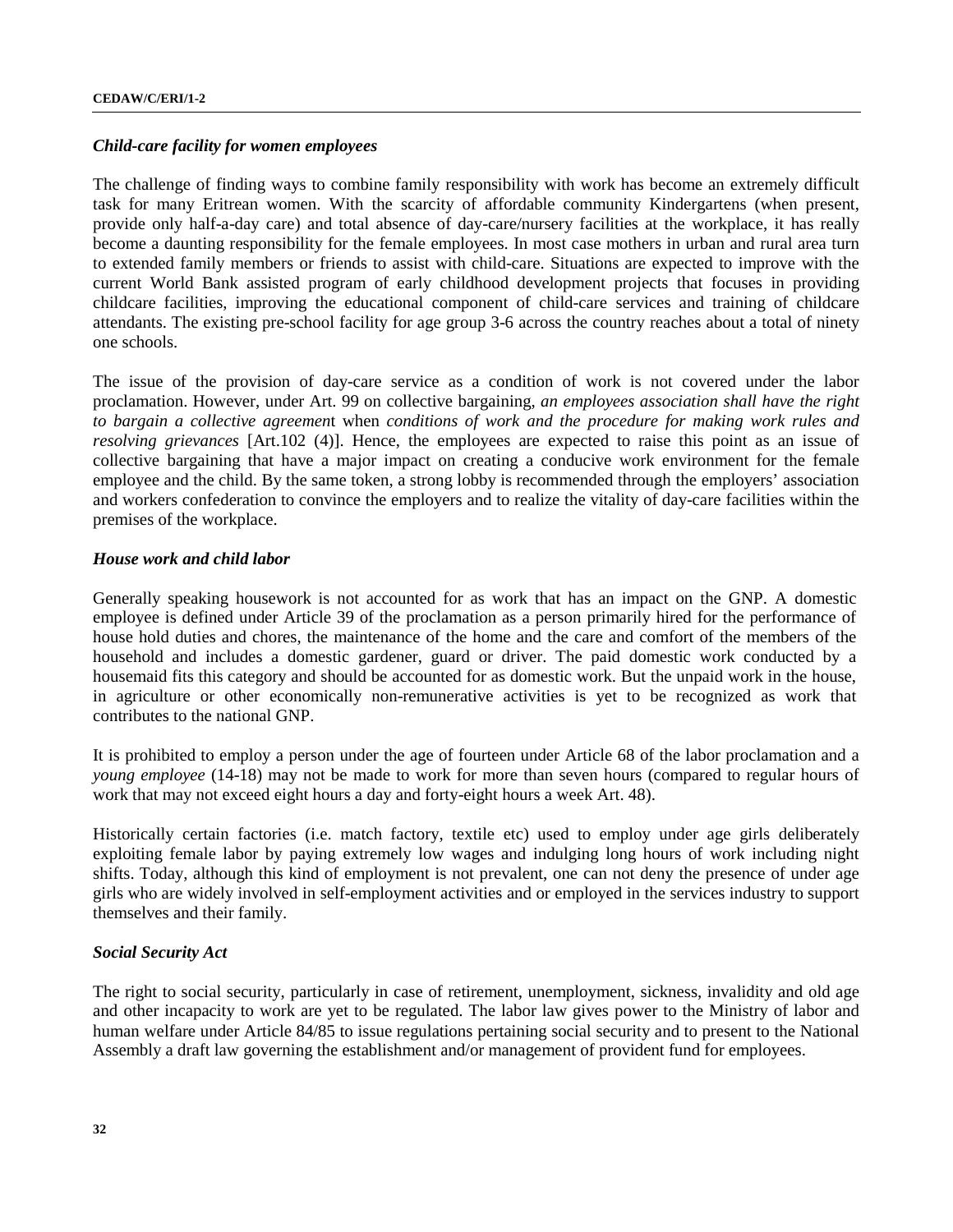### *Child-care facility for women employees*

The challenge of finding ways to combine family responsibility with work has become an extremely difficult task for many Eritrean women. With the scarcity of affordable community Kindergartens (when present, provide only half-a-day care) and total absence of day-care/nursery facilities at the workplace, it has really become a daunting responsibility for the female employees. In most case mothers in urban and rural area turn to extended family members or friends to assist with child-care. Situations are expected to improve with the current World Bank assisted program of early childhood development projects that focuses in providing childcare facilities, improving the educational component of child-care services and training of childcare attendants. The existing pre-school facility for age group 3-6 across the country reaches about a total of ninety one schools.

The issue of the provision of day-care service as a condition of work is not covered under the labor proclamation. However, under Art. 99 on collective bargaining, *an employees association shall have the right to bargain a collective agreement* when *conditions of work and the procedure for making work rules and resolving grievances* [Art.102 (4)]. Hence, the employees are expected to raise this point as an issue of collective bargaining that have a major impact on creating a conducive work environment for the female employee and the child. By the same token, a strong lobby is recommended through the employers' association and workers confederation to convince the employers and to realize the vitality of day-care facilities within the premises of the workplace.

### *House work and child labor*

Generally speaking housework is not accounted for as work that has an impact on the GNP. A domestic employee is defined under Article 39 of the proclamation as a person primarily hired for the performance of house hold duties and chores, the maintenance of the home and the care and comfort of the members of the household and includes a domestic gardener, guard or driver. The paid domestic work conducted by a housemaid fits this category and should be accounted for as domestic work. But the unpaid work in the house, in agriculture or other economically non-remunerative activities is yet to be recognized as work that contributes to the national GNP.

It is prohibited to employ a person under the age of fourteen under Article 68 of the labor proclamation and a *young employee* (14-18) may not be made to work for more than seven hours (compared to regular hours of work that may not exceed eight hours a day and forty-eight hours a week Art. 48).

Historically certain factories (i.e. match factory, textile etc) used to employ under age girls deliberately exploiting female labor by paying extremely low wages and indulging long hours of work including night shifts. Today, although this kind of employment is not prevalent, one can not deny the presence of under age girls who are widely involved in self-employment activities and or employed in the services industry to support themselves and their family.

### *Social Security Act*

The right to social security, particularly in case of retirement, unemployment, sickness, invalidity and old age and other incapacity to work are yet to be regulated. The labor law gives power to the Ministry of labor and human welfare under Article 84/85 to issue regulations pertaining social security and to present to the National Assembly a draft law governing the establishment and/or management of provident fund for employees.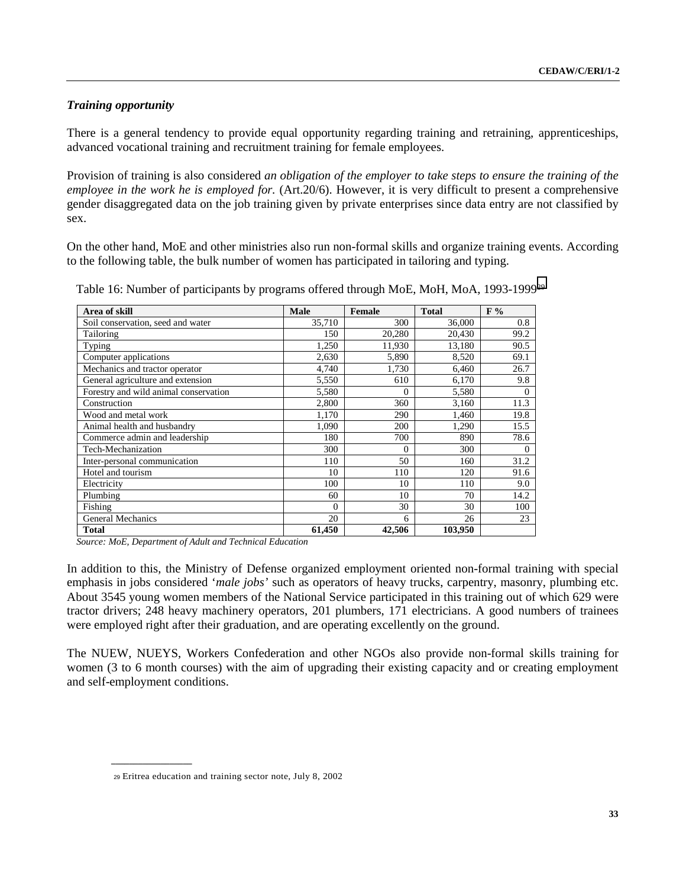### *Training opportunity*

There is a general tendency to provide equal opportunity regarding training and retraining, apprenticeships, advanced vocational training and recruitment training for female employees.

Provision of training is also considered *an obligation of the employer to take steps to ensure the training of the employee in the work he is employed for.* (Art.20/6). However, it is very difficult to present a comprehensive gender disaggregated data on the job training given by private enterprises since data entry are not classified by sex.

On the other hand, MoE and other ministries also run non-formal skills and organize training events. According to the following table, the bulk number of women has participated in tailoring and typing.

Table 16: Number of participants by programs offered through MoE, MoH, MoA, 1993-1999[29]

| Area of skill | Male | Female | Total | F % |
|---|---|---|---|---|
| Soil conservation, seed and water | 35,710 | 300 | 36,000 | 0.8 |
| Tailoring | 150 | 20,280 | 20,430 | 99.2 |
| Typing | 1,250 | 11,930 | 13,180 | 90.5 |
| Computer applications | 2,630 | 5,890 | 8,520 | 69.1 |
| Mechanics and tractor operator | 4,740 | 1,730 | 6,460 | 26.7 |
| General agriculture and extension | 5,550 | 610 | 6,170 | 9.8 |
| Forestry and wild animal conservation | 5,580 | 0 | 5,580 | 0 |
| Construction | 2,800 | 360 | 3,160 | 11.3 |
| Wood and metal work | 1,170 | 290 | 1,460 | 19.8 |
| Animal health and husbandry | 1,090 | 200 | 1,290 | 15.5 |
| Commerce admin and leadership | 180 | 700 | 890 | 78.6 |
| Tech-Mechanization | 300 | 0 | 300 | 0 |
| Inter-personal communication | 110 | 50 | 160 | 31.2 |
| Hotel and tourism | 10 | 110 | 120 | 91.6 |
| Electricity | 100 | 10 | 110 | 9.0 |
| Plumbing | 60 | 10 | 70 | 14.2 |
| Fishing | 0 | 30 | 30 | 100 |
| General Mechanics | 20 | 6 | 26 | 23 |
| **Total** | **61,450** | **42,506** | **103,950** | |

*Source: MoE, Department of Adult and Technical Education*

In addition to this, the Ministry of Defense organized employment oriented non-formal training with special emphasis in jobs considered '*male jobs*' such as operators of heavy trucks, carpentry, masonry, plumbing etc. About 3545 young women members of the National Service participated in this training out of which 629 were tractor drivers; 248 heavy machinery operators, 201 plumbers, 171 electricians. A good numbers of trainees were employed right after their graduation, and are operating excellently on the ground.

The NUEW, NUEYS, Workers Confederation and other NGOs also provide non-formal skills training for women (3 to 6 month courses) with the aim of upgrading their existing capacity and or creating employment and self-employment conditions.

[29] Eritrea education and training sector note, July 8, 2002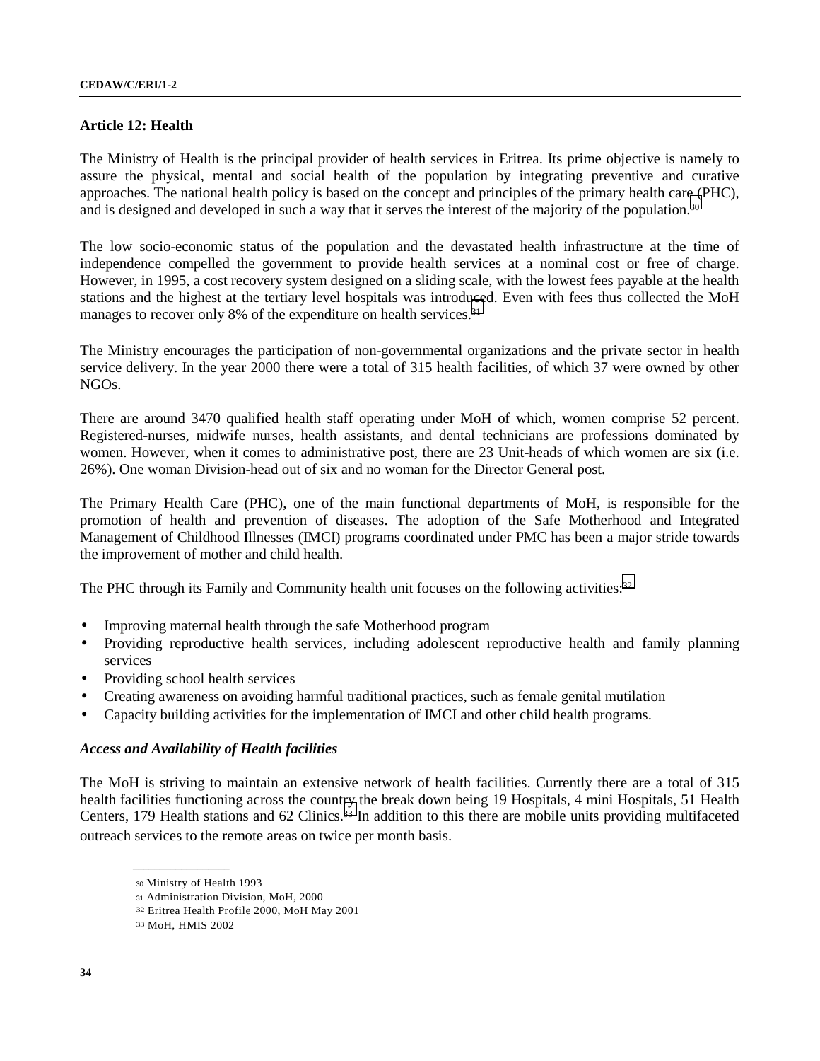## Article 12: Health

The Ministry of Health is the principal provider of health services in Eritrea. Its prime objective is namely to assure the physical, mental and social health of the population by integrating preventive and curative approaches. The national health policy is based on the concept and principles of the primary health care (PHC), and is designed and developed in such a way that it serves the interest of the majority of the population.[30]

The low socio-economic status of the population and the devastated health infrastructure at the time of independence compelled the government to provide health services at a nominal cost or free of charge. However, in 1995, a cost recovery system designed on a sliding scale, with the lowest fees payable at the health stations and the highest at the tertiary level hospitals was introduced. Even with fees thus collected the MoH manages to recover only 8% of the expenditure on health services.[31]

The Ministry encourages the participation of non-governmental organizations and the private sector in health service delivery. In the year 2000 there were a total of 315 health facilities, of which 37 were owned by other NGOs.

There are around 3470 qualified health staff operating under MoH of which, women comprise 52 percent. Registered-nurses, midwife nurses, health assistants, and dental technicians are professions dominated by women. However, when it comes to administrative post, there are 23 Unit-heads of which women are six (i.e. 26%). One woman Division-head out of six and no woman for the Director General post.

The Primary Health Care (PHC), one of the main functional departments of MoH, is responsible for the promotion of health and prevention of diseases. The adoption of the Safe Motherhood and Integrated Management of Childhood Illnesses (IMCI) programs coordinated under PMC has been a major stride towards the improvement of mother and child health.

The PHC through its Family and Community health unit focuses on the following activities:[32]

- Improving maternal health through the safe Motherhood program
- Providing reproductive health services, including adolescent reproductive health and family planning services
- Providing school health services
- Creating awareness on avoiding harmful traditional practices, such as female genital mutilation
- Capacity building activities for the implementation of IMCI and other child health programs.

### *Access and Availability of Health facilities*

The MoH is striving to maintain an extensive network of health facilities. Currently there are a total of 315 health facilities functioning across the country the break down being 19 Hospitals, 4 mini Hospitals, 51 Health Centers, 179 Health stations and 62 Clinics.[33] In addition to this there are mobile units providing multifaceted outreach services to the remote areas on twice per month basis.

---

[30] Ministry of Health 1993

[31] Administration Division, MoH, 2000

[32] Eritrea Health Profile 2000, MoH May 2001

[33] MoH, HMIS 2002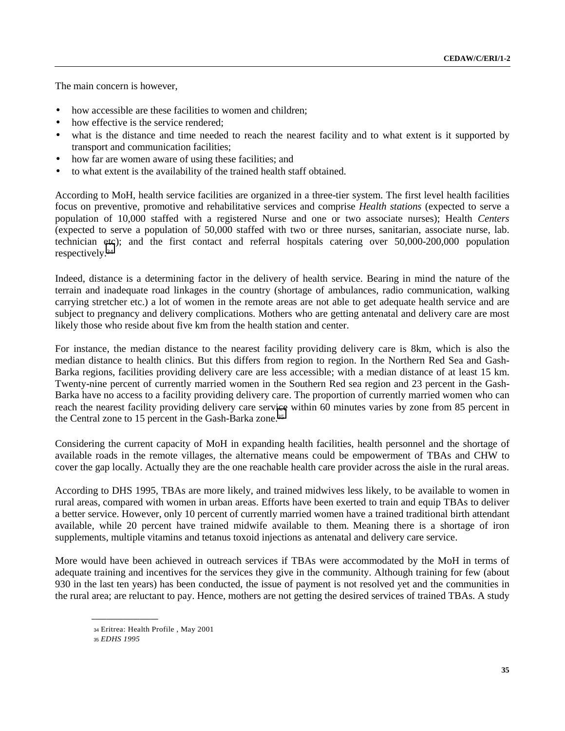The main concern is however,

- how accessible are these facilities to women and children;
- how effective is the service rendered;
- what is the distance and time needed to reach the nearest facility and to what extent is it supported by transport and communication facilities;
- how far are women aware of using these facilities; and
- to what extent is the availability of the trained health staff obtained.

According to MoH, health service facilities are organized in a three-tier system. The first level health facilities focus on preventive, promotive and rehabilitative services and comprise *Health stations* (expected to serve a population of 10,000 staffed with a registered Nurse and one or two associate nurses); Health *Centers* (expected to serve a population of 50,000 staffed with two or three nurses, sanitarian, associate nurse, lab. technician etc); and the first contact and referral hospitals catering over 50,000-200,000 population respectively.[34]

Indeed, distance is a determining factor in the delivery of health service. Bearing in mind the nature of the terrain and inadequate road linkages in the country (shortage of ambulances, radio communication, walking carrying stretcher etc.) a lot of women in the remote areas are not able to get adequate health service and are subject to pregnancy and delivery complications. Mothers who are getting antenatal and delivery care are most likely those who reside about five km from the health station and center.

For instance, the median distance to the nearest facility providing delivery care is 8km, which is also the median distance to health clinics. But this differs from region to region. In the Northern Red Sea and Gash-Barka regions, facilities providing delivery care are less accessible; with a median distance of at least 15 km. Twenty-nine percent of currently married women in the Southern Red sea region and 23 percent in the Gash-Barka have no access to a facility providing delivery care. The proportion of currently married women who can reach the nearest facility providing delivery care service within 60 minutes varies by zone from 85 percent in the Central zone to 15 percent in the Gash-Barka zone.[35]

Considering the current capacity of MoH in expanding health facilities, health personnel and the shortage of available roads in the remote villages, the alternative means could be empowerment of TBAs and CHW to cover the gap locally. Actually they are the one reachable health care provider across the aisle in the rural areas.

According to DHS 1995, TBAs are more likely, and trained midwives less likely, to be available to women in rural areas, compared with women in urban areas. Efforts have been exerted to train and equip TBAs to deliver a better service. However, only 10 percent of currently married women have a trained traditional birth attendant available, while 20 percent have trained midwife available to them. Meaning there is a shortage of iron supplements, multiple vitamins and tetanus toxoid injections as antenatal and delivery care service.

More would have been achieved in outreach services if TBAs were accommodated by the MoH in terms of adequate training and incentives for the services they give in the community. Although training for few (about 930 in the last ten years) has been conducted, the issue of payment is not resolved yet and the communities in the rural area; are reluctant to pay. Hence, mothers are not getting the desired services of trained TBAs. A study

---

[34] Eritrea: Health Profile , May 2001

[35] *EDHS 1995*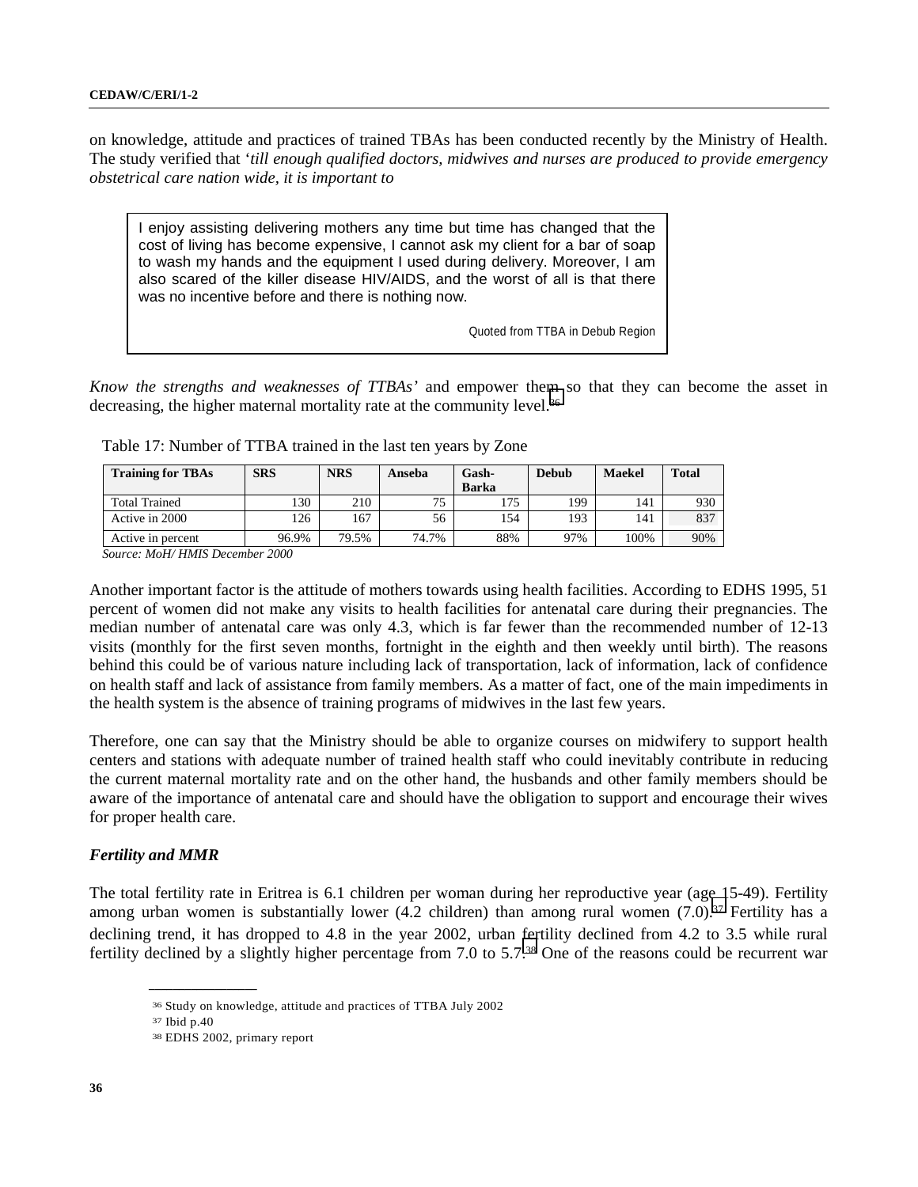on knowledge, attitude and practices of trained TBAs has been conducted recently by the Ministry of Health. The study verified that '*till enough qualified doctors, midwives and nurses are produced to provide emergency obstetrical care nation wide, it is important to*

> I enjoy assisting delivering mothers any time but time has changed that the cost of living has become expensive, I cannot ask my client for a bar of soap to wash my hands and the equipment I used during delivery. Moreover, I am also scared of the killer disease HIV/AIDS, and the worst of all is that there was no incentive before and there is nothing now.
>
> Quoted from TTBA in Debub Region

*Know the strengths and weaknesses of TTBAs*' and empower them so that they can become the asset in decreasing, the higher maternal mortality rate at the community level.[36]

Table 17: Number of TTBA trained in the last ten years by Zone

| Training for TBAs | SRS | NRS | Anseba | Gash-Barka | Debub | Maekel | Total |
|---|---|---|---|---|---|---|---|
| Total Trained | 130 | 210 | 75 | 175 | 199 | 141 | 930 |
| Active in 2000 | 126 | 167 | 56 | 154 | 193 | 141 | 837 |
| Active in percent | 96.9% | 79.5% | 74.7% | 88% | 97% | 100% | 90% |

*Source: MoH/ HMIS December 2000*

Another important factor is the attitude of mothers towards using health facilities. According to EDHS 1995, 51 percent of women did not make any visits to health facilities for antenatal care during their pregnancies. The median number of antenatal care was only 4.3, which is far fewer than the recommended number of 12-13 visits (monthly for the first seven months, fortnight in the eighth and then weekly until birth). The reasons behind this could be of various nature including lack of transportation, lack of information, lack of confidence on health staff and lack of assistance from family members. As a matter of fact, one of the main impediments in the health system is the absence of training programs of midwives in the last few years.

Therefore, one can say that the Ministry should be able to organize courses on midwifery to support health centers and stations with adequate number of trained health staff who could inevitably contribute in reducing the current maternal mortality rate and on the other hand, the husbands and other family members should be aware of the importance of antenatal care and should have the obligation to support and encourage their wives for proper health care.

### *Fertility and MMR*

The total fertility rate in Eritrea is 6.1 children per woman during her reproductive year (age 15-49). Fertility among urban women is substantially lower (4.2 children) than among rural women (7.0).[37] Fertility has a declining trend, it has dropped to 4.8 in the year 2002, urban fertility declined from 4.2 to 3.5 while rural fertility declined by a slightly higher percentage from 7.0 to 5.7.[38] One of the reasons could be recurrent war

---

[36] Study on knowledge, attitude and practices of TTBA July 2002

[37] Ibid p.40

[38] EDHS 2002, primary report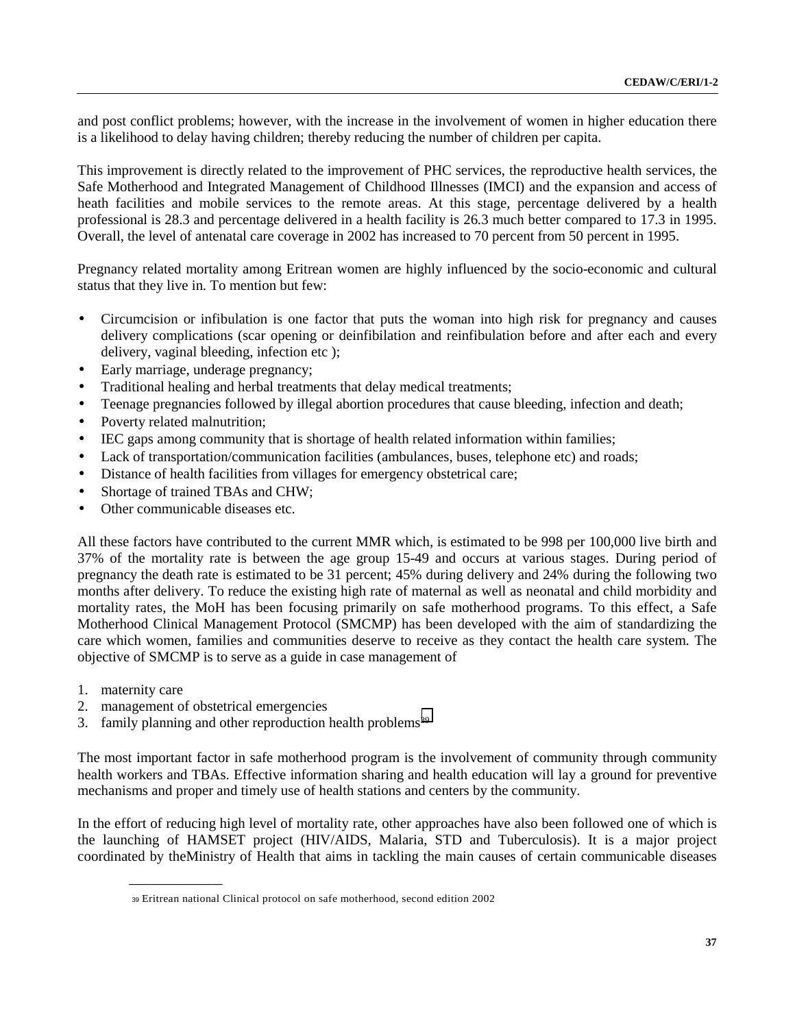and post conflict problems; however, with the increase in the involvement of women in higher education there is a likelihood to delay having children; thereby reducing the number of children per capita.

This improvement is directly related to the improvement of PHC services, the reproductive health services, the Safe Motherhood and Integrated Management of Childhood Illnesses (IMCI) and the expansion and access of heath facilities and mobile services to the remote areas. At this stage, percentage delivered by a health professional is 28.3 and percentage delivered in a health facility is 26.3 much better compared to 17.3 in 1995. Overall, the level of antenatal care coverage in 2002 has increased to 70 percent from 50 percent in 1995.

Pregnancy related mortality among Eritrean women are highly influenced by the socio-economic and cultural status that they live in. To mention but few:

- Circumcision or infibulation is one factor that puts the woman into high risk for pregnancy and causes delivery complications (scar opening or deinfibilation and reinfibulation before and after each and every delivery, vaginal bleeding, infection etc );
- Early marriage, underage pregnancy;
- Traditional healing and herbal treatments that delay medical treatments;
- Teenage pregnancies followed by illegal abortion procedures that cause bleeding, infection and death;
- Poverty related malnutrition;
- IEC gaps among community that is shortage of health related information within families;
- Lack of transportation/communication facilities (ambulances, buses, telephone etc) and roads;
- Distance of health facilities from villages for emergency obstetrical care;
- Shortage of trained TBAs and CHW;
- Other communicable diseases etc.

All these factors have contributed to the current MMR which, is estimated to be 998 per 100,000 live birth and 37% of the mortality rate is between the age group 15-49 and occurs at various stages. During period of pregnancy the death rate is estimated to be 31 percent; 45% during delivery and 24% during the following two months after delivery. To reduce the existing high rate of maternal as well as neonatal and child morbidity and mortality rates, the MoH has been focusing primarily on safe motherhood programs. To this effect, a Safe Motherhood Clinical Management Protocol (SMCMP) has been developed with the aim of standardizing the care which women, families and communities deserve to receive as they contact the health care system. The objective of SMCMP is to serve as a guide in case management of

1. maternity care
2. management of obstetrical emergencies
3. family planning and other reproduction health problems[39]

The most important factor in safe motherhood program is the involvement of community through community health workers and TBAs. Effective information sharing and health education will lay a ground for preventive mechanisms and proper and timely use of health stations and centers by the community.

In the effort of reducing high level of mortality rate, other approaches have also been followed one of which is the launching of HAMSET project (HIV/AIDS, Malaria, STD and Tuberculosis). It is a major project coordinated by theMinistry of Health that aims in tackling the main causes of certain communicable diseases

---

[39] Eritrean national Clinical protocol on safe motherhood, second edition 2002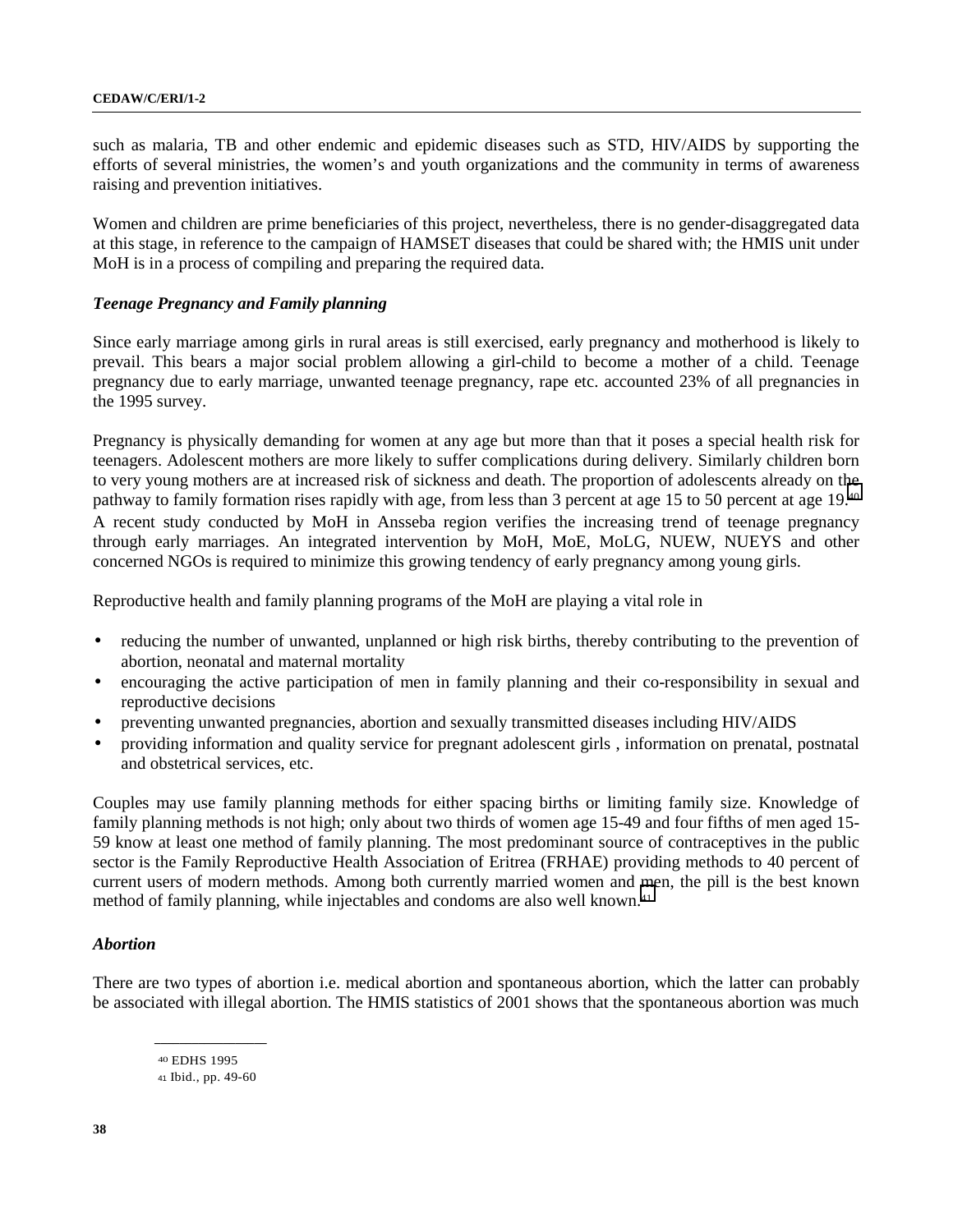such as malaria, TB and other endemic and epidemic diseases such as STD, HIV/AIDS by supporting the efforts of several ministries, the women's and youth organizations and the community in terms of awareness raising and prevention initiatives.

Women and children are prime beneficiaries of this project, nevertheless, there is no gender-disaggregated data at this stage, in reference to the campaign of HAMSET diseases that could be shared with; the HMIS unit under MoH is in a process of compiling and preparing the required data.

### *Teenage Pregnancy and Family planning*

Since early marriage among girls in rural areas is still exercised, early pregnancy and motherhood is likely to prevail. This bears a major social problem allowing a girl-child to become a mother of a child. Teenage pregnancy due to early marriage, unwanted teenage pregnancy, rape etc. accounted 23% of all pregnancies in the 1995 survey.

Pregnancy is physically demanding for women at any age but more than that it poses a special health risk for teenagers. Adolescent mothers are more likely to suffer complications during delivery. Similarly children born to very young mothers are at increased risk of sickness and death. The proportion of adolescents already on the pathway to family formation rises rapidly with age, from less than 3 percent at age 15 to 50 percent at age 19.[40] A recent study conducted by MoH in Ansseba region verifies the increasing trend of teenage pregnancy through early marriages. An integrated intervention by MoH, MoE, MoLG, NUEW, NUEYS and other concerned NGOs is required to minimize this growing tendency of early pregnancy among young girls.

Reproductive health and family planning programs of the MoH are playing a vital role in

- reducing the number of unwanted, unplanned or high risk births, thereby contributing to the prevention of abortion, neonatal and maternal mortality
- encouraging the active participation of men in family planning and their co-responsibility in sexual and reproductive decisions
- preventing unwanted pregnancies, abortion and sexually transmitted diseases including HIV/AIDS
- providing information and quality service for pregnant adolescent girls , information on prenatal, postnatal and obstetrical services, etc.

Couples may use family planning methods for either spacing births or limiting family size. Knowledge of family planning methods is not high; only about two thirds of women age 15-49 and four fifths of men aged 15-59 know at least one method of family planning. The most predominant source of contraceptives in the public sector is the Family Reproductive Health Association of Eritrea (FRHAE) providing methods to 40 percent of current users of modern methods. Among both currently married women and men, the pill is the best known method of family planning, while injectables and condoms are also well known.[41]

### *Abortion*

There are two types of abortion i.e. medical abortion and spontaneous abortion, which the latter can probably be associated with illegal abortion. The HMIS statistics of 2001 shows that the spontaneous abortion was much

---

[40] EDHS 1995

[41] Ibid., pp. 49-60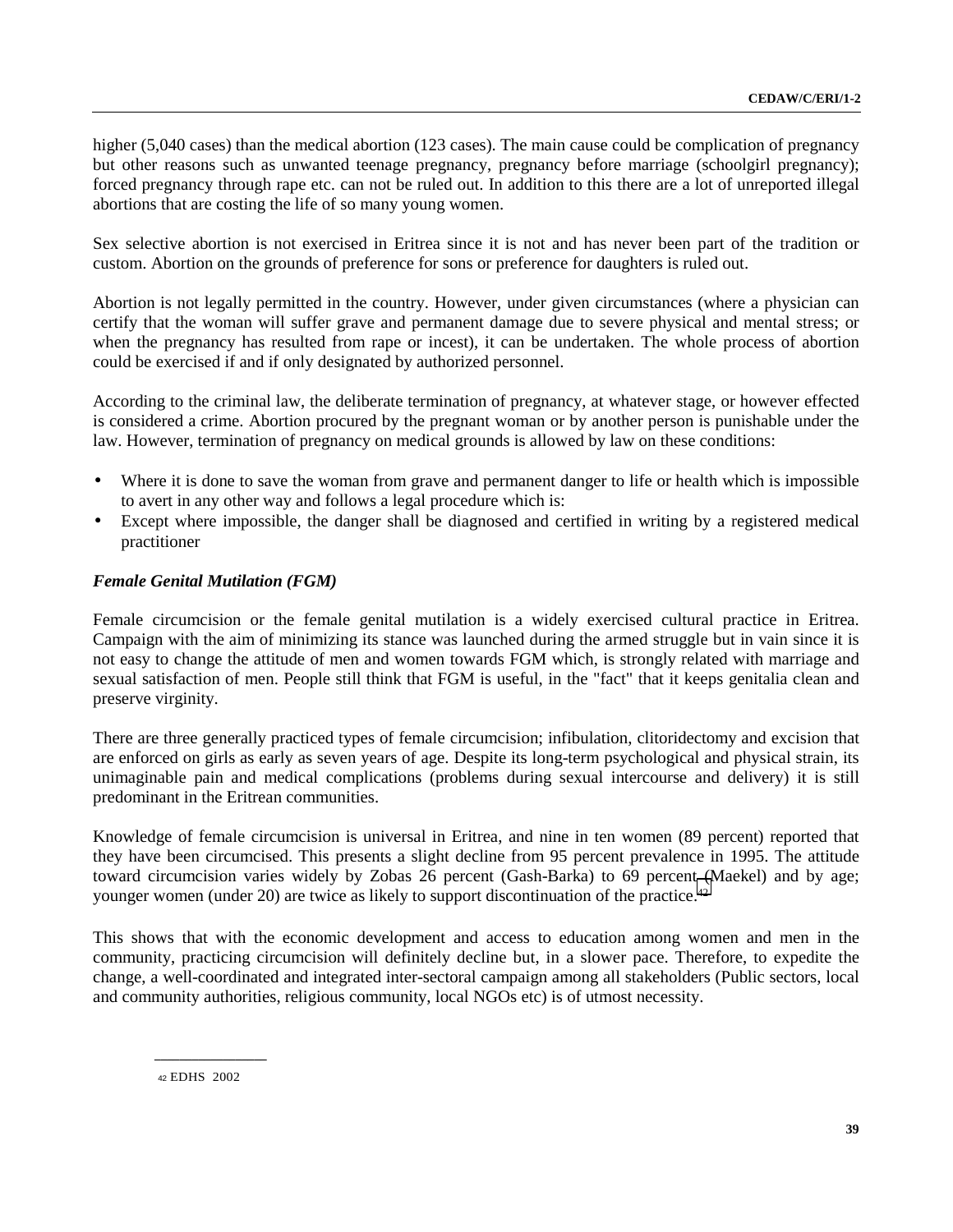higher (5,040 cases) than the medical abortion (123 cases). The main cause could be complication of pregnancy but other reasons such as unwanted teenage pregnancy, pregnancy before marriage (schoolgirl pregnancy); forced pregnancy through rape etc. can not be ruled out. In addition to this there are a lot of unreported illegal abortions that are costing the life of so many young women.

Sex selective abortion is not exercised in Eritrea since it is not and has never been part of the tradition or custom. Abortion on the grounds of preference for sons or preference for daughters is ruled out.

Abortion is not legally permitted in the country. However, under given circumstances (where a physician can certify that the woman will suffer grave and permanent damage due to severe physical and mental stress; or when the pregnancy has resulted from rape or incest), it can be undertaken. The whole process of abortion could be exercised if and if only designated by authorized personnel.

According to the criminal law, the deliberate termination of pregnancy, at whatever stage, or however effected is considered a crime. Abortion procured by the pregnant woman or by another person is punishable under the law. However, termination of pregnancy on medical grounds is allowed by law on these conditions:

- Where it is done to save the woman from grave and permanent danger to life or health which is impossible to avert in any other way and follows a legal procedure which is:
- Except where impossible, the danger shall be diagnosed and certified in writing by a registered medical practitioner

### *Female Genital Mutilation (FGM)*

Female circumcision or the female genital mutilation is a widely exercised cultural practice in Eritrea. Campaign with the aim of minimizing its stance was launched during the armed struggle but in vain since it is not easy to change the attitude of men and women towards FGM which, is strongly related with marriage and sexual satisfaction of men. People still think that FGM is useful, in the "fact" that it keeps genitalia clean and preserve virginity.

There are three generally practiced types of female circumcision; infibulation, clitoridectomy and excision that are enforced on girls as early as seven years of age. Despite its long-term psychological and physical strain, its unimaginable pain and medical complications (problems during sexual intercourse and delivery) it is still predominant in the Eritrean communities.

Knowledge of female circumcision is universal in Eritrea, and nine in ten women (89 percent) reported that they have been circumcised. This presents a slight decline from 95 percent prevalence in 1995. The attitude toward circumcision varies widely by Zobas 26 percent (Gash-Barka) to 69 percent (Maekel) and by age; younger women (under 20) are twice as likely to support discontinuation of the practice.[42]

This shows that with the economic development and access to education among women and men in the community, practicing circumcision will definitely decline but, in a slower pace. Therefore, to expedite the change, a well-coordinated and integrated inter-sectoral campaign among all stakeholders (Public sectors, local and community authorities, religious community, local NGOs etc) is of utmost necessity.

---

[42] EDHS 2002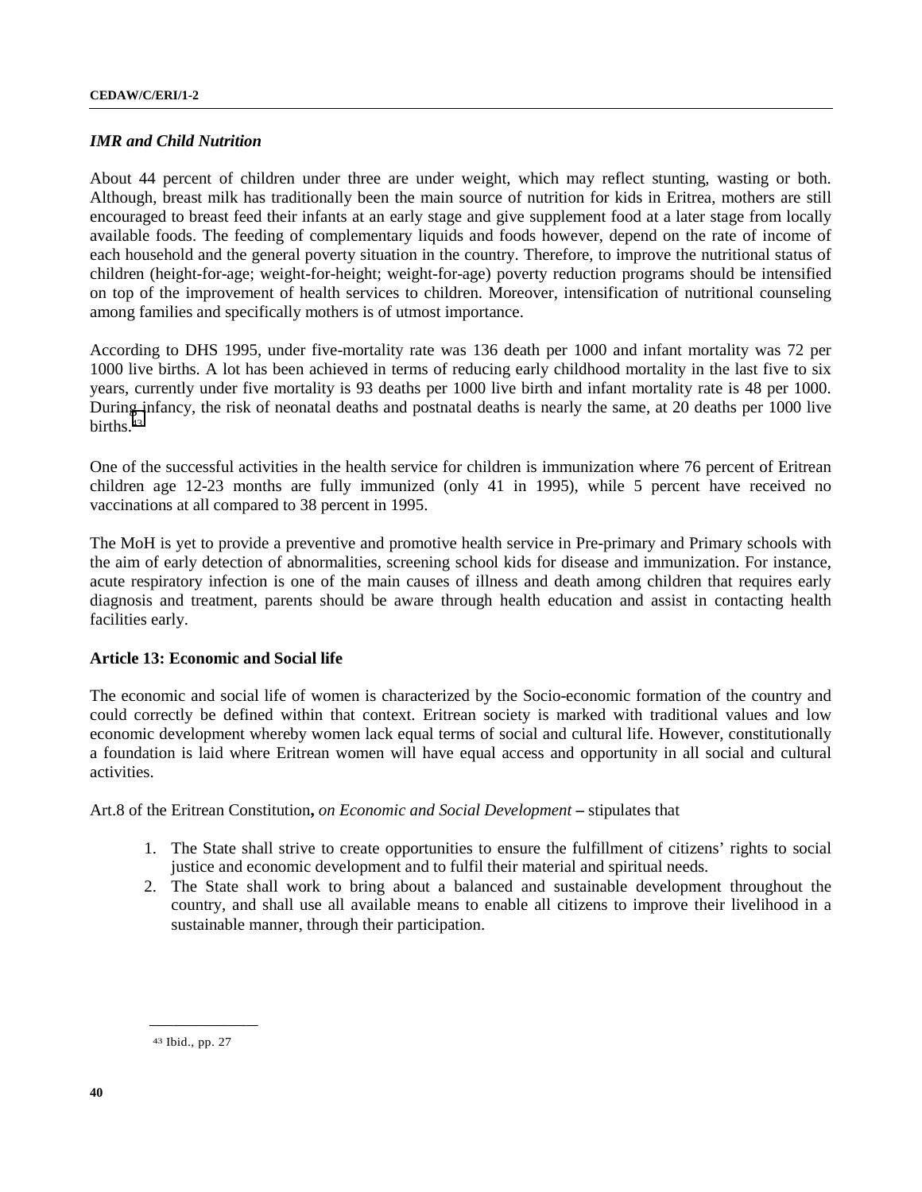### *IMR and Child Nutrition*

About 44 percent of children under three are under weight, which may reflect stunting, wasting or both. Although, breast milk has traditionally been the main source of nutrition for kids in Eritrea, mothers are still encouraged to breast feed their infants at an early stage and give supplement food at a later stage from locally available foods. The feeding of complementary liquids and foods however, depend on the rate of income of each household and the general poverty situation in the country. Therefore, to improve the nutritional status of children (height-for-age; weight-for-height; weight-for-age) poverty reduction programs should be intensified on top of the improvement of health services to children. Moreover, intensification of nutritional counseling among families and specifically mothers is of utmost importance.

According to DHS 1995, under five-mortality rate was 136 death per 1000 and infant mortality was 72 per 1000 live births. A lot has been achieved in terms of reducing early childhood mortality in the last five to six years, currently under five mortality is 93 deaths per 1000 live birth and infant mortality rate is 48 per 1000. During infancy, the risk of neonatal deaths and postnatal deaths is nearly the same, at 20 deaths per 1000 live births.[43]

One of the successful activities in the health service for children is immunization where 76 percent of Eritrean children age 12-23 months are fully immunized (only 41 in 1995), while 5 percent have received no vaccinations at all compared to 38 percent in 1995.

The MoH is yet to provide a preventive and promotive health service in Pre-primary and Primary schools with the aim of early detection of abnormalities, screening school kids for disease and immunization. For instance, acute respiratory infection is one of the main causes of illness and death among children that requires early diagnosis and treatment, parents should be aware through health education and assist in contacting health facilities early.

### Article 13: Economic and Social life

The economic and social life of women is characterized by the Socio-economic formation of the country and could correctly be defined within that context. Eritrean society is marked with traditional values and low economic development whereby women lack equal terms of social and cultural life. However, constitutionally a foundation is laid where Eritrean women will have equal access and opportunity in all social and cultural activities.

Art.8 of the Eritrean Constitution**,** *on Economic and Social Development* **–** stipulates that

1. The State shall strive to create opportunities to ensure the fulfillment of citizens' rights to social justice and economic development and to fulfil their material and spiritual needs.
2. The State shall work to bring about a balanced and sustainable development throughout the country, and shall use all available means to enable all citizens to improve their livelihood in a sustainable manner, through their participation.

---

[43] Ibid., pp. 27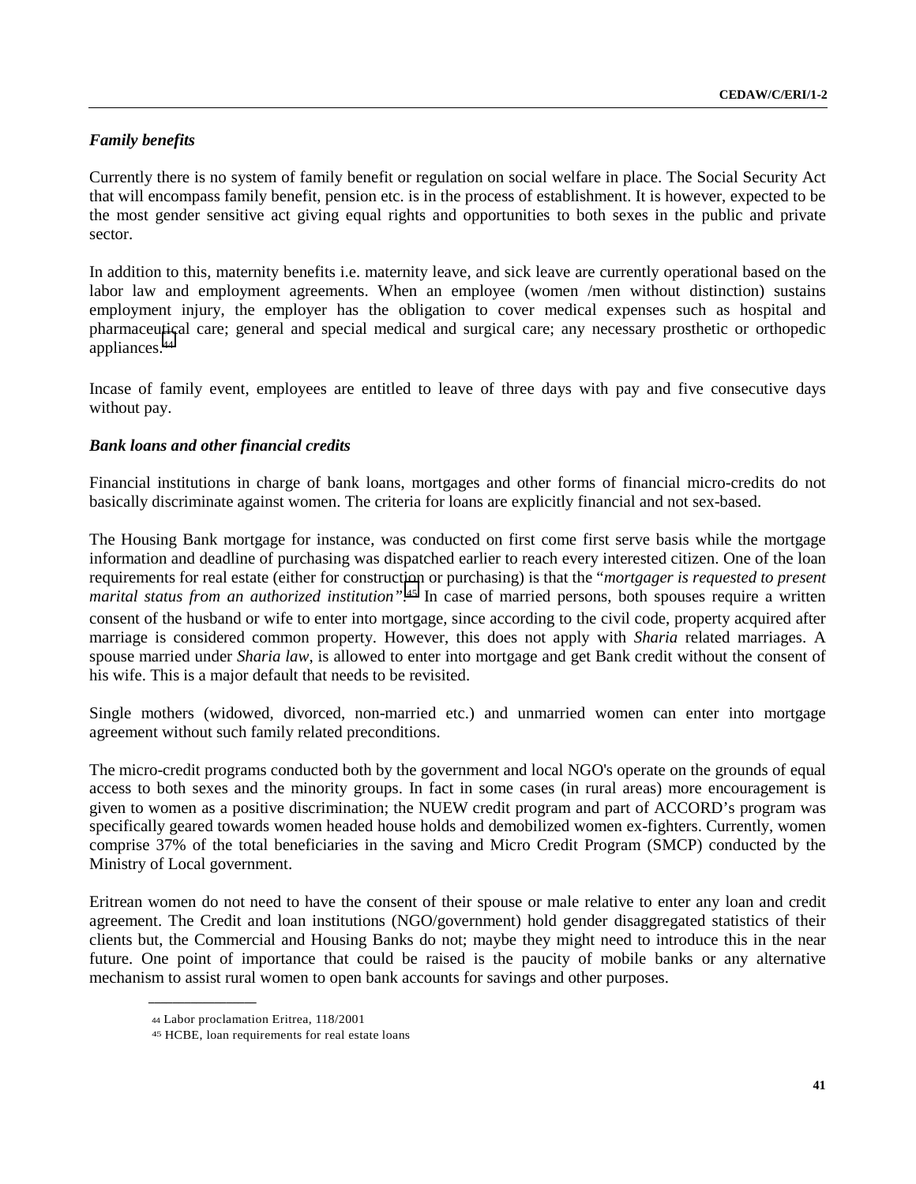### *Family benefits*

Currently there is no system of family benefit or regulation on social welfare in place. The Social Security Act that will encompass family benefit, pension etc. is in the process of establishment. It is however, expected to be the most gender sensitive act giving equal rights and opportunities to both sexes in the public and private sector.

In addition to this, maternity benefits i.e. maternity leave, and sick leave are currently operational based on the labor law and employment agreements. When an employee (women /men without distinction) sustains employment injury, the employer has the obligation to cover medical expenses such as hospital and pharmaceutical care; general and special medical and surgical care; any necessary prosthetic or orthopedic appliances.[44]

Incase of family event, employees are entitled to leave of three days with pay and five consecutive days without pay.

### *Bank loans and other financial credits*

Financial institutions in charge of bank loans, mortgages and other forms of financial micro-credits do not basically discriminate against women. The criteria for loans are explicitly financial and not sex-based.

The Housing Bank mortgage for instance, was conducted on first come first serve basis while the mortgage information and deadline of purchasing was dispatched earlier to reach every interested citizen. One of the loan requirements for real estate (either for construction or purchasing) is that the "*mortgager is requested to present marital status from an authorized institution*".[45] In case of married persons, both spouses require a written consent of the husband or wife to enter into mortgage, since according to the civil code, property acquired after marriage is considered common property. However, this does not apply with *Sharia* related marriages. A spouse married under *Sharia law*, is allowed to enter into mortgage and get Bank credit without the consent of his wife. This is a major default that needs to be revisited.

Single mothers (widowed, divorced, non-married etc.) and unmarried women can enter into mortgage agreement without such family related preconditions.

The micro-credit programs conducted both by the government and local NGO's operate on the grounds of equal access to both sexes and the minority groups. In fact in some cases (in rural areas) more encouragement is given to women as a positive discrimination; the NUEW credit program and part of ACCORD's program was specifically geared towards women headed house holds and demobilized women ex-fighters. Currently, women comprise 37% of the total beneficiaries in the saving and Micro Credit Program (SMCP) conducted by the Ministry of Local government.

Eritrean women do not need to have the consent of their spouse or male relative to enter any loan and credit agreement. The Credit and loan institutions (NGO/government) hold gender disaggregated statistics of their clients but, the Commercial and Housing Banks do not; maybe they might need to introduce this in the near future. One point of importance that could be raised is the paucity of mobile banks or any alternative mechanism to assist rural women to open bank accounts for savings and other purposes.

---

[44] Labor proclamation Eritrea, 118/2001

[45] HCBE, loan requirements for real estate loans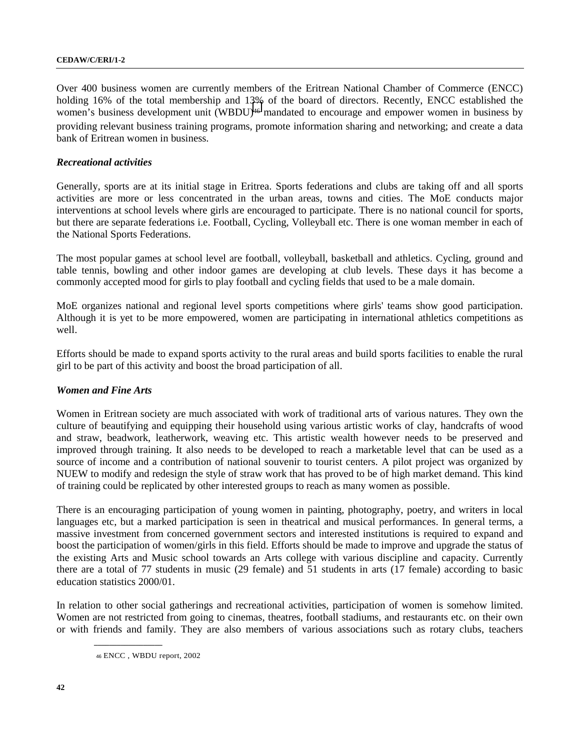Over 400 business women are currently members of the Eritrean National Chamber of Commerce (ENCC) holding 16% of the total membership and 13% of the board of directors. Recently, ENCC established the women's business development unit (WBDU)[46] mandated to encourage and empower women in business by providing relevant business training programs, promote information sharing and networking; and create a data bank of Eritrean women in business.

***Recreational activities***

Generally, sports are at its initial stage in Eritrea. Sports federations and clubs are taking off and all sports activities are more or less concentrated in the urban areas, towns and cities. The MoE conducts major interventions at school levels where girls are encouraged to participate. There is no national council for sports, but there are separate federations i.e. Football, Cycling, Volleyball etc. There is one woman member in each of the National Sports Federations.

The most popular games at school level are football, volleyball, basketball and athletics. Cycling, ground and table tennis, bowling and other indoor games are developing at club levels. These days it has become a commonly accepted mood for girls to play football and cycling fields that used to be a male domain.

MoE organizes national and regional level sports competitions where girls' teams show good participation. Although it is yet to be more empowered, women are participating in international athletics competitions as well.

Efforts should be made to expand sports activity to the rural areas and build sports facilities to enable the rural girl to be part of this activity and boost the broad participation of all.

***Women and Fine Arts***

Women in Eritrean society are much associated with work of traditional arts of various natures. They own the culture of beautifying and equipping their household using various artistic works of clay, handcrafts of wood and straw, beadwork, leatherwork, weaving etc. This artistic wealth however needs to be preserved and improved through training. It also needs to be developed to reach a marketable level that can be used as a source of income and a contribution of national souvenir to tourist centers. A pilot project was organized by NUEW to modify and redesign the style of straw work that has proved to be of high market demand. This kind of training could be replicated by other interested groups to reach as many women as possible.

There is an encouraging participation of young women in painting, photography, poetry, and writers in local languages etc, but a marked participation is seen in theatrical and musical performances. In general terms, a massive investment from concerned government sectors and interested institutions is required to expand and boost the participation of women/girls in this field. Efforts should be made to improve and upgrade the status of the existing Arts and Music school towards an Arts college with various discipline and capacity. Currently there are a total of 77 students in music (29 female) and 51 students in arts (17 female) according to basic education statistics 2000/01.

In relation to other social gatherings and recreational activities, participation of women is somehow limited. Women are not restricted from going to cinemas, theatres, football stadiums, and restaurants etc. on their own or with friends and family. They are also members of various associations such as rotary clubs, teachers

---

[46] ENCC , WBDU report, 2002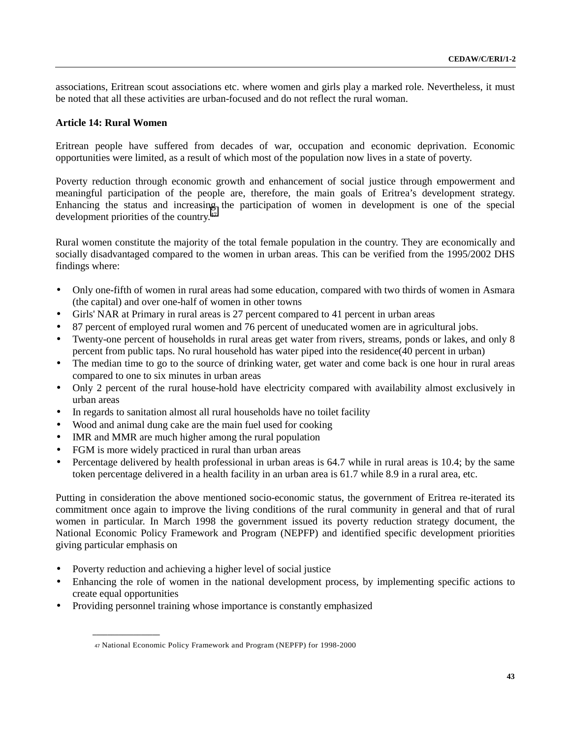associations, Eritrean scout associations etc. where women and girls play a marked role. Nevertheless, it must be noted that all these activities are urban-focused and do not reflect the rural woman.

**Article 14: Rural Women**

Eritrean people have suffered from decades of war, occupation and economic deprivation. Economic opportunities were limited, as a result of which most of the population now lives in a state of poverty.

Poverty reduction through economic growth and enhancement of social justice through empowerment and meaningful participation of the people are, therefore, the main goals of Eritrea's development strategy. Enhancing the status and increasing the participation of women in development is one of the special development priorities of the country.[47]

Rural women constitute the majority of the total female population in the country. They are economically and socially disadvantaged compared to the women in urban areas. This can be verified from the 1995/2002 DHS findings where:

- Only one-fifth of women in rural areas had some education, compared with two thirds of women in Asmara (the capital) and over one-half of women in other towns
- Girls' NAR at Primary in rural areas is 27 percent compared to 41 percent in urban areas
- 87 percent of employed rural women and 76 percent of uneducated women are in agricultural jobs.
- Twenty-one percent of households in rural areas get water from rivers, streams, ponds or lakes, and only 8 percent from public taps. No rural household has water piped into the residence(40 percent in urban)
- The median time to go to the source of drinking water, get water and come back is one hour in rural areas compared to one to six minutes in urban areas
- Only 2 percent of the rural house-hold have electricity compared with availability almost exclusively in urban areas
- In regards to sanitation almost all rural households have no toilet facility
- Wood and animal dung cake are the main fuel used for cooking
- IMR and MMR are much higher among the rural population
- FGM is more widely practiced in rural than urban areas
- Percentage delivered by health professional in urban areas is 64.7 while in rural areas is 10.4; by the same token percentage delivered in a health facility in an urban area is 61.7 while 8.9 in a rural area, etc.

Putting in consideration the above mentioned socio-economic status, the government of Eritrea re-iterated its commitment once again to improve the living conditions of the rural community in general and that of rural women in particular. In March 1998 the government issued its poverty reduction strategy document, the National Economic Policy Framework and Program (NEPFP) and identified specific development priorities giving particular emphasis on

- Poverty reduction and achieving a higher level of social justice
- Enhancing the role of women in the national development process, by implementing specific actions to create equal opportunities
- Providing personnel training whose importance is constantly emphasized

---

[47] National Economic Policy Framework and Program (NEPFP) for 1998-2000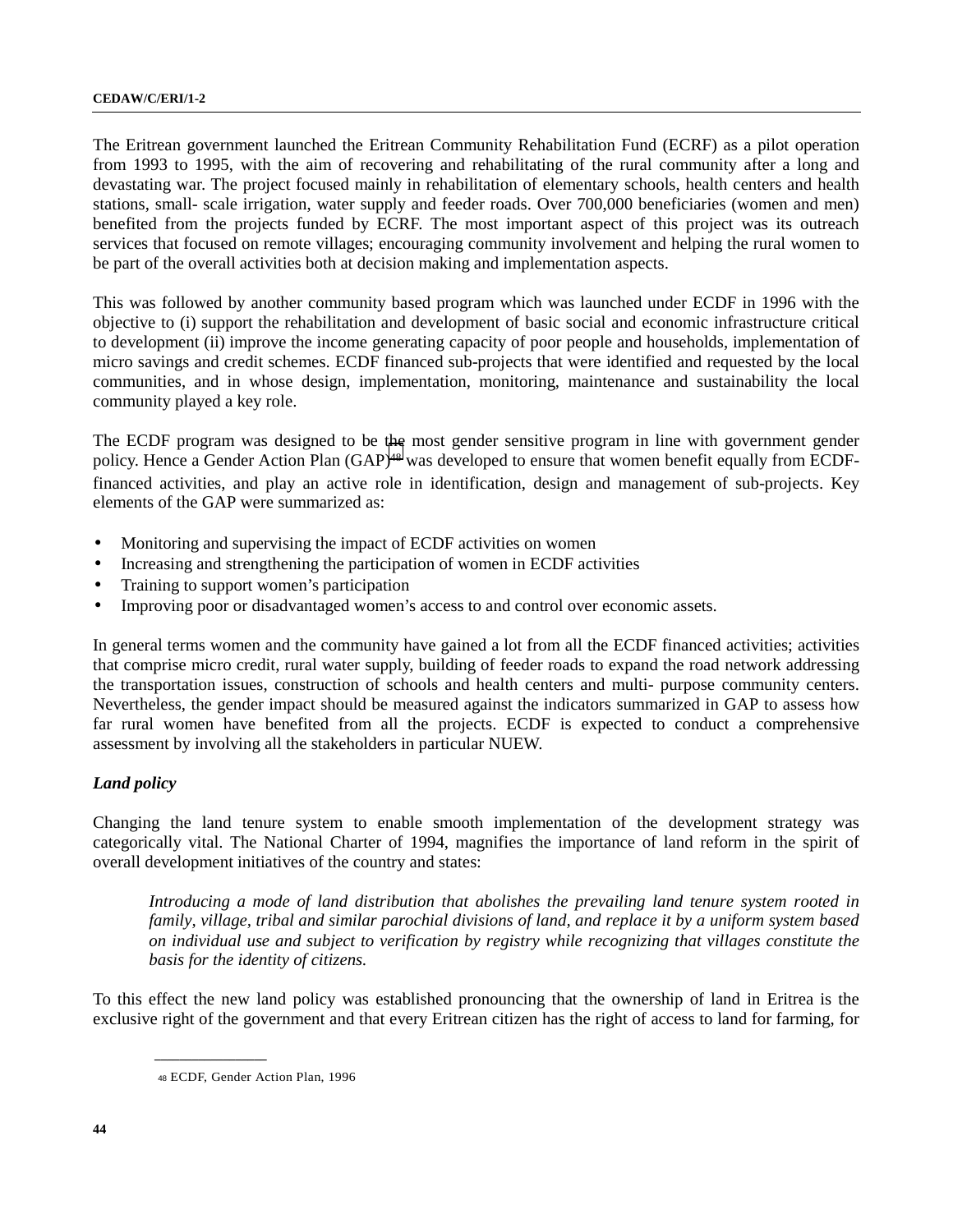The Eritrean government launched the Eritrean Community Rehabilitation Fund (ECRF) as a pilot operation from 1993 to 1995, with the aim of recovering and rehabilitating of the rural community after a long and devastating war. The project focused mainly in rehabilitation of elementary schools, health centers and health stations, small- scale irrigation, water supply and feeder roads. Over 700,000 beneficiaries (women and men) benefited from the projects funded by ECRF. The most important aspect of this project was its outreach services that focused on remote villages; encouraging community involvement and helping the rural women to be part of the overall activities both at decision making and implementation aspects.

This was followed by another community based program which was launched under ECDF in 1996 with the objective to (i) support the rehabilitation and development of basic social and economic infrastructure critical to development (ii) improve the income generating capacity of poor people and households, implementation of micro savings and credit schemes. ECDF financed sub-projects that were identified and requested by the local communities, and in whose design, implementation, monitoring, maintenance and sustainability the local community played a key role.

The ECDF program was designed to be the most gender sensitive program in line with government gender policy. Hence a Gender Action Plan (GAP)[48] was developed to ensure that women benefit equally from ECDF-financed activities, and play an active role in identification, design and management of sub-projects. Key elements of the GAP were summarized as:

- Monitoring and supervising the impact of ECDF activities on women
- Increasing and strengthening the participation of women in ECDF activities
- Training to support women's participation
- Improving poor or disadvantaged women's access to and control over economic assets.

In general terms women and the community have gained a lot from all the ECDF financed activities; activities that comprise micro credit, rural water supply, building of feeder roads to expand the road network addressing the transportation issues, construction of schools and health centers and multi- purpose community centers. Nevertheless, the gender impact should be measured against the indicators summarized in GAP to assess how far rural women have benefited from all the projects. ECDF is expected to conduct a comprehensive assessment by involving all the stakeholders in particular NUEW.

***Land policy***

Changing the land tenure system to enable smooth implementation of the development strategy was categorically vital. The National Charter of 1994, magnifies the importance of land reform in the spirit of overall development initiatives of the country and states:

> *Introducing a mode of land distribution that abolishes the prevailing land tenure system rooted in family, village, tribal and similar parochial divisions of land, and replace it by a uniform system based on individual use and subject to verification by registry while recognizing that villages constitute the basis for the identity of citizens.*

To this effect the new land policy was established pronouncing that the ownership of land in Eritrea is the exclusive right of the government and that every Eritrean citizen has the right of access to land for farming, for

---

[48] ECDF, Gender Action Plan, 1996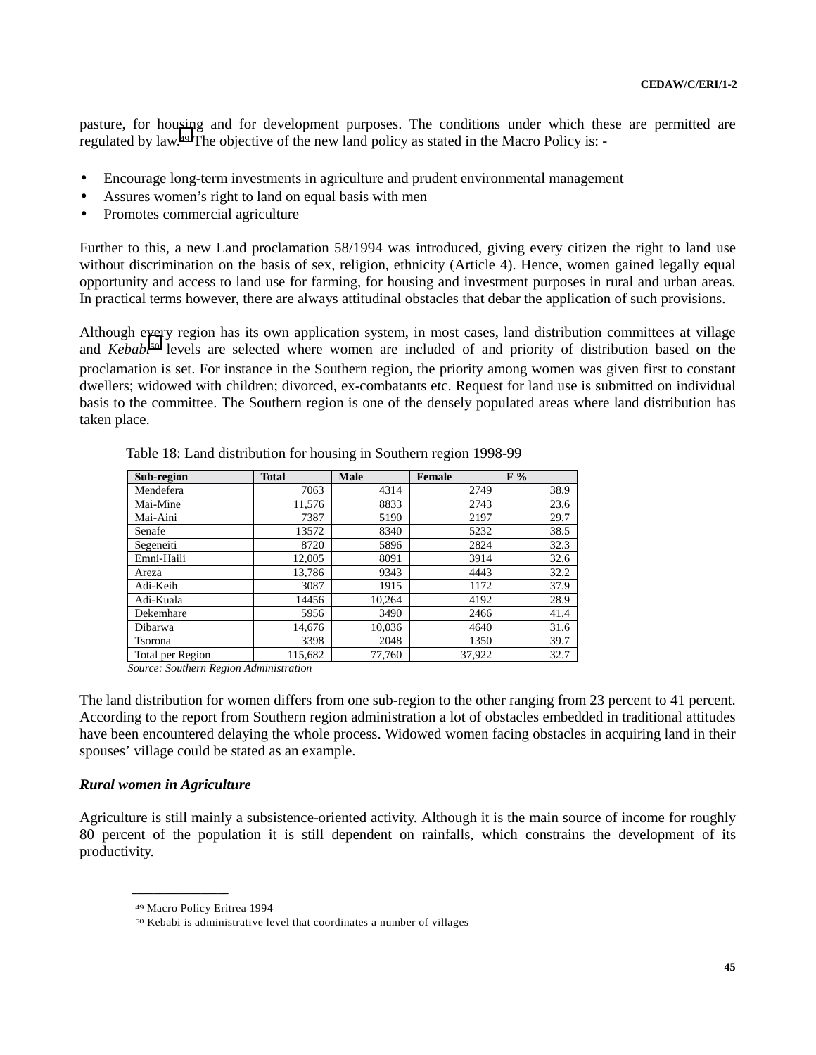pasture, for housing and for development purposes. The conditions under which these are permitted are regulated by law.[49] The objective of the new land policy as stated in the Macro Policy is: -

- Encourage long-term investments in agriculture and prudent environmental management
- Assures women's right to land on equal basis with men
- Promotes commercial agriculture

Further to this, a new Land proclamation 58/1994 was introduced, giving every citizen the right to land use without discrimination on the basis of sex, religion, ethnicity (Article 4). Hence, women gained legally equal opportunity and access to land use for farming, for housing and investment purposes in rural and urban areas. In practical terms however, there are always attitudinal obstacles that debar the application of such provisions.

Although every region has its own application system, in most cases, land distribution committees at village and *Kebabi*[50] levels are selected where women are included of and priority of distribution based on the proclamation is set. For instance in the Southern region, the priority among women was given first to constant dwellers; widowed with children; divorced, ex-combatants etc. Request for land use is submitted on individual basis to the committee. The Southern region is one of the densely populated areas where land distribution has taken place.

Table 18: Land distribution for housing in Southern region 1998-99

| Sub-region | Total | Male | Female | F % |
|---|---|---|---|---|
| Mendefera | 7063 | 4314 | 2749 | 38.9 |
| Mai-Mine | 11,576 | 8833 | 2743 | 23.6 |
| Mai-Aini | 7387 | 5190 | 2197 | 29.7 |
| Senafe | 13572 | 8340 | 5232 | 38.5 |
| Segeneiti | 8720 | 5896 | 2824 | 32.3 |
| Emni-Haili | 12,005 | 8091 | 3914 | 32.6 |
| Areza | 13,786 | 9343 | 4443 | 32.2 |
| Adi-Keih | 3087 | 1915 | 1172 | 37.9 |
| Adi-Kuala | 14456 | 10,264 | 4192 | 28.9 |
| Dekemhare | 5956 | 3490 | 2466 | 41.4 |
| Dibarwa | 14,676 | 10,036 | 4640 | 31.6 |
| Tsorona | 3398 | 2048 | 1350 | 39.7 |
| Total per Region | 115,682 | 77,760 | 37,922 | 32.7 |

*Source: Southern Region Administration*

The land distribution for women differs from one sub-region to the other ranging from 23 percent to 41 percent. According to the report from Southern region administration a lot of obstacles embedded in traditional attitudes have been encountered delaying the whole process. Widowed women facing obstacles in acquiring land in their spouses' village could be stated as an example.

***Rural women in Agriculture***

Agriculture is still mainly a subsistence-oriented activity. Although it is the main source of income for roughly 80 percent of the population it is still dependent on rainfalls, which constrains the development of its productivity.

---

[49] Macro Policy Eritrea 1994

[50] Kebabi is administrative level that coordinates a number of villages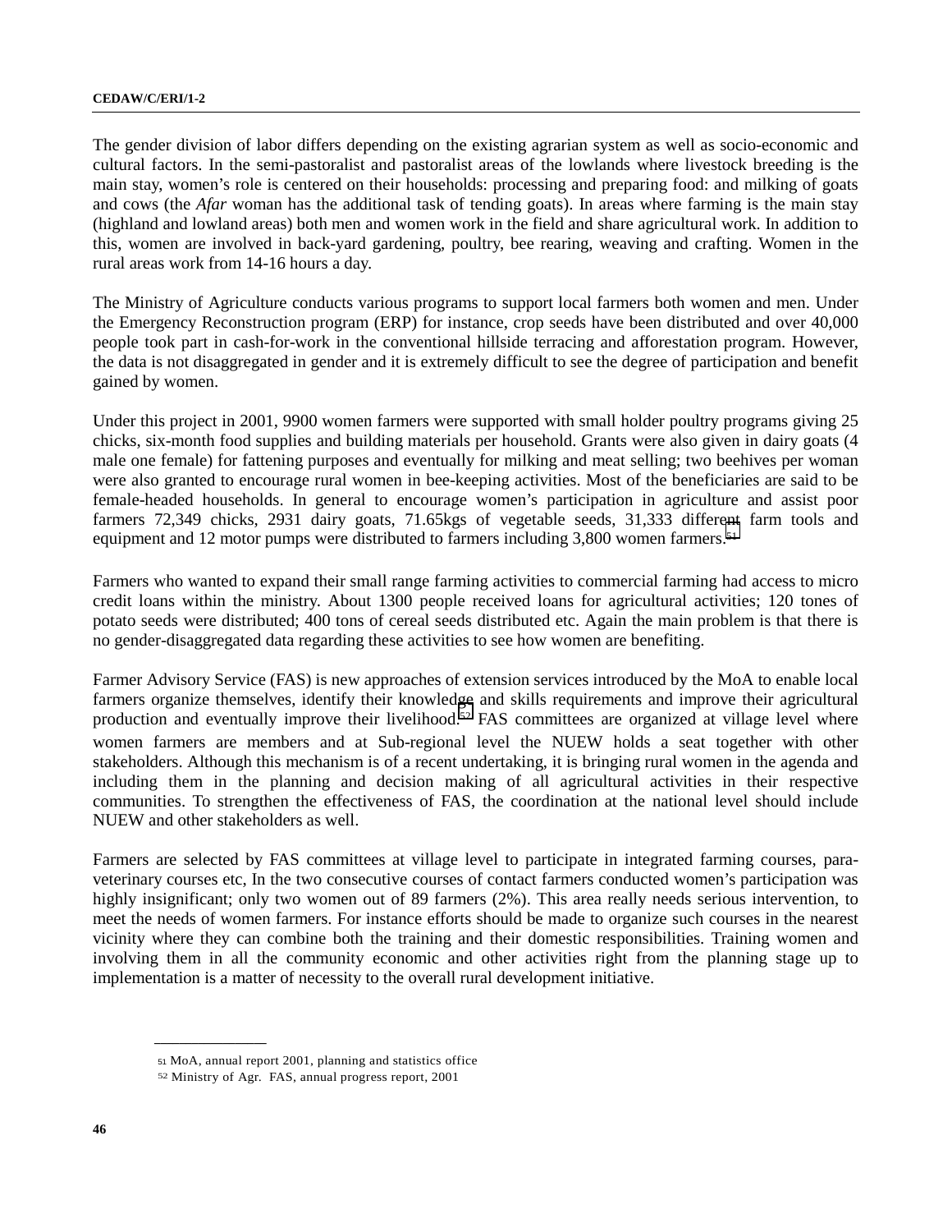The gender division of labor differs depending on the existing agrarian system as well as socio-economic and cultural factors. In the semi-pastoralist and pastoralist areas of the lowlands where livestock breeding is the main stay, women's role is centered on their households: processing and preparing food: and milking of goats and cows (the *Afar* woman has the additional task of tending goats). In areas where farming is the main stay (highland and lowland areas) both men and women work in the field and share agricultural work. In addition to this, women are involved in back-yard gardening, poultry, bee rearing, weaving and crafting. Women in the rural areas work from 14-16 hours a day.

The Ministry of Agriculture conducts various programs to support local farmers both women and men. Under the Emergency Reconstruction program (ERP) for instance, crop seeds have been distributed and over 40,000 people took part in cash-for-work in the conventional hillside terracing and afforestation program. However, the data is not disaggregated in gender and it is extremely difficult to see the degree of participation and benefit gained by women.

Under this project in 2001, 9900 women farmers were supported with small holder poultry programs giving 25 chicks, six-month food supplies and building materials per household. Grants were also given in dairy goats (4 male one female) for fattening purposes and eventually for milking and meat selling; two beehives per woman were also granted to encourage rural women in bee-keeping activities. Most of the beneficiaries are said to be female-headed households. In general to encourage women's participation in agriculture and assist poor farmers 72,349 chicks, 2931 dairy goats, 71.65kgs of vegetable seeds, 31,333 different farm tools and equipment and 12 motor pumps were distributed to farmers including 3,800 women farmers.[51]

Farmers who wanted to expand their small range farming activities to commercial farming had access to micro credit loans within the ministry. About 1300 people received loans for agricultural activities; 120 tones of potato seeds were distributed; 400 tons of cereal seeds distributed etc. Again the main problem is that there is no gender-disaggregated data regarding these activities to see how women are benefiting.

Farmer Advisory Service (FAS) is new approaches of extension services introduced by the MoA to enable local farmers organize themselves, identify their knowledge and skills requirements and improve their agricultural production and eventually improve their livelihood.[52] FAS committees are organized at village level where women farmers are members and at Sub-regional level the NUEW holds a seat together with other stakeholders. Although this mechanism is of a recent undertaking, it is bringing rural women in the agenda and including them in the planning and decision making of all agricultural activities in their respective communities. To strengthen the effectiveness of FAS, the coordination at the national level should include NUEW and other stakeholders as well.

Farmers are selected by FAS committees at village level to participate in integrated farming courses, para-veterinary courses etc, In the two consecutive courses of contact farmers conducted women's participation was highly insignificant; only two women out of 89 farmers (2%). This area really needs serious intervention, to meet the needs of women farmers. For instance efforts should be made to organize such courses in the nearest vicinity where they can combine both the training and their domestic responsibilities. Training women and involving them in all the community economic and other activities right from the planning stage up to implementation is a matter of necessity to the overall rural development initiative.

---

[51] MoA, annual report 2001, planning and statistics office

[52] Ministry of Agr. FAS, annual progress report, 2001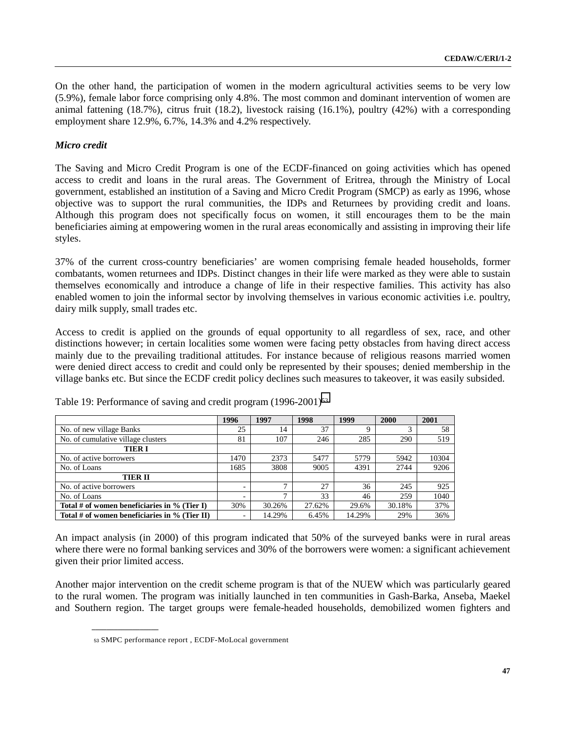On the other hand, the participation of women in the modern agricultural activities seems to be very low (5.9%), female labor force comprising only 4.8%. The most common and dominant intervention of women are animal fattening (18.7%), citrus fruit (18.2), livestock raising (16.1%), poultry (42%) with a corresponding employment share 12.9%, 6.7%, 14.3% and 4.2% respectively.

***Micro credit***

The Saving and Micro Credit Program is one of the ECDF-financed on going activities which has opened access to credit and loans in the rural areas. The Government of Eritrea, through the Ministry of Local government, established an institution of a Saving and Micro Credit Program (SMCP) as early as 1996, whose objective was to support the rural communities, the IDPs and Returnees by providing credit and loans. Although this program does not specifically focus on women, it still encourages them to be the main beneficiaries aiming at empowering women in the rural areas economically and assisting in improving their life styles.

37% of the current cross-country beneficiaries' are women comprising female headed households, former combatants, women returnees and IDPs. Distinct changes in their life were marked as they were able to sustain themselves economically and introduce a change of life in their respective families. This activity has also enabled women to join the informal sector by involving themselves in various economic activities i.e. poultry, dairy milk supply, small trades etc.

Access to credit is applied on the grounds of equal opportunity to all regardless of sex, race, and other distinctions however; in certain localities some women were facing petty obstacles from having direct access mainly due to the prevailing traditional attitudes. For instance because of religious reasons married women were denied direct access to credit and could only be represented by their spouses; denied membership in the village banks etc. But since the ECDF credit policy declines such measures to takeover, it was easily subsided.

Table 19: Performance of saving and credit program (1996-2001)[53]

| | 1996 | 1997 | 1998 | 1999 | 2000 | 2001 |
|---|---|---|---|---|---|---|
| No. of new village Banks | 25 | 14 | 37 | 9 | 3 | 58 |
| No. of cumulative village clusters | 81 | 107 | 246 | 285 | 290 | 519 |
| **TIER I** | | | | | | |
| No. of active borrowers | 1470 | 2373 | 5477 | 5779 | 5942 | 10304 |
| No. of Loans | 1685 | 3808 | 9005 | 4391 | 2744 | 9206 |
| **TIER II** | | | | | | |
| No. of active borrowers | - | 7 | 27 | 36 | 245 | 925 |
| No. of Loans | - | 7 | 33 | 46 | 259 | 1040 |
| **Total # of women beneficiaries in % (Tier I)** | 30% | 30.26% | 27.62% | 29.6% | 30.18% | 37% |
| **Total # of women beneficiaries in % (Tier II)** | - | 14.29% | 6.45% | 14.29% | 29% | 36% |

An impact analysis (in 2000) of this program indicated that 50% of the surveyed banks were in rural areas where there were no formal banking services and 30% of the borrowers were women: a significant achievement given their prior limited access.

Another major intervention on the credit scheme program is that of the NUEW which was particularly geared to the rural women. The program was initially launched in ten communities in Gash-Barka, Anseba, Maekel and Southern region. The target groups were female-headed households, demobilized women fighters and

---

[53] SMPC performance report , ECDF-MoLocal government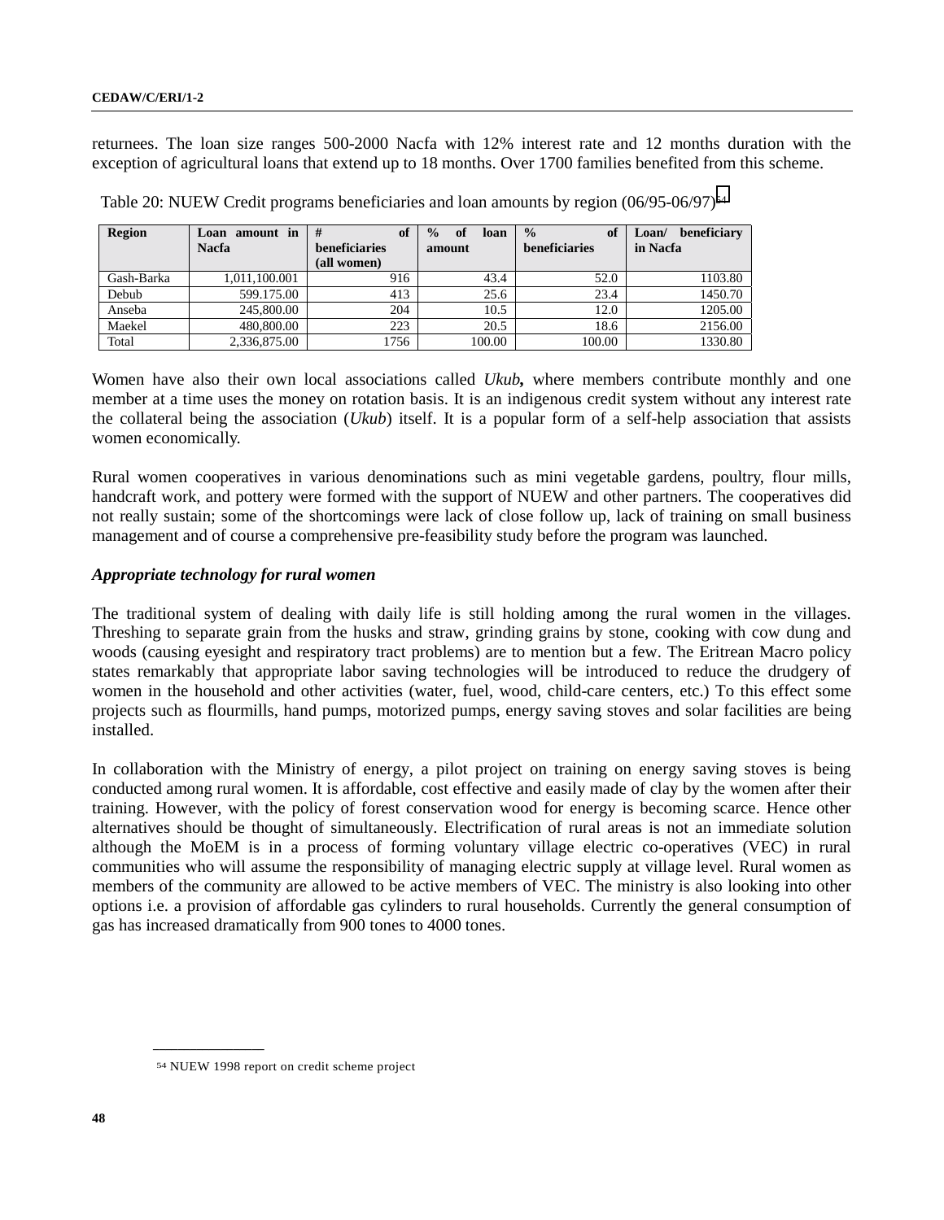returnees. The loan size ranges 500-2000 Nacfa with 12% interest rate and 12 months duration with the exception of agricultural loans that extend up to 18 months. Over 1700 families benefited from this scheme.

Table 20: NUEW Credit programs beneficiaries and loan amounts by region (06/95-06/97)[54]

| Region | Loan amount in Nacfa | # of beneficiaries (all women) | % of loan amount | % of beneficiaries | Loan/ beneficiary in Nacfa |
|---|---|---|---|---|---|
| Gash-Barka | 1,011,100.001 | 916 | 43.4 | 52.0 | 1103.80 |
| Debub | 599.175.00 | 413 | 25.6 | 23.4 | 1450.70 |
| Anseba | 245,800.00 | 204 | 10.5 | 12.0 | 1205.00 |
| Maekel | 480,800.00 | 223 | 20.5 | 18.6 | 2156.00 |
| Total | 2,336,875.00 | 1756 | 100.00 | 100.00 | 1330.80 |

Women have also their own local associations called *Ukub***,** where members contribute monthly and one member at a time uses the money on rotation basis. It is an indigenous credit system without any interest rate the collateral being the association (*Ukub*) itself. It is a popular form of a self-help association that assists women economically.

Rural women cooperatives in various denominations such as mini vegetable gardens, poultry, flour mills, handcraft work, and pottery were formed with the support of NUEW and other partners. The cooperatives did not really sustain; some of the shortcomings were lack of close follow up, lack of training on small business management and of course a comprehensive pre-feasibility study before the program was launched.

***Appropriate technology for rural women***

The traditional system of dealing with daily life is still holding among the rural women in the villages. Threshing to separate grain from the husks and straw, grinding grains by stone, cooking with cow dung and woods (causing eyesight and respiratory tract problems) are to mention but a few. The Eritrean Macro policy states remarkably that appropriate labor saving technologies will be introduced to reduce the drudgery of women in the household and other activities (water, fuel, wood, child-care centers, etc.) To this effect some projects such as flourmills, hand pumps, motorized pumps, energy saving stoves and solar facilities are being installed.

In collaboration with the Ministry of energy, a pilot project on training on energy saving stoves is being conducted among rural women. It is affordable, cost effective and easily made of clay by the women after their training. However, with the policy of forest conservation wood for energy is becoming scarce. Hence other alternatives should be thought of simultaneously. Electrification of rural areas is not an immediate solution although the MoEM is in a process of forming voluntary village electric co-operatives (VEC) in rural communities who will assume the responsibility of managing electric supply at village level. Rural women as members of the community are allowed to be active members of VEC. The ministry is also looking into other options i.e. a provision of affordable gas cylinders to rural households. Currently the general consumption of gas has increased dramatically from 900 tones to 4000 tones.

---

[54] NUEW 1998 report on credit scheme project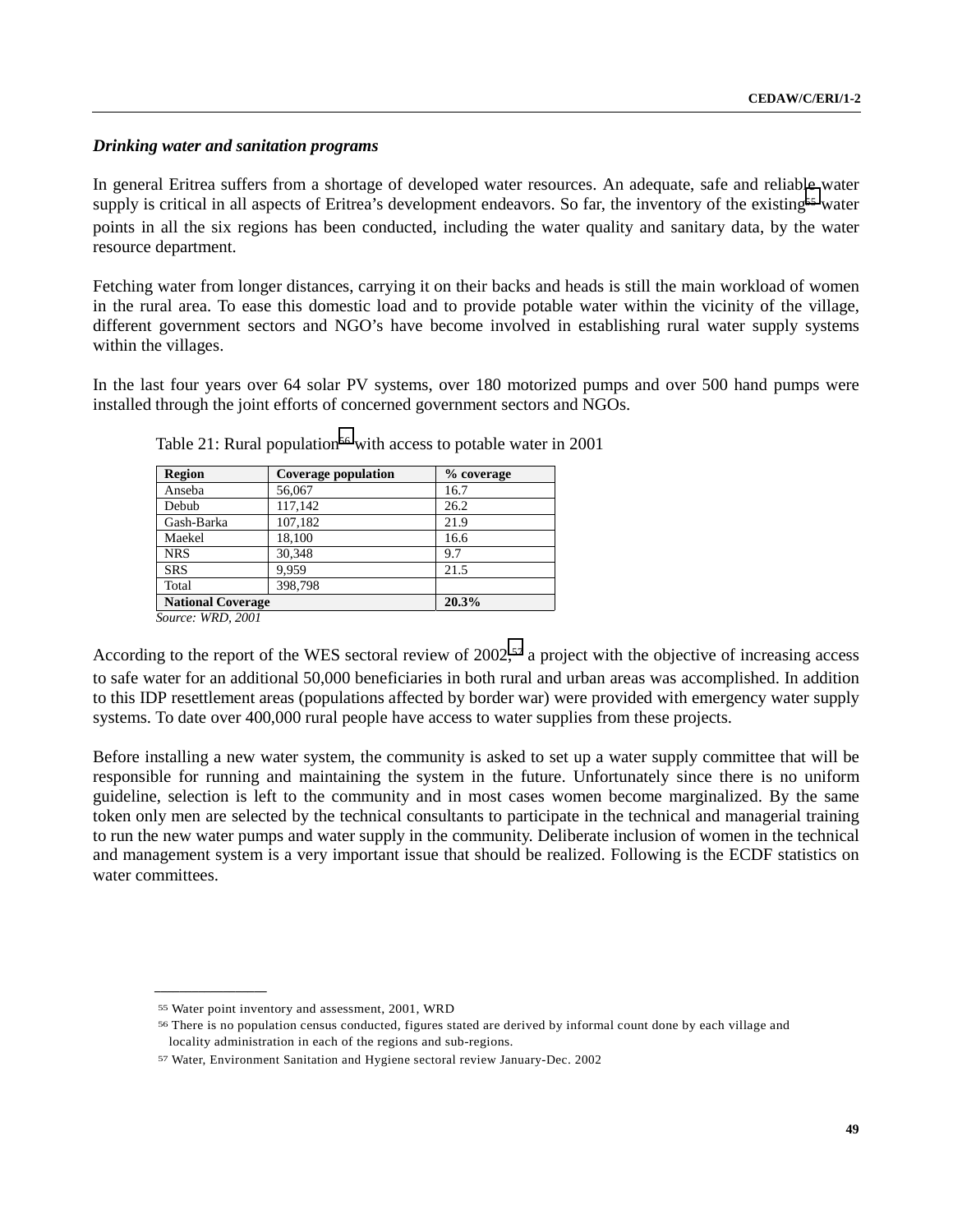### *Drinking water and sanitation programs*

In general Eritrea suffers from a shortage of developed water resources. An adequate, safe and reliable water supply is critical in all aspects of Eritrea's development endeavors. So far, the inventory of the existing[55] water points in all the six regions has been conducted, including the water quality and sanitary data, by the water resource department.

Fetching water from longer distances, carrying it on their backs and heads is still the main workload of women in the rural area. To ease this domestic load and to provide potable water within the vicinity of the village, different government sectors and NGO's have become involved in establishing rural water supply systems within the villages.

In the last four years over 64 solar PV systems, over 180 motorized pumps and over 500 hand pumps were installed through the joint efforts of concerned government sectors and NGOs.

Table 21: Rural population[56] with access to potable water in 2001

| Region | Coverage population | % coverage |
|---|---|---|
| Anseba | 56,067 | 16.7 |
| Debub | 117,142 | 26.2 |
| Gash-Barka | 107,182 | 21.9 |
| Maekel | 18,100 | 16.6 |
| NRS | 30,348 | 9.7 |
| SRS | 9,959 | 21.5 |
| Total | 398,798 | |
| **National Coverage** | | **20.3%** |

*Source: WRD, 2001*

According to the report of the WES sectoral review of 2002,[57] a project with the objective of increasing access to safe water for an additional 50,000 beneficiaries in both rural and urban areas was accomplished. In addition to this IDP resettlement areas (populations affected by border war) were provided with emergency water supply systems. To date over 400,000 rural people have access to water supplies from these projects.

Before installing a new water system, the community is asked to set up a water supply committee that will be responsible for running and maintaining the system in the future. Unfortunately since there is no uniform guideline, selection is left to the community and in most cases women become marginalized. By the same token only men are selected by the technical consultants to participate in the technical and managerial training to run the new water pumps and water supply in the community. Deliberate inclusion of women in the technical and management system is a very important issue that should be realized. Following is the ECDF statistics on water committees.

---

[55] Water point inventory and assessment, 2001, WRD

[56] There is no population census conducted, figures stated are derived by informal count done by each village and locality administration in each of the regions and sub-regions.

[57] Water, Environment Sanitation and Hygiene sectoral review January-Dec. 2002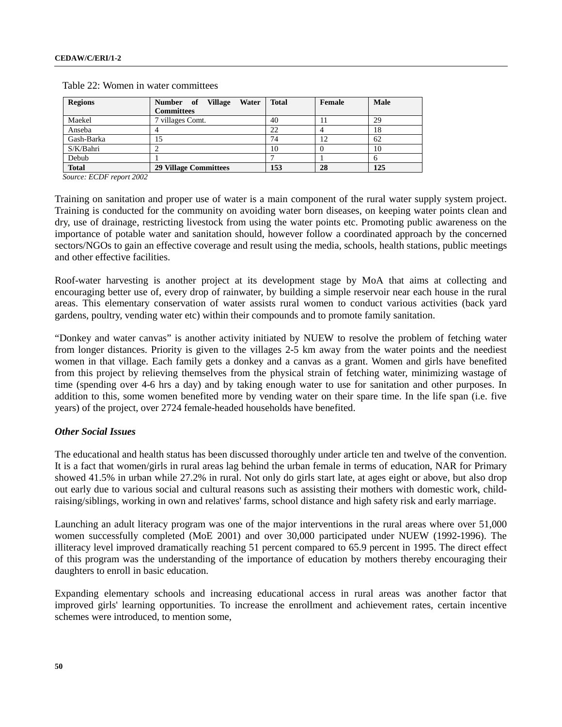Table 22: Women in water committees

| Regions | Number of Village Water Committees | Total | Female | Male |
|---|---|---|---|---|
| Maekel | 7 villages Comt. | 40 | 11 | 29 |
| Anseba | 4 | 22 | 4 | 18 |
| Gash-Barka | 15 | 74 | 12 | 62 |
| S/K/Bahri | 2 | 10 | 0 | 10 |
| Debub | 1 | 7 | 1 | 6 |
| **Total** | **29 Village Committees** | **153** | **28** | **125** |

*Source: ECDF report 2002*

Training on sanitation and proper use of water is a main component of the rural water supply system project. Training is conducted for the community on avoiding water born diseases, on keeping water points clean and dry, use of drainage, restricting livestock from using the water points etc. Promoting public awareness on the importance of potable water and sanitation should, however follow a coordinated approach by the concerned sectors/NGOs to gain an effective coverage and result using the media, schools, health stations, public meetings and other effective facilities.

Roof-water harvesting is another project at its development stage by MoA that aims at collecting and encouraging better use of, every drop of rainwater, by building a simple reservoir near each house in the rural areas. This elementary conservation of water assists rural women to conduct various activities (back yard gardens, poultry, vending water etc) within their compounds and to promote family sanitation.

“Donkey and water canvas” is another activity initiated by NUEW to resolve the problem of fetching water from longer distances. Priority is given to the villages 2-5 km away from the water points and the neediest women in that village. Each family gets a donkey and a canvas as a grant. Women and girls have benefited from this project by relieving themselves from the physical strain of fetching water, minimizing wastage of time (spending over 4-6 hrs a day) and by taking enough water to use for sanitation and other purposes. In addition to this, some women benefited more by vending water on their spare time. In the life span (i.e. five years) of the project, over 2724 female-headed households have benefited.

***Other Social Issues***

The educational and health status has been discussed thoroughly under article ten and twelve of the convention. It is a fact that women/girls in rural areas lag behind the urban female in terms of education, NAR for Primary showed 41.5% in urban while 27.2% in rural. Not only do girls start late, at ages eight or above, but also drop out early due to various social and cultural reasons such as assisting their mothers with domestic work, child-raising/siblings, working in own and relatives' farms, school distance and high safety risk and early marriage.

Launching an adult literacy program was one of the major interventions in the rural areas where over 51,000 women successfully completed (MoE 2001) and over 30,000 participated under NUEW (1992-1996). The illiteracy level improved dramatically reaching 51 percent compared to 65.9 percent in 1995. The direct effect of this program was the understanding of the importance of education by mothers thereby encouraging their daughters to enroll in basic education.

Expanding elementary schools and increasing educational access in rural areas was another factor that improved girls' learning opportunities. To increase the enrollment and achievement rates, certain incentive schemes were introduced, to mention some,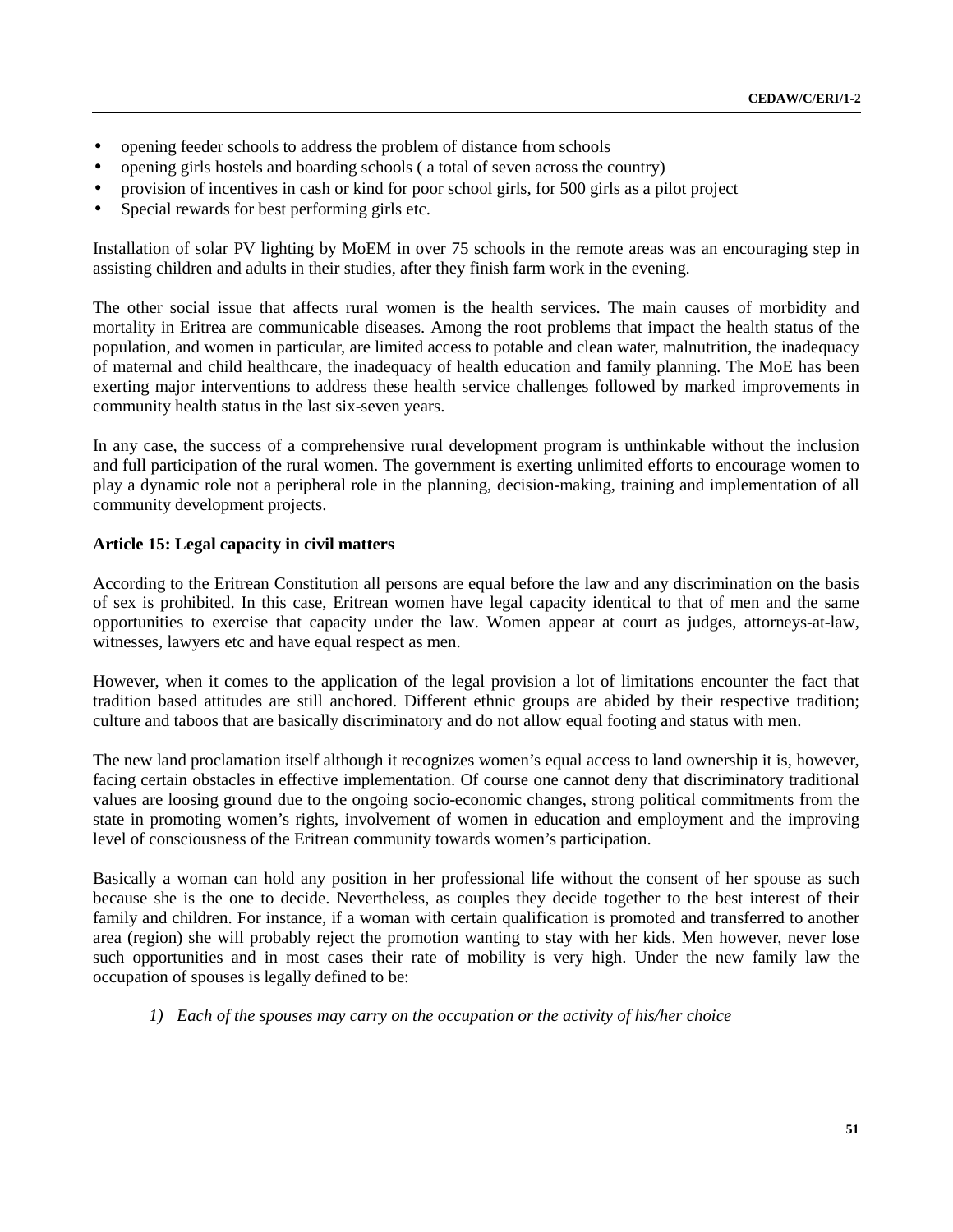- opening feeder schools to address the problem of distance from schools
- opening girls hostels and boarding schools ( a total of seven across the country)
- provision of incentives in cash or kind for poor school girls, for 500 girls as a pilot project
- Special rewards for best performing girls etc.

Installation of solar PV lighting by MoEM in over 75 schools in the remote areas was an encouraging step in assisting children and adults in their studies, after they finish farm work in the evening.

The other social issue that affects rural women is the health services. The main causes of morbidity and mortality in Eritrea are communicable diseases. Among the root problems that impact the health status of the population, and women in particular, are limited access to potable and clean water, malnutrition, the inadequacy of maternal and child healthcare, the inadequacy of health education and family planning. The MoE has been exerting major interventions to address these health service challenges followed by marked improvements in community health status in the last six-seven years.

In any case, the success of a comprehensive rural development program is unthinkable without the inclusion and full participation of the rural women. The government is exerting unlimited efforts to encourage women to play a dynamic role not a peripheral role in the planning, decision-making, training and implementation of all community development projects.

**Article 15: Legal capacity in civil matters**

According to the Eritrean Constitution all persons are equal before the law and any discrimination on the basis of sex is prohibited. In this case, Eritrean women have legal capacity identical to that of men and the same opportunities to exercise that capacity under the law. Women appear at court as judges, attorneys-at-law, witnesses, lawyers etc and have equal respect as men.

However, when it comes to the application of the legal provision a lot of limitations encounter the fact that tradition based attitudes are still anchored. Different ethnic groups are abided by their respective tradition; culture and taboos that are basically discriminatory and do not allow equal footing and status with men.

The new land proclamation itself although it recognizes women's equal access to land ownership it is, however, facing certain obstacles in effective implementation. Of course one cannot deny that discriminatory traditional values are loosing ground due to the ongoing socio-economic changes, strong political commitments from the state in promoting women's rights, involvement of women in education and employment and the improving level of consciousness of the Eritrean community towards women's participation.

Basically a woman can hold any position in her professional life without the consent of her spouse as such because she is the one to decide. Nevertheless, as couples they decide together to the best interest of their family and children. For instance, if a woman with certain qualification is promoted and transferred to another area (region) she will probably reject the promotion wanting to stay with her kids. Men however, never lose such opportunities and in most cases their rate of mobility is very high. Under the new family law the occupation of spouses is legally defined to be:

1) *Each of the spouses may carry on the occupation or the activity of his/her choice*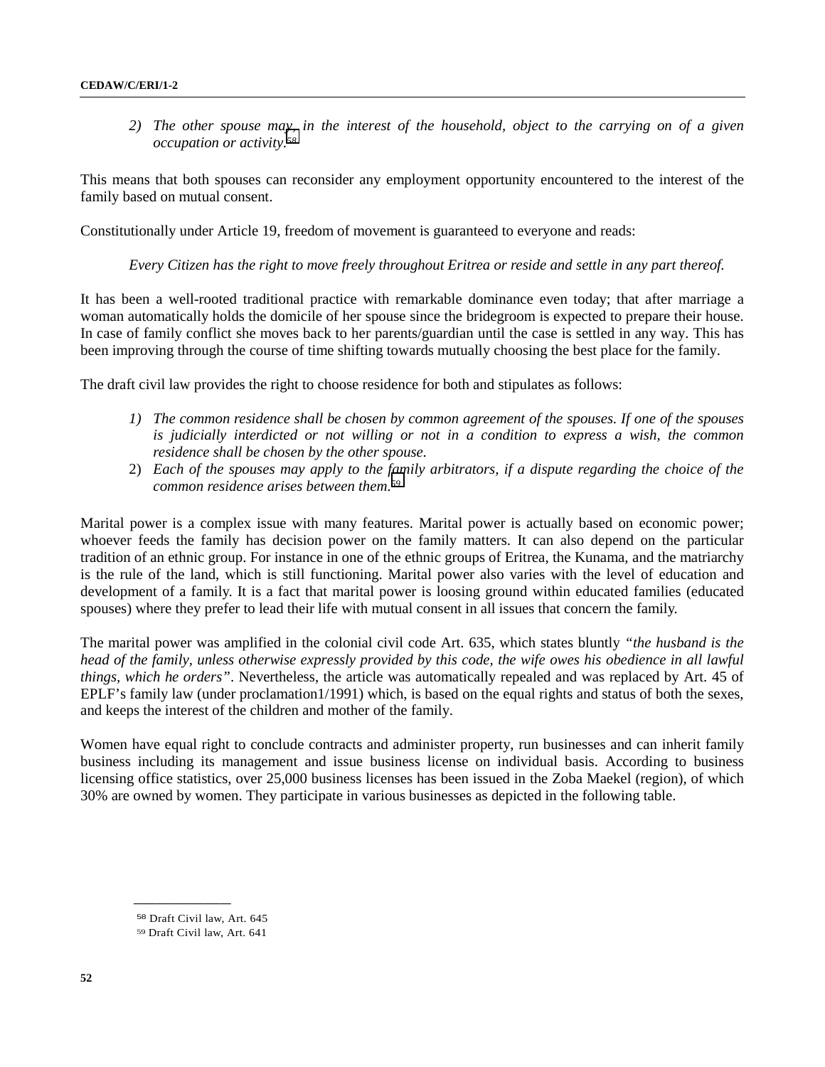2) *The other spouse may, in the interest of the household, object to the carrying on of a given occupation or activity.*[58]

This means that both spouses can reconsider any employment opportunity encountered to the interest of the family based on mutual consent.

Constitutionally under Article 19, freedom of movement is guaranteed to everyone and reads:

*Every Citizen has the right to move freely throughout Eritrea or reside and settle in any part thereof.*

It has been a well-rooted traditional practice with remarkable dominance even today; that after marriage a woman automatically holds the domicile of her spouse since the bridegroom is expected to prepare their house. In case of family conflict she moves back to her parents/guardian until the case is settled in any way. This has been improving through the course of time shifting towards mutually choosing the best place for the family.

The draft civil law provides the right to choose residence for both and stipulates as follows:

1) *The common residence shall be chosen by common agreement of the spouses. If one of the spouses is judicially interdicted or not willing or not in a condition to express a wish, the common residence shall be chosen by the other spouse.*
2) *Each of the spouses may apply to the family arbitrators, if a dispute regarding the choice of the common residence arises between them.*[59]

Marital power is a complex issue with many features. Marital power is actually based on economic power; whoever feeds the family has decision power on the family matters. It can also depend on the particular tradition of an ethnic group. For instance in one of the ethnic groups of Eritrea, the Kunama, and the matriarchy is the rule of the land, which is still functioning. Marital power also varies with the level of education and development of a family. It is a fact that marital power is loosing ground within educated families (educated spouses) where they prefer to lead their life with mutual consent in all issues that concern the family.

The marital power was amplified in the colonial civil code Art. 635, which states bluntly *"the husband is the head of the family, unless otherwise expressly provided by this code, the wife owes his obedience in all lawful things, which he orders"*. Nevertheless, the article was automatically repealed and was replaced by Art. 45 of EPLF's family law (under proclamation1/1991) which, is based on the equal rights and status of both the sexes, and keeps the interest of the children and mother of the family.

Women have equal right to conclude contracts and administer property, run businesses and can inherit family business including its management and issue business license on individual basis. According to business licensing office statistics, over 25,000 business licenses has been issued in the Zoba Maekel (region), of which 30% are owned by women. They participate in various businesses as depicted in the following table.

---

[58] Draft Civil law, Art. 645

[59] Draft Civil law, Art. 641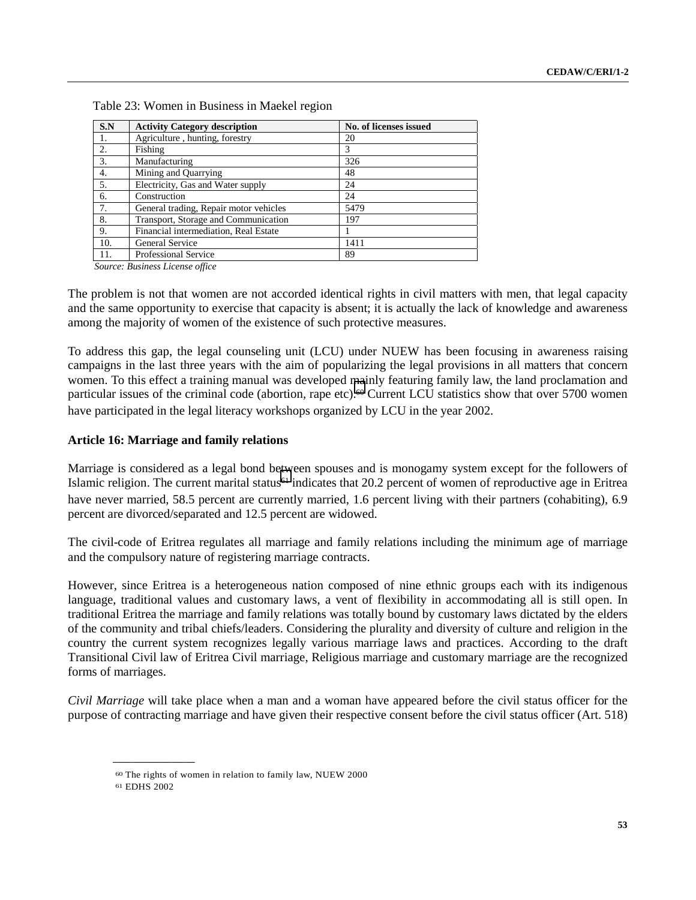Table 23: Women in Business in Maekel region

| S.N | Activity Category description | No. of licenses issued |
|---|---|---|
| 1. | Agriculture , hunting, forestry | 20 |
| 2. | Fishing | 3 |
| 3. | Manufacturing | 326 |
| 4. | Mining and Quarrying | 48 |
| 5. | Electricity, Gas and Water supply | 24 |
| 6. | Construction | 24 |
| 7. | General trading, Repair motor vehicles | 5479 |
| 8. | Transport, Storage and Communication | 197 |
| 9. | Financial intermediation, Real Estate | 1 |
| 10. | General Service | 1411 |
| 11. | Professional Service | 89 |

*Source: Business License office*

The problem is not that women are not accorded identical rights in civil matters with men, that legal capacity and the same opportunity to exercise that capacity is absent; it is actually the lack of knowledge and awareness among the majority of women of the existence of such protective measures.

To address this gap, the legal counseling unit (LCU) under NUEW has been focusing in awareness raising campaigns in the last three years with the aim of popularizing the legal provisions in all matters that concern women. To this effect a training manual was developed mainly featuring family law, the land proclamation and particular issues of the criminal code (abortion, rape etc).[60] Current LCU statistics show that over 5700 women have participated in the legal literacy workshops organized by LCU in the year 2002.

**Article 16: Marriage and family relations**

Marriage is considered as a legal bond between spouses and is monogamy system except for the followers of Islamic religion. The current marital status[61] indicates that 20.2 percent of women of reproductive age in Eritrea have never married, 58.5 percent are currently married, 1.6 percent living with their partners (cohabiting), 6.9 percent are divorced/separated and 12.5 percent are widowed.

The civil-code of Eritrea regulates all marriage and family relations including the minimum age of marriage and the compulsory nature of registering marriage contracts.

However, since Eritrea is a heterogeneous nation composed of nine ethnic groups each with its indigenous language, traditional values and customary laws, a vent of flexibility in accommodating all is still open. In traditional Eritrea the marriage and family relations was totally bound by customary laws dictated by the elders of the community and tribal chiefs/leaders. Considering the plurality and diversity of culture and religion in the country the current system recognizes legally various marriage laws and practices. According to the draft Transitional Civil law of Eritrea Civil marriage, Religious marriage and customary marriage are the recognized forms of marriages.

*Civil Marriage* will take place when a man and a woman have appeared before the civil status officer for the purpose of contracting marriage and have given their respective consent before the civil status officer (Art. 518)

---

[60] The rights of women in relation to family law, NUEW 2000

[61] EDHS 2002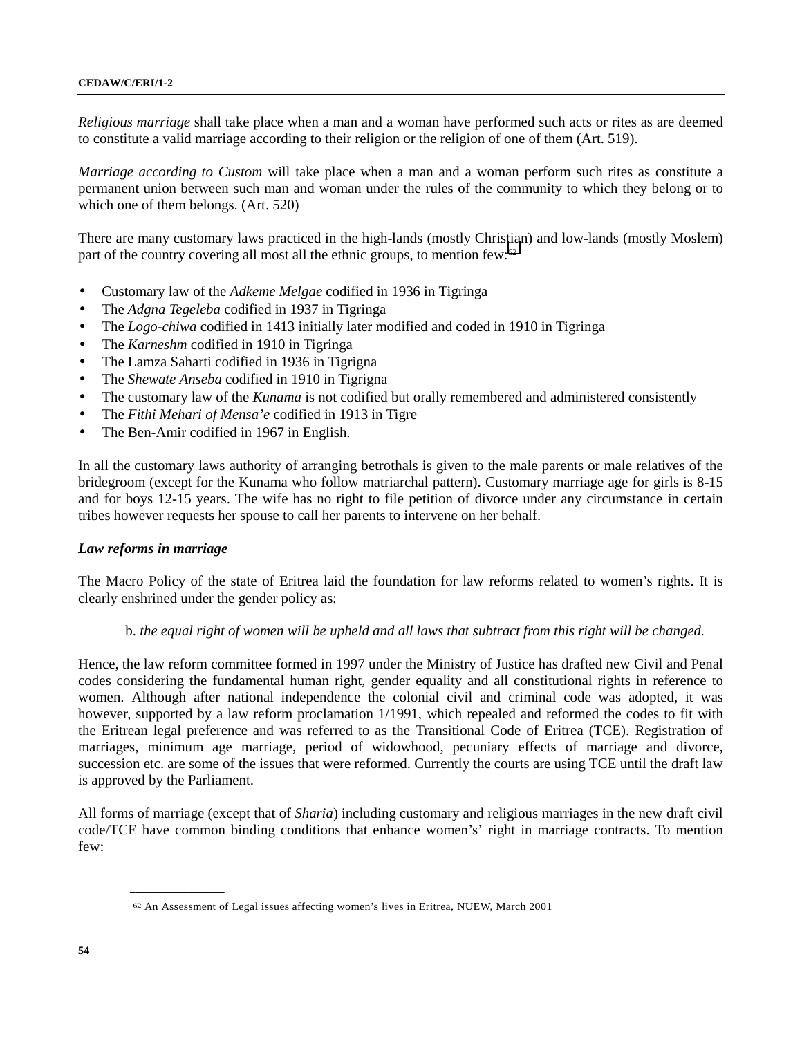*Religious marriage* shall take place when a man and a woman have performed such acts or rites as are deemed to constitute a valid marriage according to their religion or the religion of one of them (Art. 519).

*Marriage according to Custom* will take place when a man and a woman perform such rites as constitute a permanent union between such man and woman under the rules of the community to which they belong or to which one of them belongs. (Art. 520)

There are many customary laws practiced in the high-lands (mostly Christian) and low-lands (mostly Moslem) part of the country covering all most all the ethnic groups, to mention few:[62]

- Customary law of the *Adkeme Melgae* codified in 1936 in Tigringa
- The *Adgna Tegeleba* codified in 1937 in Tigringa
- The *Logo-chiwa* codified in 1413 initially later modified and coded in 1910 in Tigringa
- The *Karneshm* codified in 1910 in Tigringa
- The Lamza Saharti codified in 1936 in Tigrigna
- The *Shewate Anseba* codified in 1910 in Tigrigna
- The customary law of the *Kunama* is not codified but orally remembered and administered consistently
- The *Fithi Mehari of Mensa'e* codified in 1913 in Tigre
- The Ben-Amir codified in 1967 in English.

In all the customary laws authority of arranging betrothals is given to the male parents or male relatives of the bridegroom (except for the Kunama who follow matriarchal pattern). Customary marriage age for girls is 8-15 and for boys 12-15 years. The wife has no right to file petition of divorce under any circumstance in certain tribes however requests her spouse to call her parents to intervene on her behalf.

***Law reforms in marriage***

The Macro Policy of the state of Eritrea laid the foundation for law reforms related to women's rights. It is clearly enshrined under the gender policy as:

> b. *the equal right of women will be upheld and all laws that subtract from this right will be changed.*

Hence, the law reform committee formed in 1997 under the Ministry of Justice has drafted new Civil and Penal codes considering the fundamental human right, gender equality and all constitutional rights in reference to women. Although after national independence the colonial civil and criminal code was adopted, it was however, supported by a law reform proclamation 1/1991, which repealed and reformed the codes to fit with the Eritrean legal preference and was referred to as the Transitional Code of Eritrea (TCE). Registration of marriages, minimum age marriage, period of widowhood, pecuniary effects of marriage and divorce, succession etc. are some of the issues that were reformed. Currently the courts are using TCE until the draft law is approved by the Parliament.

All forms of marriage (except that of *Sharia*) including customary and religious marriages in the new draft civil code/TCE have common binding conditions that enhance women's' right in marriage contracts. To mention few:

---

[62] An Assessment of Legal issues affecting women's lives in Eritrea, NUEW, March 2001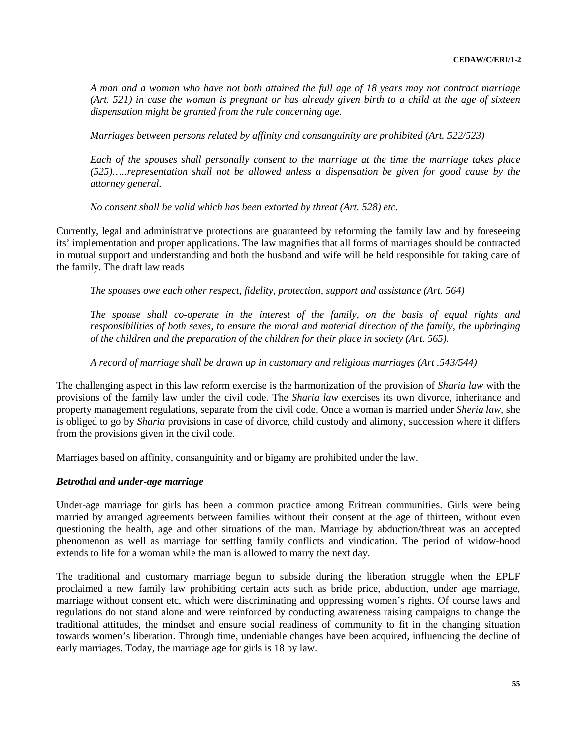*A man and a woman who have not both attained the full age of 18 years may not contract marriage (Art. 521) in case the woman is pregnant or has already given birth to a child at the age of sixteen dispensation might be granted from the rule concerning age.*

*Marriages between persons related by affinity and consanguinity are prohibited (Art. 522/523)*

*Each of the spouses shall personally consent to the marriage at the time the marriage takes place (525)…..representation shall not be allowed unless a dispensation be given for good cause by the attorney general.*

*No consent shall be valid which has been extorted by threat (Art. 528) etc.*

Currently, legal and administrative protections are guaranteed by reforming the family law and by foreseeing its' implementation and proper applications. The law magnifies that all forms of marriages should be contracted in mutual support and understanding and both the husband and wife will be held responsible for taking care of the family. The draft law reads

*The spouses owe each other respect, fidelity, protection, support and assistance (Art. 564)*

*The spouse shall co-operate in the interest of the family, on the basis of equal rights and responsibilities of both sexes, to ensure the moral and material direction of the family, the upbringing of the children and the preparation of the children for their place in society (Art. 565).*

*A record of marriage shall be drawn up in customary and religious marriages (Art .543/544)*

The challenging aspect in this law reform exercise is the harmonization of the provision of *Sharia law* with the provisions of the family law under the civil code. The *Sharia law* exercises its own divorce, inheritance and property management regulations, separate from the civil code. Once a woman is married under *Sheria law,* she is obliged to go by *Sharia* provisions in case of divorce, child custody and alimony, succession where it differs from the provisions given in the civil code.

Marriages based on affinity, consanguinity and or bigamy are prohibited under the law.

***Betrothal and under-age marriage***

Under-age marriage for girls has been a common practice among Eritrean communities. Girls were being married by arranged agreements between families without their consent at the age of thirteen, without even questioning the health, age and other situations of the man. Marriage by abduction/threat was an accepted phenomenon as well as marriage for settling family conflicts and vindication. The period of widow-hood extends to life for a woman while the man is allowed to marry the next day.

The traditional and customary marriage begun to subside during the liberation struggle when the EPLF proclaimed a new family law prohibiting certain acts such as bride price, abduction, under age marriage, marriage without consent etc, which were discriminating and oppressing women's rights. Of course laws and regulations do not stand alone and were reinforced by conducting awareness raising campaigns to change the traditional attitudes, the mindset and ensure social readiness of community to fit in the changing situation towards women's liberation. Through time, undeniable changes have been acquired, influencing the decline of early marriages. Today, the marriage age for girls is 18 by law.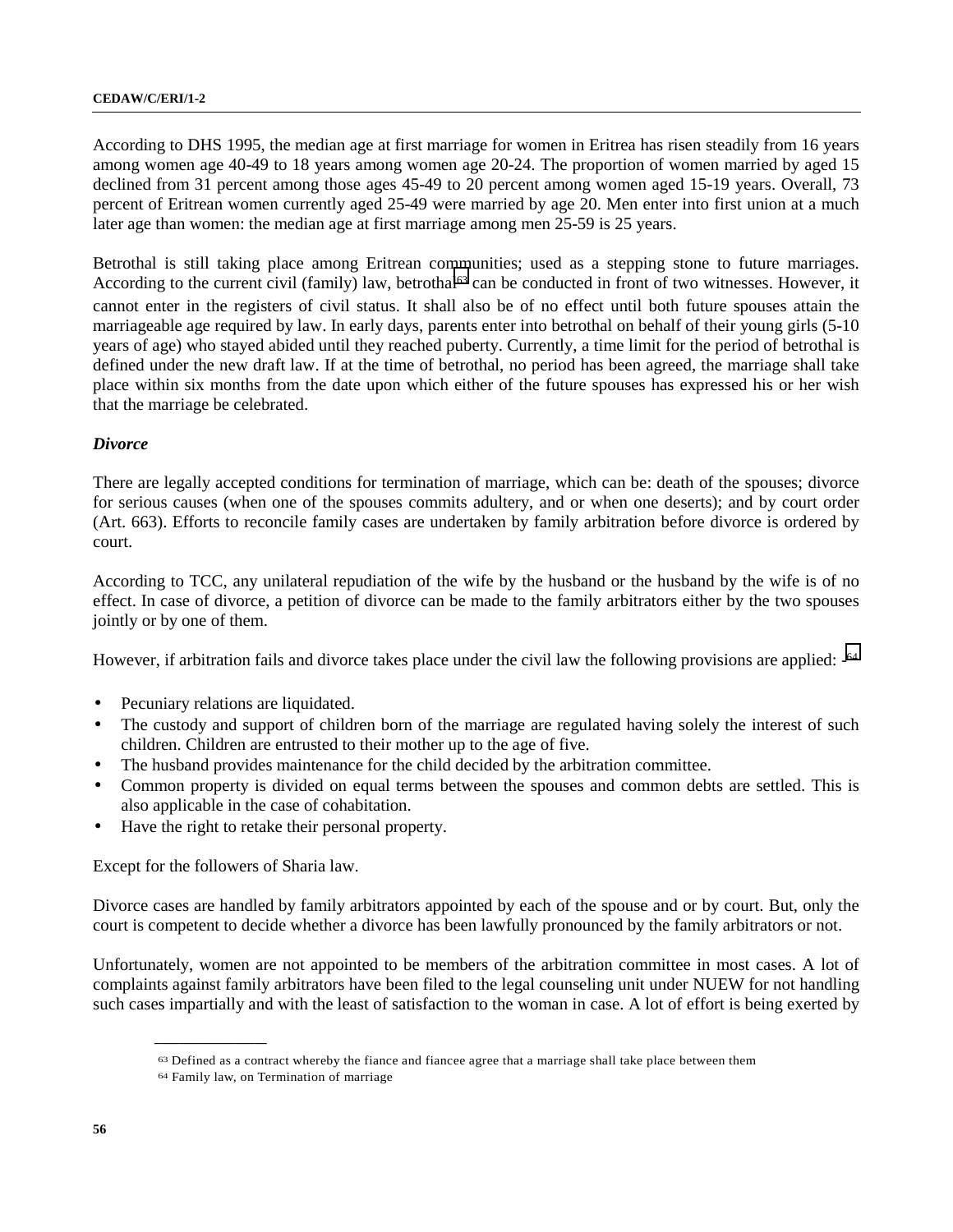According to DHS 1995, the median age at first marriage for women in Eritrea has risen steadily from 16 years among women age 40-49 to 18 years among women age 20-24. The proportion of women married by aged 15 declined from 31 percent among those ages 45-49 to 20 percent among women aged 15-19 years. Overall, 73 percent of Eritrean women currently aged 25-49 were married by age 20. Men enter into first union at a much later age than women: the median age at first marriage among men 25-59 is 25 years.

Betrothal is still taking place among Eritrean communities; used as a stepping stone to future marriages. According to the current civil (family) law, betrothal[63] can be conducted in front of two witnesses. However, it cannot enter in the registers of civil status. It shall also be of no effect until both future spouses attain the marriageable age required by law. In early days, parents enter into betrothal on behalf of their young girls (5-10 years of age) who stayed abided until they reached puberty. Currently, a time limit for the period of betrothal is defined under the new draft law. If at the time of betrothal, no period has been agreed, the marriage shall take place within six months from the date upon which either of the future spouses has expressed his or her wish that the marriage be celebrated.

***Divorce***

There are legally accepted conditions for termination of marriage, which can be: death of the spouses; divorce for serious causes (when one of the spouses commits adultery, and or when one deserts); and by court order (Art. 663). Efforts to reconcile family cases are undertaken by family arbitration before divorce is ordered by court.

According to TCC, any unilateral repudiation of the wife by the husband or the husband by the wife is of no effect. In case of divorce, a petition of divorce can be made to the family arbitrators either by the two spouses jointly or by one of them.

However, if arbitration fails and divorce takes place under the civil law the following provisions are applied: -[64]

- Pecuniary relations are liquidated.
- The custody and support of children born of the marriage are regulated having solely the interest of such children. Children are entrusted to their mother up to the age of five.
- The husband provides maintenance for the child decided by the arbitration committee.
- Common property is divided on equal terms between the spouses and common debts are settled. This is also applicable in the case of cohabitation.
- Have the right to retake their personal property.

Except for the followers of Sharia law.

Divorce cases are handled by family arbitrators appointed by each of the spouse and or by court. But, only the court is competent to decide whether a divorce has been lawfully pronounced by the family arbitrators or not.

Unfortunately, women are not appointed to be members of the arbitration committee in most cases. A lot of complaints against family arbitrators have been filed to the legal counseling unit under NUEW for not handling such cases impartially and with the least of satisfaction to the woman in case. A lot of effort is being exerted by

---

[63] Defined as a contract whereby the fiance and fiancee agree that a marriage shall take place between them

[64] Family law, on Termination of marriage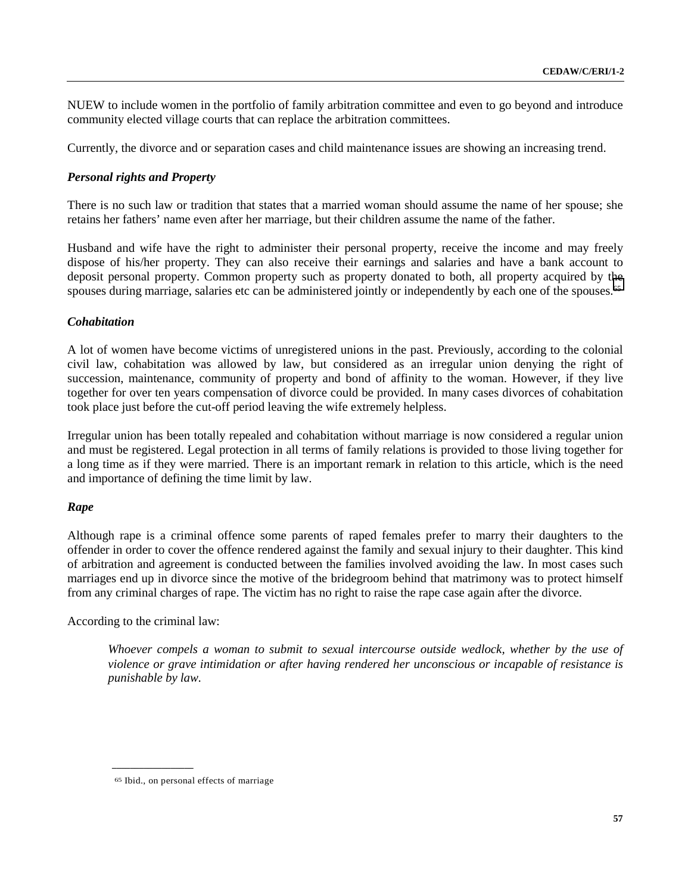NUEW to include women in the portfolio of family arbitration committee and even to go beyond and introduce community elected village courts that can replace the arbitration committees.

Currently, the divorce and or separation cases and child maintenance issues are showing an increasing trend.

### *Personal rights and Property*

There is no such law or tradition that states that a married woman should assume the name of her spouse; she retains her fathers' name even after her marriage, but their children assume the name of the father.

Husband and wife have the right to administer their personal property, receive the income and may freely dispose of his/her property. They can also receive their earnings and salaries and have a bank account to deposit personal property. Common property such as property donated to both, all property acquired by the spouses during marriage, salaries etc can be administered jointly or independently by each one of the spouses.[65]

### *Cohabitation*

A lot of women have become victims of unregistered unions in the past. Previously, according to the colonial civil law, cohabitation was allowed by law, but considered as an irregular union denying the right of succession, maintenance, community of property and bond of affinity to the woman. However, if they live together for over ten years compensation of divorce could be provided. In many cases divorces of cohabitation took place just before the cut-off period leaving the wife extremely helpless.

Irregular union has been totally repealed and cohabitation without marriage is now considered a regular union and must be registered. Legal protection in all terms of family relations is provided to those living together for a long time as if they were married. There is an important remark in relation to this article, which is the need and importance of defining the time limit by law.

### *Rape*

Although rape is a criminal offence some parents of raped females prefer to marry their daughters to the offender in order to cover the offence rendered against the family and sexual injury to their daughter. This kind of arbitration and agreement is conducted between the families involved avoiding the law. In most cases such marriages end up in divorce since the motive of the bridegroom behind that matrimony was to protect himself from any criminal charges of rape. The victim has no right to raise the rape case again after the divorce.

According to the criminal law:

> *Whoever compels a woman to submit to sexual intercourse outside wedlock, whether by the use of violence or grave intimidation or after having rendered her unconscious or incapable of resistance is punishable by law.*

---

[65] Ibid., on personal effects of marriage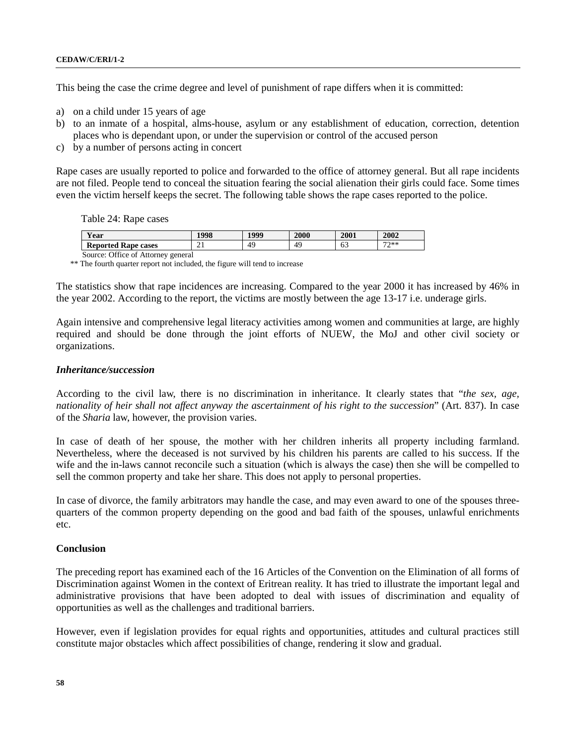This being the case the crime degree and level of punishment of rape differs when it is committed:

a) on a child under 15 years of age
b) to an inmate of a hospital, alms-house, asylum or any establishment of education, correction, detention places who is dependant upon, or under the supervision or control of the accused person
c) by a number of persons acting in concert

Rape cases are usually reported to police and forwarded to the office of attorney general. But all rape incidents are not filed. People tend to conceal the situation fearing the social alienation their girls could face. Some times even the victim herself keeps the secret. The following table shows the rape cases reported to the police.

Table 24: Rape cases

| Year | 1998 | 1999 | 2000 | 2001 | 2002 |
|---|---|---|---|---|---|
| Reported Rape cases | 21 | 49 | 49 | 63 | 72** |

Source: Office of Attorney general

** The fourth quarter report not included, the figure will tend to increase

The statistics show that rape incidences are increasing. Compared to the year 2000 it has increased by 46% in the year 2002. According to the report, the victims are mostly between the age 13-17 i.e. underage girls.

Again intensive and comprehensive legal literacy activities among women and communities at large, are highly required and should be done through the joint efforts of NUEW, the MoJ and other civil society or organizations.

***Inheritance/succession***

According to the civil law, there is no discrimination in inheritance. It clearly states that "*the sex, age, nationality of heir shall not affect anyway the ascertainment of his right to the succession*" (Art. 837). In case of the *Sharia* law, however, the provision varies.

In case of death of her spouse, the mother with her children inherits all property including farmland. Nevertheless, where the deceased is not survived by his children his parents are called to his success. If the wife and the in-laws cannot reconcile such a situation (which is always the case) then she will be compelled to sell the common property and take her share. This does not apply to personal properties.

In case of divorce, the family arbitrators may handle the case, and may even award to one of the spouses three-quarters of the common property depending on the good and bad faith of the spouses, unlawful enrichments etc.

**Conclusion**

The preceding report has examined each of the 16 Articles of the Convention on the Elimination of all forms of Discrimination against Women in the context of Eritrean reality. It has tried to illustrate the important legal and administrative provisions that have been adopted to deal with issues of discrimination and equality of opportunities as well as the challenges and traditional barriers.

However, even if legislation provides for equal rights and opportunities, attitudes and cultural practices still constitute major obstacles which affect possibilities of change, rendering it slow and gradual.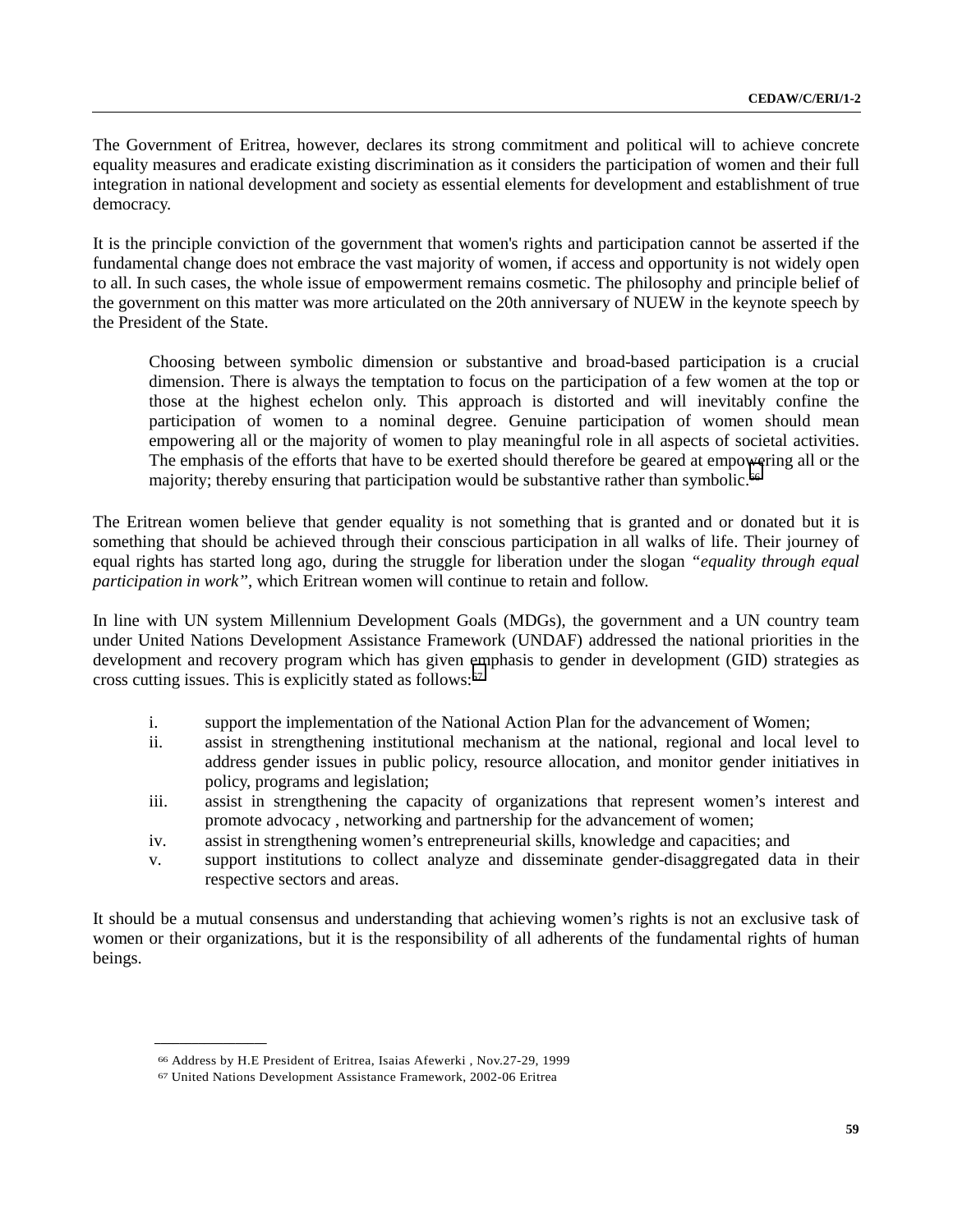The Government of Eritrea, however, declares its strong commitment and political will to achieve concrete equality measures and eradicate existing discrimination as it considers the participation of women and their full integration in national development and society as essential elements for development and establishment of true democracy.

It is the principle conviction of the government that women's rights and participation cannot be asserted if the fundamental change does not embrace the vast majority of women, if access and opportunity is not widely open to all. In such cases, the whole issue of empowerment remains cosmetic. The philosophy and principle belief of the government on this matter was more articulated on the 20th anniversary of NUEW in the keynote speech by the President of the State.

> Choosing between symbolic dimension or substantive and broad-based participation is a crucial dimension. There is always the temptation to focus on the participation of a few women at the top or those at the highest echelon only. This approach is distorted and will inevitably confine the participation of women to a nominal degree. Genuine participation of women should mean empowering all or the majority of women to play meaningful role in all aspects of societal activities. The emphasis of the efforts that have to be exerted should therefore be geared at empowering all or the majority; thereby ensuring that participation would be substantive rather than symbolic.[66]

The Eritrean women believe that gender equality is not something that is granted and or donated but it is something that should be achieved through their conscious participation in all walks of life. Their journey of equal rights has started long ago, during the struggle for liberation under the slogan *"equality through equal participation in work"*, which Eritrean women will continue to retain and follow.

In line with UN system Millennium Development Goals (MDGs), the government and a UN country team under United Nations Development Assistance Framework (UNDAF) addressed the national priorities in the development and recovery program which has given emphasis to gender in development (GID) strategies as cross cutting issues. This is explicitly stated as follows:[67]

i. support the implementation of the National Action Plan for the advancement of Women;
ii. assist in strengthening institutional mechanism at the national, regional and local level to address gender issues in public policy, resource allocation, and monitor gender initiatives in policy, programs and legislation;
iii. assist in strengthening the capacity of organizations that represent women's interest and promote advocacy , networking and partnership for the advancement of women;
iv. assist in strengthening women's entrepreneurial skills, knowledge and capacities; and
v. support institutions to collect analyze and disseminate gender-disaggregated data in their respective sectors and areas.

It should be a mutual consensus and understanding that achieving women's rights is not an exclusive task of women or their organizations, but it is the responsibility of all adherents of the fundamental rights of human beings.

---

[66] Address by H.E President of Eritrea, Isaias Afewerki , Nov.27-29, 1999

[67] United Nations Development Assistance Framework, 2002-06 Eritrea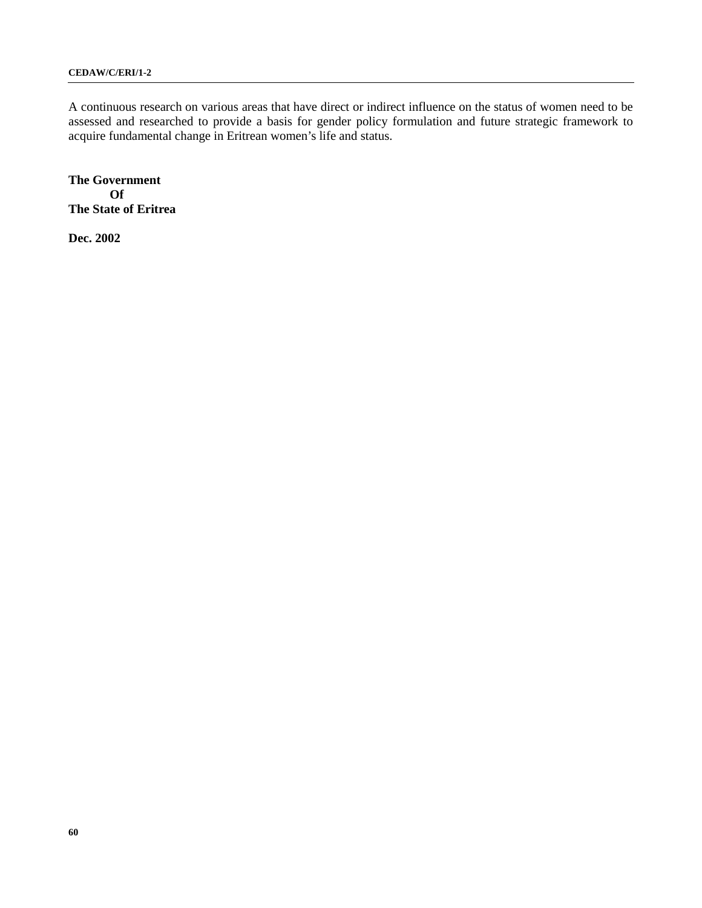A continuous research on various areas that have direct or indirect influence on the status of women need to be assessed and researched to provide a basis for gender policy formulation and future strategic framework to acquire fundamental change in Eritrean women's life and status.

**The Government**
**Of**
**The State of Eritrea**

**Dec. 2002**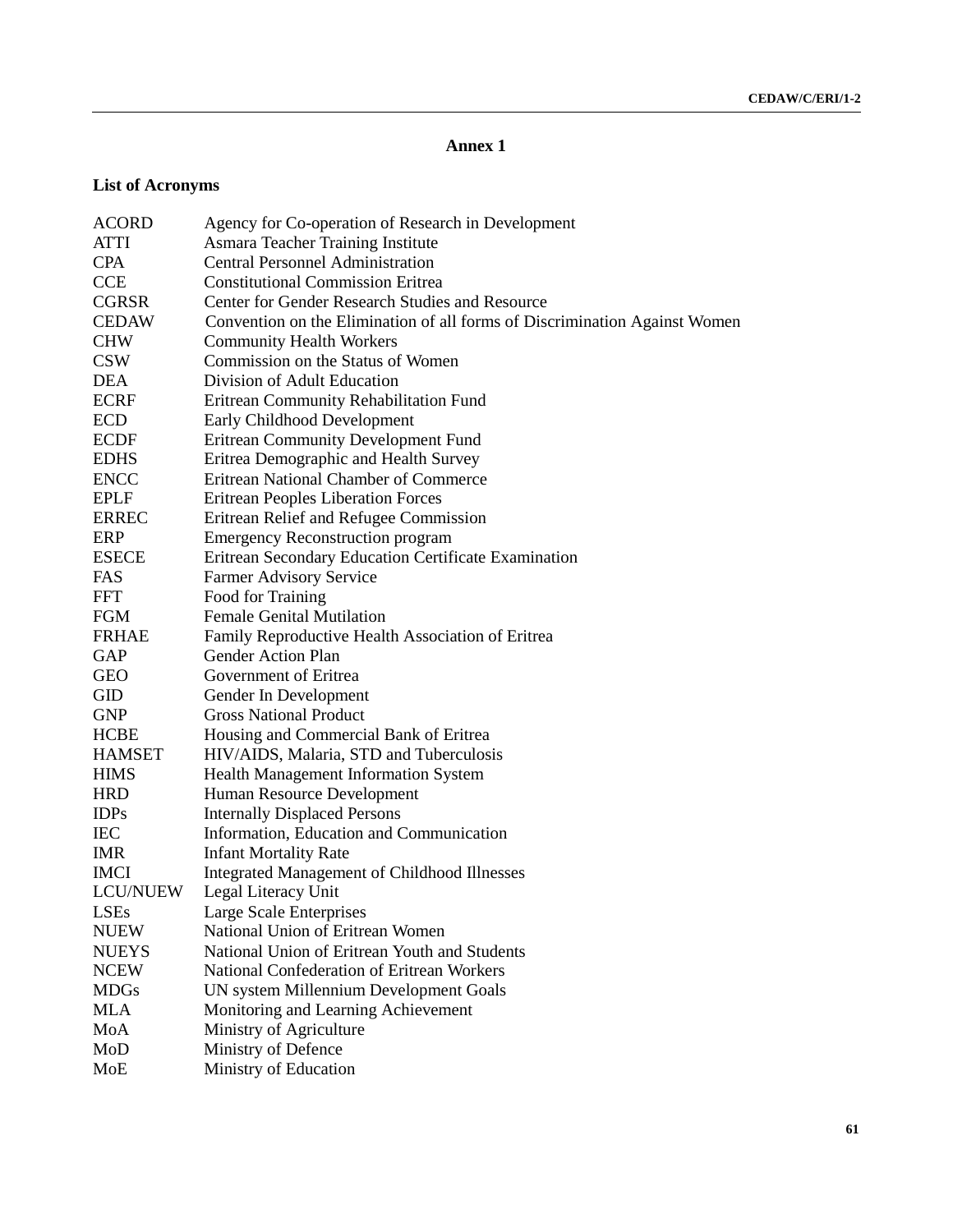## Annex 1

### List of Acronyms

| | |
|---|---|
| ACORD | Agency for Co-operation of Research in Development |
| ATTI | Asmara Teacher Training Institute |
| CPA | Central Personnel Administration |
| CCE | Constitutional Commission Eritrea |
| CGRSR | Center for Gender Research Studies and Resource |
| CEDAW | Convention on the Elimination of all forms of Discrimination Against Women |
| CHW | Community Health Workers |
| CSW | Commission on the Status of Women |
| DEA | Division of Adult Education |
| ECRF | Eritrean Community Rehabilitation Fund |
| ECD | Early Childhood Development |
| ECDF | Eritrean Community Development Fund |
| EDHS | Eritrea Demographic and Health Survey |
| ENCC | Eritrean National Chamber of Commerce |
| EPLF | Eritrean Peoples Liberation Forces |
| ERREC | Eritrean Relief and Refugee Commission |
| ERP | Emergency Reconstruction program |
| ESECE | Eritrean Secondary Education Certificate Examination |
| FAS | Farmer Advisory Service |
| FFT | Food for Training |
| FGM | Female Genital Mutilation |
| FRHAE | Family Reproductive Health Association of Eritrea |
| GAP | Gender Action Plan |
| GEO | Government of Eritrea |
| GID | Gender In Development |
| GNP | Gross National Product |
| HCBE | Housing and Commercial Bank of Eritrea |
| HAMSET | HIV/AIDS, Malaria, STD and Tuberculosis |
| HIMS | Health Management Information System |
| HRD | Human Resource Development |
| IDPs | Internally Displaced Persons |
| IEC | Information, Education and Communication |
| IMR | Infant Mortality Rate |
| IMCI | Integrated Management of Childhood Illnesses |
| LCU/NUEW | Legal Literacy Unit |
| LSEs | Large Scale Enterprises |
| NUEW | National Union of Eritrean Women |
| NUEYS | National Union of Eritrean Youth and Students |
| NCEW | National Confederation of Eritrean Workers |
| MDGs | UN system Millennium Development Goals |
| MLA | Monitoring and Learning Achievement |
| MoA | Ministry of Agriculture |
| MoD | Ministry of Defence |
| MoE | Ministry of Education |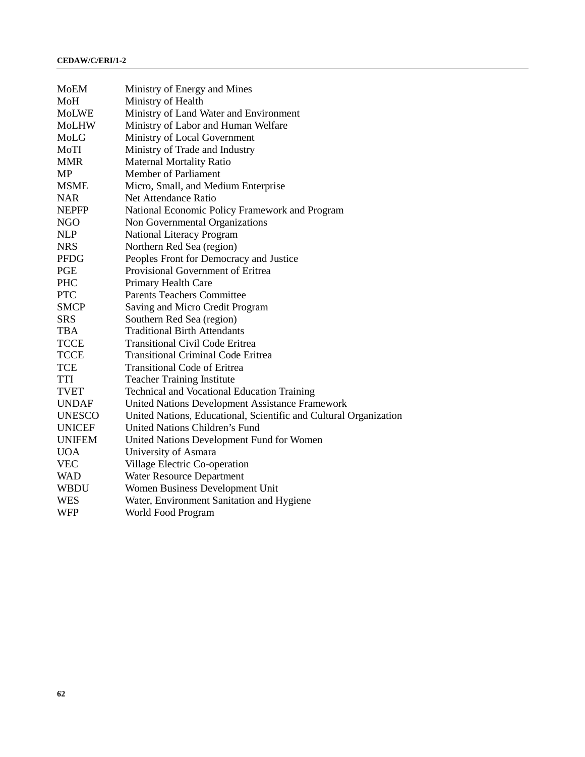| | |
|---|---|
| MoEM | Ministry of Energy and Mines |
| MoH | Ministry of Health |
| MoLWE | Ministry of Land Water and Environment |
| MoLHW | Ministry of Labor and Human Welfare |
| MoLG | Ministry of Local Government |
| MoTI | Ministry of Trade and Industry |
| MMR | Maternal Mortality Ratio |
| MP | Member of Parliament |
| MSME | Micro, Small, and Medium Enterprise |
| NAR | Net Attendance Ratio |
| NEPFP | National Economic Policy Framework and Program |
| NGO | Non Governmental Organizations |
| NLP | National Literacy Program |
| NRS | Northern Red Sea (region) |
| PFDG | Peoples Front for Democracy and Justice |
| PGE | Provisional Government of Eritrea |
| PHC | Primary Health Care |
| PTC | Parents Teachers Committee |
| SMCP | Saving and Micro Credit Program |
| SRS | Southern Red Sea (region) |
| TBA | Traditional Birth Attendants |
| TCCE | Transitional Civil Code Eritrea |
| TCCE | Transitional Criminal Code Eritrea |
| TCE | Transitional Code of Eritrea |
| TTI | Teacher Training Institute |
| TVET | Technical and Vocational Education Training |
| UNDAF | United Nations Development Assistance Framework |
| UNESCO | United Nations, Educational, Scientific and Cultural Organization |
| UNICEF | United Nations Children's Fund |
| UNIFEM | United Nations Development Fund for Women |
| UOA | University of Asmara |
| VEC | Village Electric Co-operation |
| WAD | Water Resource Department |
| WBDU | Women Business Development Unit |
| WES | Water, Environment Sanitation and Hygiene |
| WFP | World Food Program |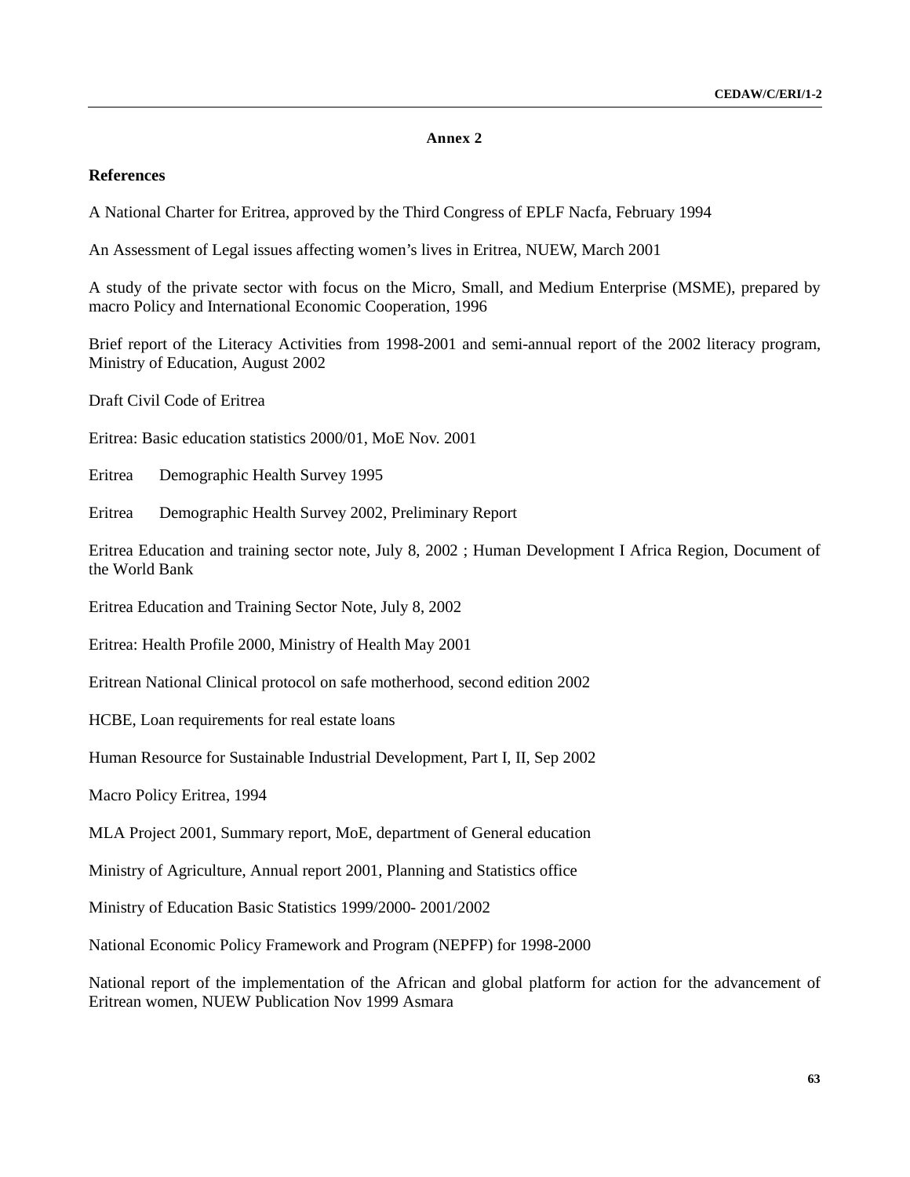## Annex 2

### References

A National Charter for Eritrea, approved by the Third Congress of EPLF Nacfa, February 1994

An Assessment of Legal issues affecting women's lives in Eritrea, NUEW, March 2001

A study of the private sector with focus on the Micro, Small, and Medium Enterprise (MSME), prepared by macro Policy and International Economic Cooperation, 1996

Brief report of the Literacy Activities from 1998-2001 and semi-annual report of the 2002 literacy program, Ministry of Education, August 2002

Draft Civil Code of Eritrea

Eritrea: Basic education statistics 2000/01, MoE Nov. 2001

Eritrea Demographic Health Survey 1995

Eritrea Demographic Health Survey 2002, Preliminary Report

Eritrea Education and training sector note, July 8, 2002 ; Human Development I Africa Region, Document of the World Bank

Eritrea Education and Training Sector Note, July 8, 2002

Eritrea: Health Profile 2000, Ministry of Health May 2001

Eritrean National Clinical protocol on safe motherhood, second edition 2002

HCBE, Loan requirements for real estate loans

Human Resource for Sustainable Industrial Development, Part I, II, Sep 2002

Macro Policy Eritrea, 1994

MLA Project 2001, Summary report, MoE, department of General education

Ministry of Agriculture, Annual report 2001, Planning and Statistics office

Ministry of Education Basic Statistics 1999/2000- 2001/2002

National Economic Policy Framework and Program (NEPFP) for 1998-2000

National report of the implementation of the African and global platform for action for the advancement of Eritrean women, NUEW Publication Nov 1999 Asmara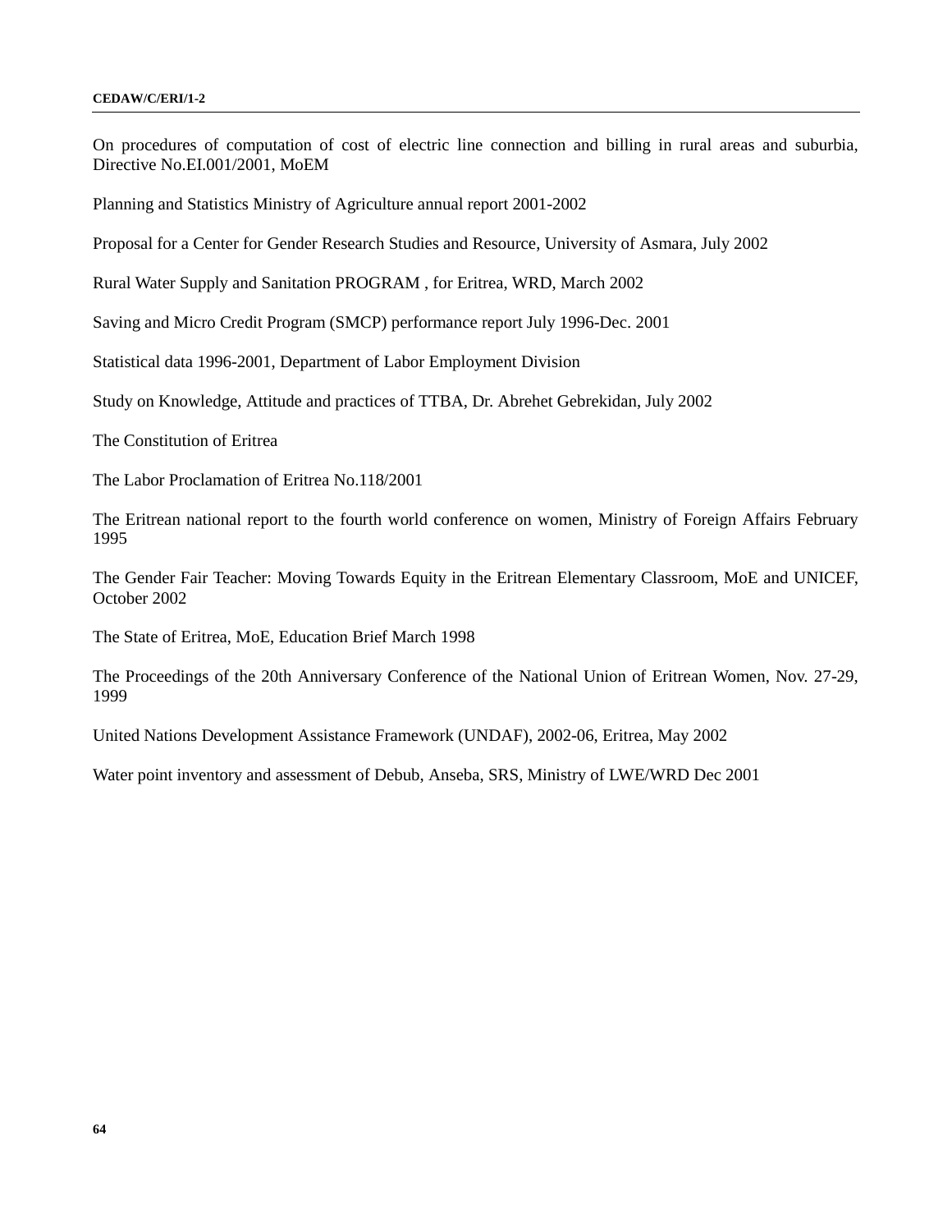On procedures of computation of cost of electric line connection and billing in rural areas and suburbia, Directive No.EI.001/2001, MoEM

Planning and Statistics Ministry of Agriculture annual report 2001-2002

Proposal for a Center for Gender Research Studies and Resource, University of Asmara, July 2002

Rural Water Supply and Sanitation PROGRAM , for Eritrea, WRD, March 2002

Saving and Micro Credit Program (SMCP) performance report July 1996-Dec. 2001

Statistical data 1996-2001, Department of Labor Employment Division

Study on Knowledge, Attitude and practices of TTBA, Dr. Abrehet Gebrekidan, July 2002

The Constitution of Eritrea

The Labor Proclamation of Eritrea No.118/2001

The Eritrean national report to the fourth world conference on women, Ministry of Foreign Affairs February 1995

The Gender Fair Teacher: Moving Towards Equity in the Eritrean Elementary Classroom, MoE and UNICEF, October 2002

The State of Eritrea, MoE, Education Brief March 1998

The Proceedings of the 20th Anniversary Conference of the National Union of Eritrean Women, Nov. 27-29, 1999

United Nations Development Assistance Framework (UNDAF), 2002-06, Eritrea, May 2002

Water point inventory and assessment of Debub, Anseba, SRS, Ministry of LWE/WRD Dec 2001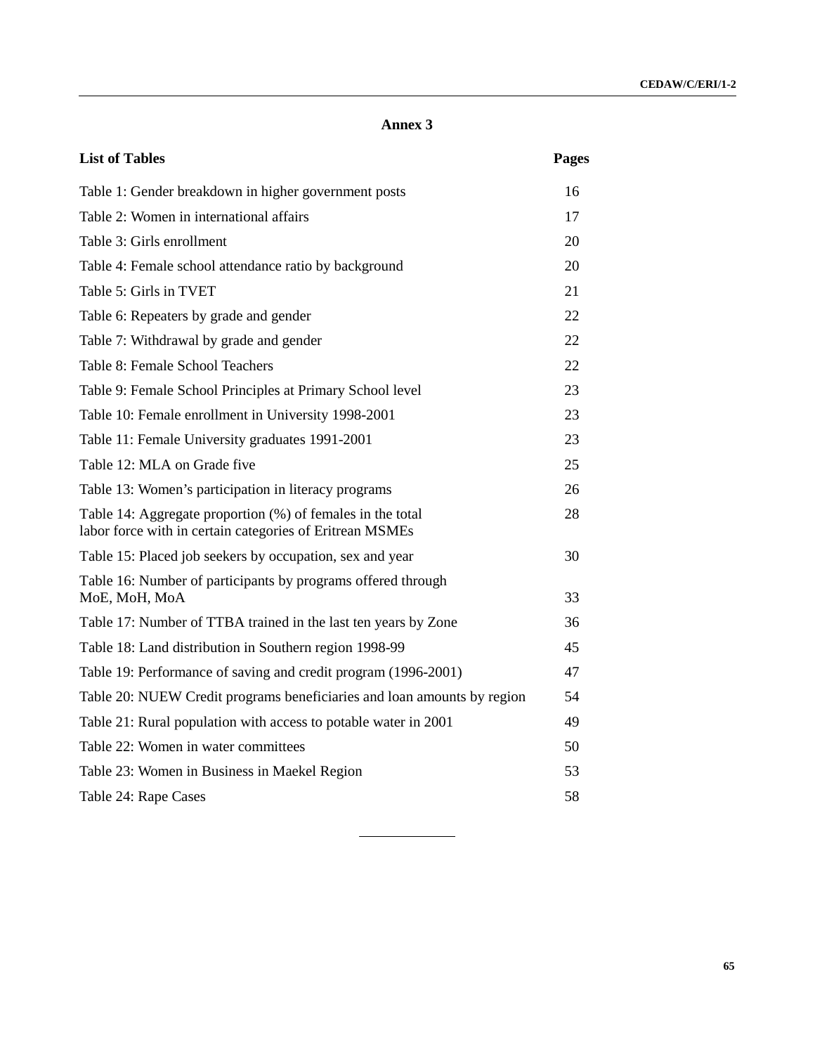# Annex 3

| List of Tables | Pages |
|---|---|
| Table 1: Gender breakdown in higher government posts | 16 |
| Table 2: Women in international affairs | 17 |
| Table 3: Girls enrollment | 20 |
| Table 4: Female school attendance ratio by background | 20 |
| Table 5: Girls in TVET | 21 |
| Table 6: Repeaters by grade and gender | 22 |
| Table 7: Withdrawal by grade and gender | 22 |
| Table 8: Female School Teachers | 22 |
| Table 9: Female School Principles at Primary School level | 23 |
| Table 10: Female enrollment in University 1998-2001 | 23 |
| Table 11: Female University graduates 1991-2001 | 23 |
| Table 12: MLA on Grade five | 25 |
| Table 13: Women's participation in literacy programs | 26 |
| Table 14: Aggregate proportion (%) of females in the total labor force with in certain categories of Eritrean MSMEs | 28 |
| Table 15: Placed job seekers by occupation, sex and year | 30 |
| Table 16: Number of participants by programs offered through MoE, MoH, MoA | 33 |
| Table 17: Number of TTBA trained in the last ten years by Zone | 36 |
| Table 18: Land distribution in Southern region 1998-99 | 45 |
| Table 19: Performance of saving and credit program (1996-2001) | 47 |
| Table 20: NUEW Credit programs beneficiaries and loan amounts by region | 54 |
| Table 21: Rural population with access to potable water in 2001 | 49 |
| Table 22: Women in water committees | 50 |
| Table 23: Women in Business in Maekel Region | 53 |
| Table 24: Rape Cases | 58 |